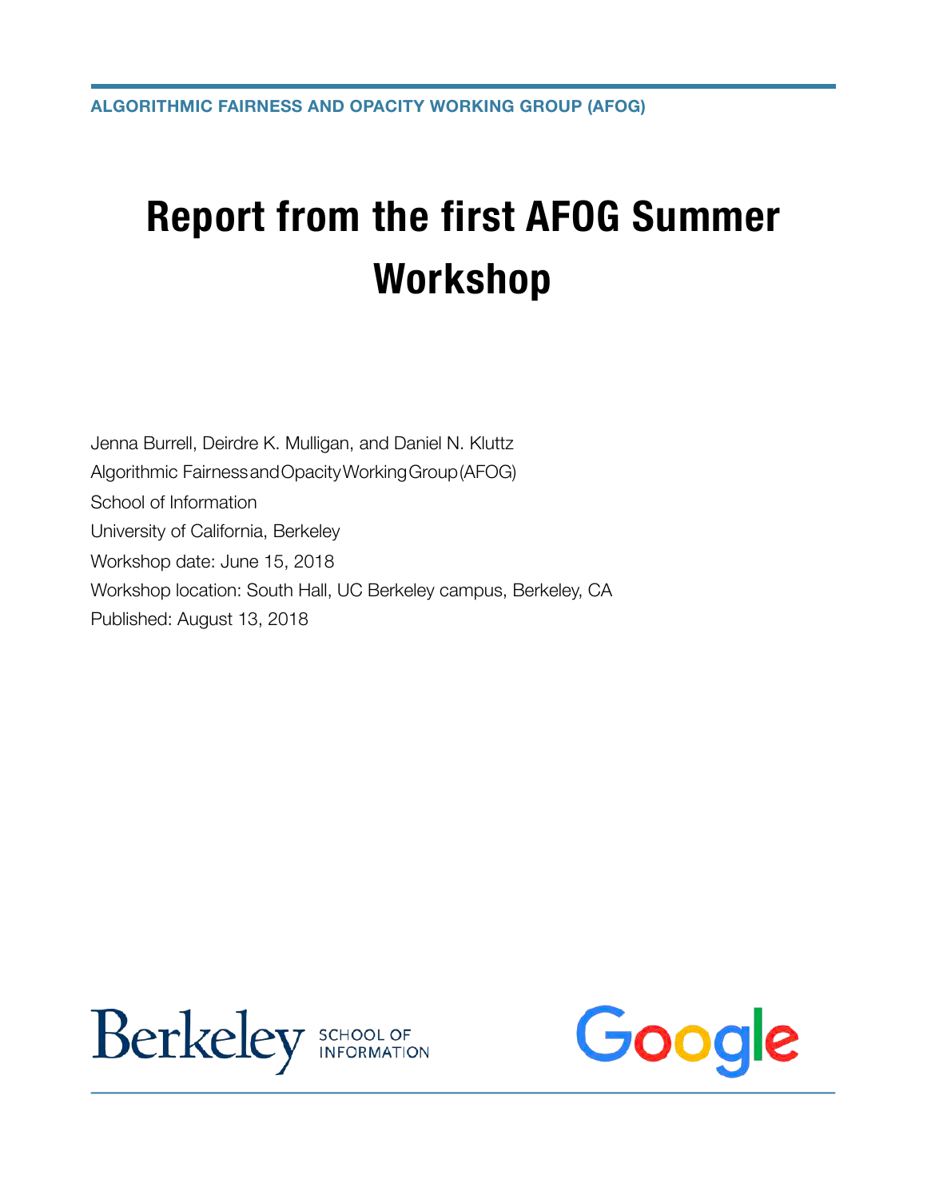ALGORITHMIC FAIRNESS AND OPACITY WORKING GROUP (AFOG)

# Report from the first AFOG Summer Workshop

Jenna Burrell, Deirdre K. Mulligan, and Daniel N. Kluttz

Algorithmic Fairness and Opacity Working Group (AFOG)

School of Information

University of California, Berkeley

Workshop date: June 15, 2018

Workshop location: South Hall, UC Berkeley campus, Berkeley, CA

Published: August 13, 2018

Berkeley SCHOOL OF INFORMATION

Google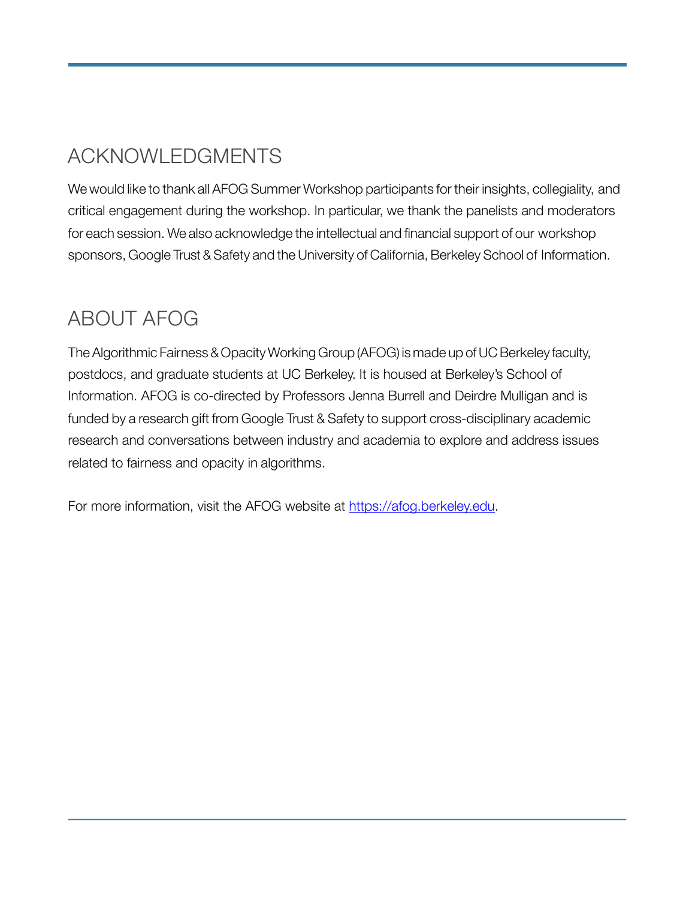## ACKNOWLEDGMENTS

We would like to thank all AFOG Summer Workshop participants for their insights, collegiality, and critical engagement during the workshop. In particular, we thank the panelists and moderators for each session. We also acknowledge the intellectual and financial support of our workshop sponsors, Google Trust & Safety and the University of California, Berkeley School of Information.

## ABOUT AFOG

The Algorithmic Fairness & Opacity Working Group (AFOG) is made up of UC Berkeley faculty, postdocs, and graduate students at UC Berkeley. It is housed at Berkeley's School of Information. AFOG is co-directed by Professors Jenna Burrell and Deirdre Mulligan and is funded by a research gift from Google Trust & Safety to support cross-disciplinary academic research and conversations between industry and academia to explore and address issues related to fairness and opacity in algorithms.

For more information, visit the AFOG website at [https://afog.berkeley.edu](https://afog.berkeley.edu).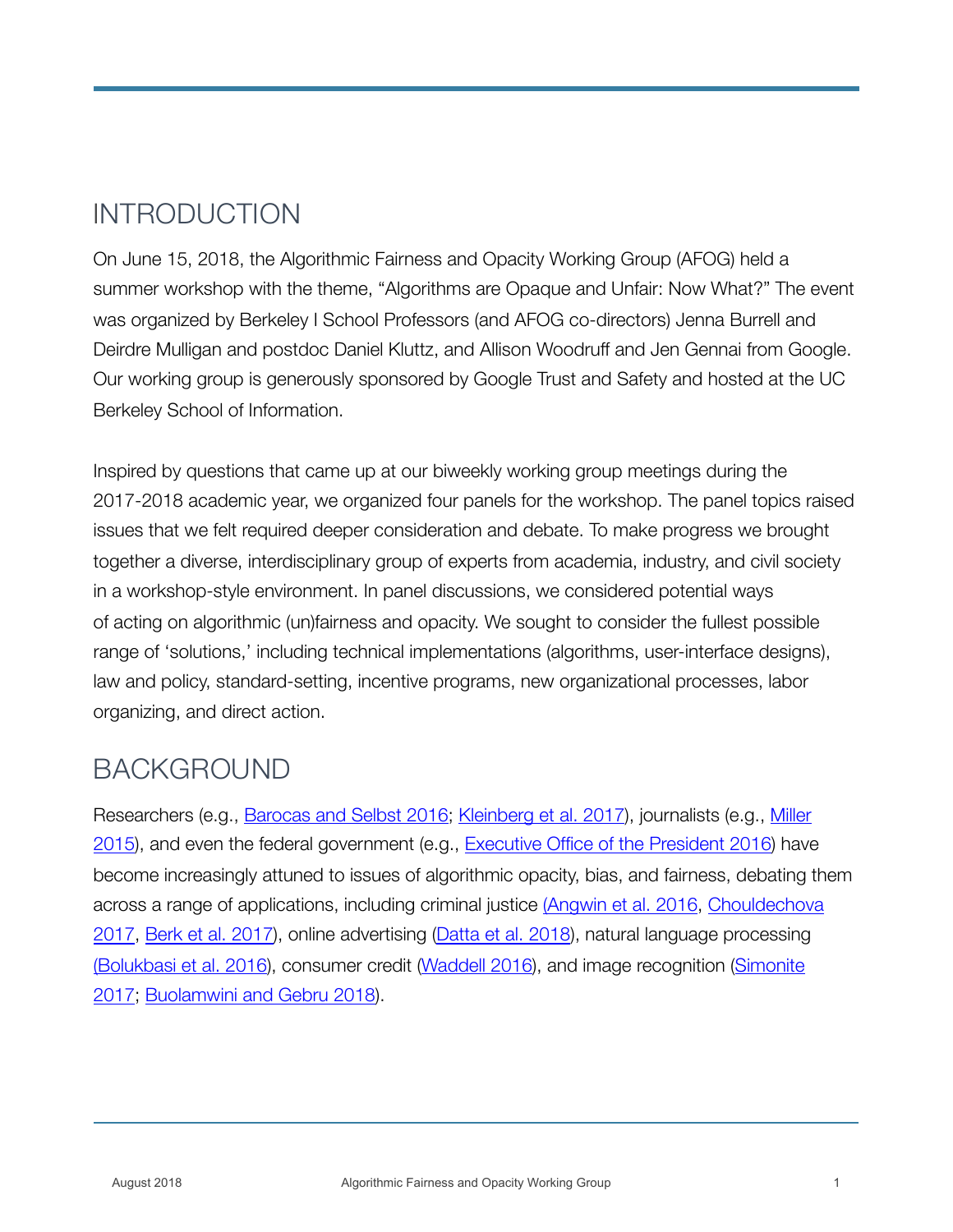## INTRODUCTION

On June 15, 2018, the Algorithmic Fairness and Opacity Working Group (AFOG) held a summer workshop with the theme, "Algorithms are Opaque and Unfair: Now What?" The event was organized by Berkeley I School Professors (and AFOG co-directors) Jenna Burrell and Deirdre Mulligan and postdoc Daniel Kluttz, and Allison Woodruff and Jen Gennai from Google. Our working group is generously sponsored by Google Trust and Safety and hosted at the UC Berkeley School of Information.

Inspired by questions that came up at our biweekly working group meetings during the 2017-2018 academic year, we organized four panels for the workshop. The panel topics raised issues that we felt required deeper consideration and debate. To make progress we brought together a diverse, interdisciplinary group of experts from academia, industry, and civil society in a workshop-style environment. In panel discussions, we considered potential ways of acting on algorithmic (un)fairness and opacity. We sought to consider the fullest possible range of 'solutions,' including technical implementations (algorithms, user-interface designs), law and policy, standard-setting, incentive programs, new organizational processes, labor organizing, and direct action.

## BACKGROUND

Researchers (e.g., Barocas and Selbst 2016; Kleinberg et al. 2017), journalists (e.g., Miller 2015), and even the federal government (e.g., Executive Office of the President 2016) have become increasingly attuned to issues of algorithmic opacity, bias, and fairness, debating them across a range of applications, including criminal justice (Angwin et al. 2016, Chouldechova 2017, Berk et al. 2017), online advertising (Datta et al. 2018), natural language processing (Bolukbasi et al. 2016), consumer credit (Waddell 2016), and image recognition (Simonite 2017; Buolamwini and Gebru 2018).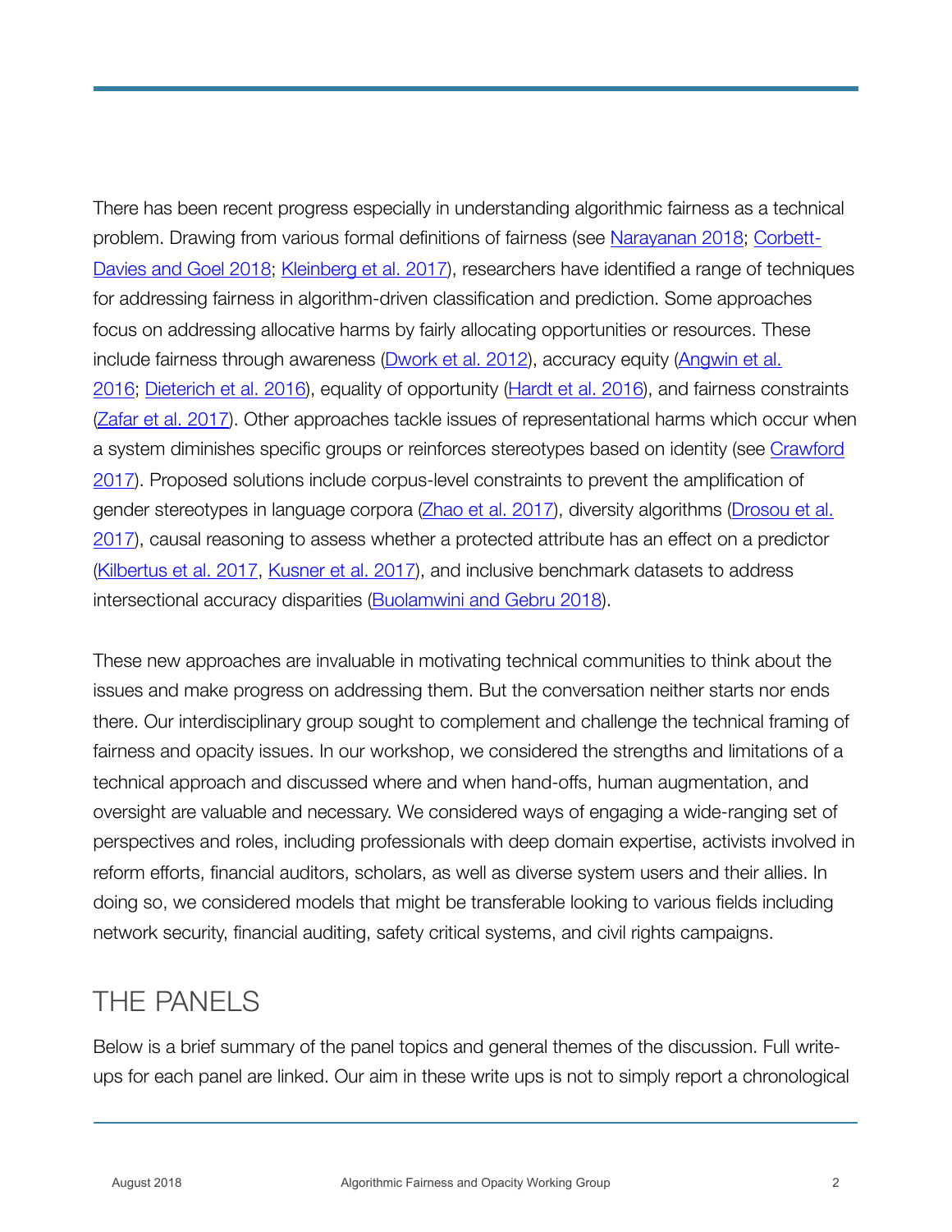There has been recent progress especially in understanding algorithmic fairness as a technical problem. Drawing from various formal definitions of fairness (see Narayanan 2018; Corbett-Davies and Goel 2018; Kleinberg et al. 2017), researchers have identified a range of techniques for addressing fairness in algorithm-driven classification and prediction. Some approaches focus on addressing allocative harms by fairly allocating opportunities or resources. These include fairness through awareness (Dwork et al. 2012), accuracy equity (Angwin et al. 2016; Dieterich et al. 2016), equality of opportunity (Hardt et al. 2016), and fairness constraints (Zafar et al. 2017). Other approaches tackle issues of representational harms which occur when a system diminishes specific groups or reinforces stereotypes based on identity (see Crawford 2017). Proposed solutions include corpus-level constraints to prevent the amplification of gender stereotypes in language corpora (Zhao et al. 2017), diversity algorithms (Drosou et al. 2017), causal reasoning to assess whether a protected attribute has an effect on a predictor (Kilbertus et al. 2017, Kusner et al. 2017), and inclusive benchmark datasets to address intersectional accuracy disparities (Buolamwini and Gebru 2018).

These new approaches are invaluable in motivating technical communities to think about the issues and make progress on addressing them. But the conversation neither starts nor ends there. Our interdisciplinary group sought to complement and challenge the technical framing of fairness and opacity issues. In our workshop, we considered the strengths and limitations of a technical approach and discussed where and when hand-offs, human augmentation, and oversight are valuable and necessary. We considered ways of engaging a wide-ranging set of perspectives and roles, including professionals with deep domain expertise, activists involved in reform efforts, financial auditors, scholars, as well as diverse system users and their allies. In doing so, we considered models that might be transferable looking to various fields including network security, financial auditing, safety critical systems, and civil rights campaigns.

## THE PANELS

Below is a brief summary of the panel topics and general themes of the discussion. Full write-ups for each panel are linked. Our aim in these write ups is not to simply report a chronological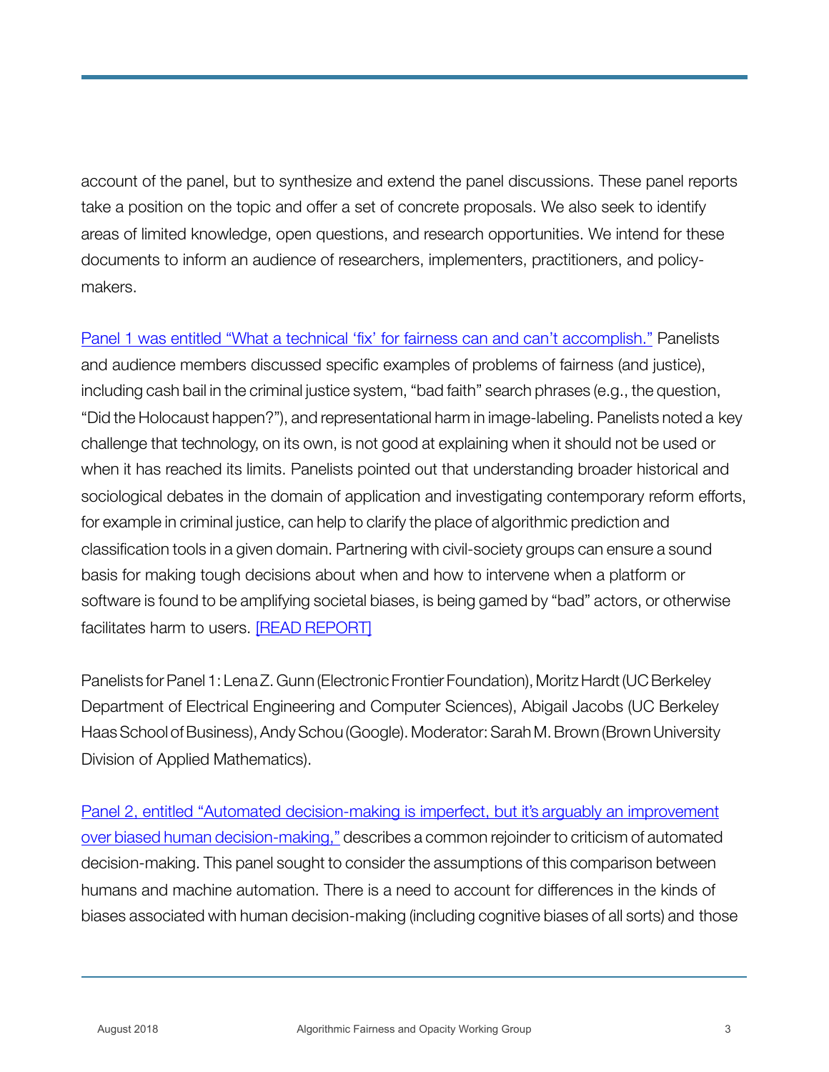account of the panel, but to synthesize and extend the panel discussions. These panel reports take a position on the topic and offer a set of concrete proposals. We also seek to identify areas of limited knowledge, open questions, and research opportunities. We intend for these documents to inform an audience of researchers, implementers, practitioners, and policy-makers.

Panel 1 was entitled "What a technical 'fix' for fairness can and can't accomplish." Panelists and audience members discussed specific examples of problems of fairness (and justice), including cash bail in the criminal justice system, "bad faith" search phrases (e.g., the question, "Did the Holocaust happen?"), and representational harm in image-labeling. Panelists noted a key challenge that technology, on its own, is not good at explaining when it should not be used or when it has reached its limits. Panelists pointed out that understanding broader historical and sociological debates in the domain of application and investigating contemporary reform efforts, for example in criminal justice, can help to clarify the place of algorithmic prediction and classification tools in a given domain. Partnering with civil-society groups can ensure a sound basis for making tough decisions about when and how to intervene when a platform or software is found to be amplifying societal biases, is being gamed by "bad" actors, or otherwise facilitates harm to users. [READ REPORT]

Panelists for Panel 1: Lena Z. Gunn (Electronic Frontier Foundation), Moritz Hardt (UC Berkeley Department of Electrical Engineering and Computer Sciences), Abigail Jacobs (UC Berkeley Haas School of Business), Andy Schou (Google). Moderator: Sarah M. Brown (Brown University Division of Applied Mathematics).

Panel 2, entitled "Automated decision-making is imperfect, but it's arguably an improvement over biased human decision-making," describes a common rejoinder to criticism of automated decision-making. This panel sought to consider the assumptions of this comparison between humans and machine automation. There is a need to account for differences in the kinds of biases associated with human decision-making (including cognitive biases of all sorts) and those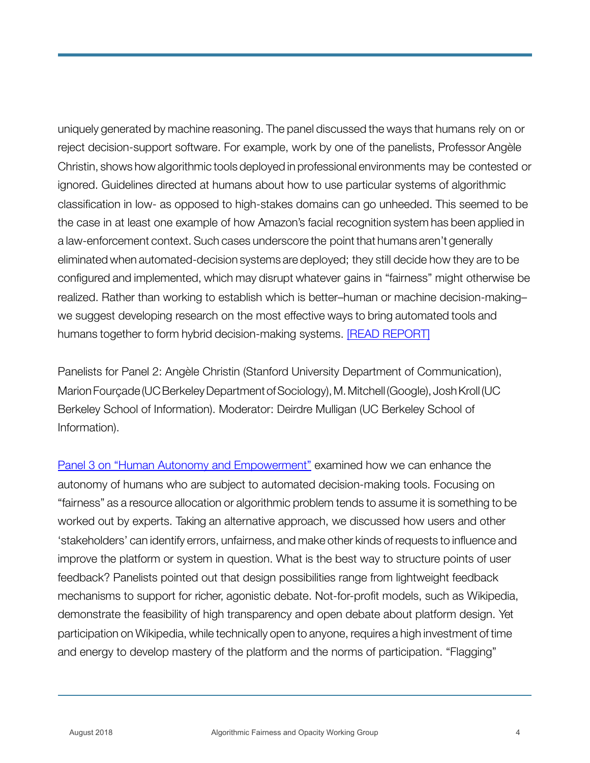uniquely generated by machine reasoning. The panel discussed the ways that humans rely on or reject decision-support software. For example, work by one of the panelists, Professor Angèle Christin, shows how algorithmic tools deployed in professional environments may be contested or ignored. Guidelines directed at humans about how to use particular systems of algorithmic classification in low- as opposed to high-stakes domains can go unheeded. This seemed to be the case in at least one example of how Amazon's facial recognition system has been applied in a law-enforcement context. Such cases underscore the point that humans aren't generally eliminated when automated-decision systems are deployed; they still decide how they are to be configured and implemented, which may disrupt whatever gains in "fairness" might otherwise be realized. Rather than working to establish which is better–human or machine decision-making–we suggest developing research on the most effective ways to bring automated tools and humans together to form hybrid decision-making systems. [READ REPORT]

Panelists for Panel 2: Angèle Christin (Stanford University Department of Communication), Marion Fourçade (UC Berkeley Department of Sociology), M. Mitchell (Google), Josh Kroll (UC Berkeley School of Information). Moderator: Deirdre Mulligan (UC Berkeley School of Information).

Panel 3 on "Human Autonomy and Empowerment" examined how we can enhance the autonomy of humans who are subject to automated decision-making tools. Focusing on "fairness" as a resource allocation or algorithmic problem tends to assume it is something to be worked out by experts. Taking an alternative approach, we discussed how users and other 'stakeholders' can identify errors, unfairness, and make other kinds of requests to influence and improve the platform or system in question. What is the best way to structure points of user feedback? Panelists pointed out that design possibilities range from lightweight feedback mechanisms to support for richer, agonistic debate. Not-for-profit models, such as Wikipedia, demonstrate the feasibility of high transparency and open debate about platform design. Yet participation on Wikipedia, while technically open to anyone, requires a high investment of time and energy to develop mastery of the platform and the norms of participation. "Flagging"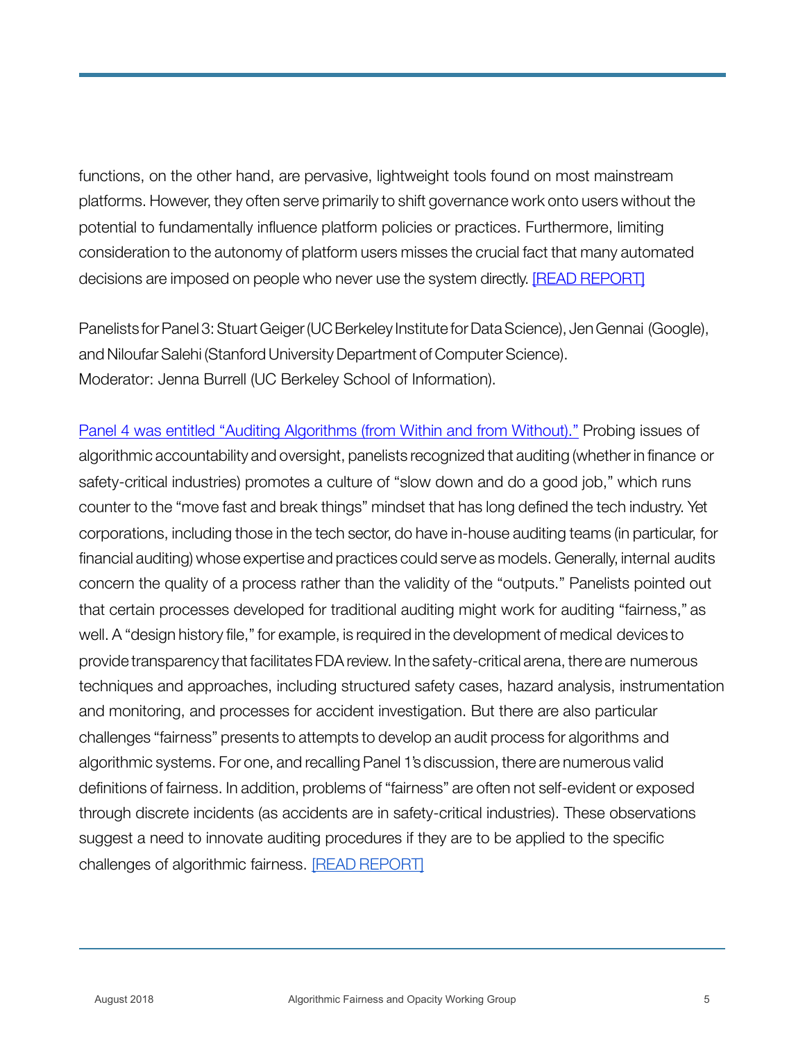functions, on the other hand, are pervasive, lightweight tools found on most mainstream platforms. However, they often serve primarily to shift governance work onto users without the potential to fundamentally influence platform policies or practices. Furthermore, limiting consideration to the autonomy of platform users misses the crucial fact that many automated decisions are imposed on people who never use the system directly. [READ REPORT]

Panelists for Panel 3: Stuart Geiger (UC Berkeley Institute for Data Science), Jen Gennai (Google), and Niloufar Salehi (Stanford University Department of Computer Science).
Moderator: Jenna Burrell (UC Berkeley School of Information).

Panel 4 was entitled "Auditing Algorithms (from Within and from Without)." Probing issues of algorithmic accountability and oversight, panelists recognized that auditing (whether in finance or safety-critical industries) promotes a culture of "slow down and do a good job," which runs counter to the "move fast and break things" mindset that has long defined the tech industry. Yet corporations, including those in the tech sector, do have in-house auditing teams (in particular, for financial auditing) whose expertise and practices could serve as models. Generally, internal audits concern the quality of a process rather than the validity of the "outputs." Panelists pointed out that certain processes developed for traditional auditing might work for auditing "fairness," as well. A "design history file," for example, is required in the development of medical devices to provide transparency that facilitates FDA review. In the safety-critical arena, there are numerous techniques and approaches, including structured safety cases, hazard analysis, instrumentation and monitoring, and processes for accident investigation. But there are also particular challenges "fairness" presents to attempts to develop an audit process for algorithms and algorithmic systems. For one, and recalling Panel 1's discussion, there are numerous valid definitions of fairness. In addition, problems of "fairness" are often not self-evident or exposed through discrete incidents (as accidents are in safety-critical industries). These observations suggest a need to innovate auditing procedures if they are to be applied to the specific challenges of algorithmic fairness. [READ REPORT]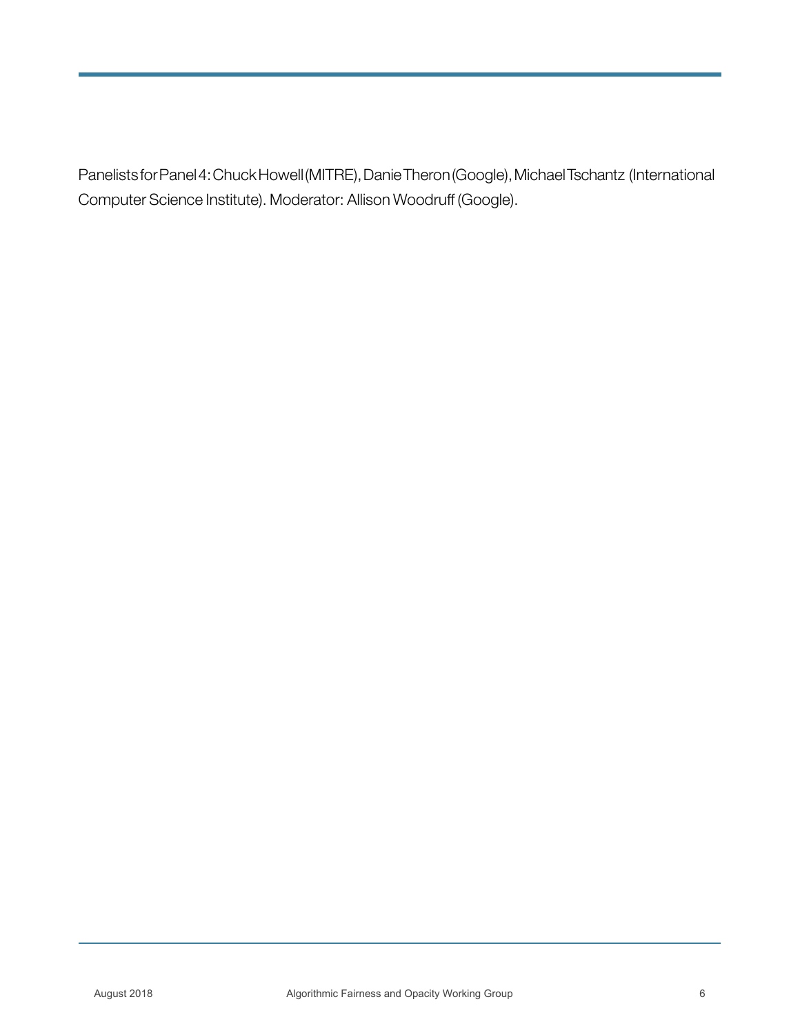Panelists for Panel 4: Chuck Howell (MITRE), Danie Theron (Google), Michael Tschantz (International Computer Science Institute). Moderator: Allison Woodruff (Google).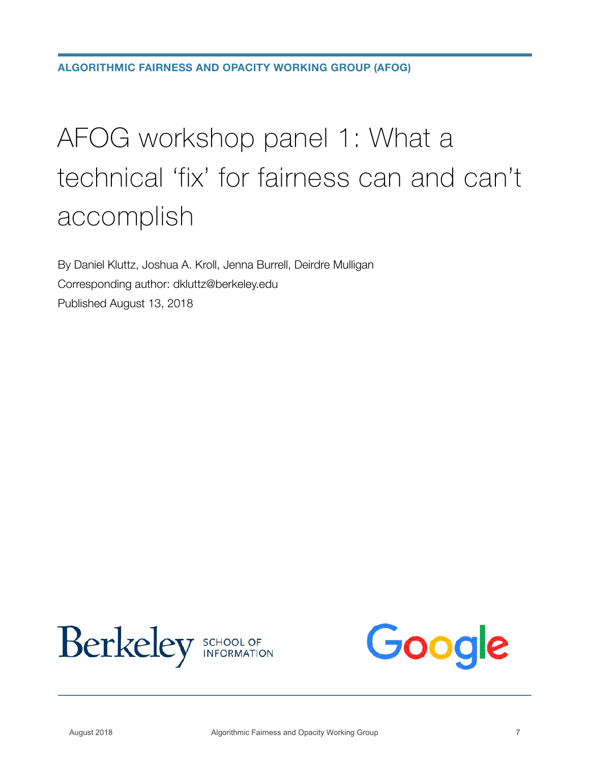ALGORITHMIC FAIRNESS AND OPACITY WORKING GROUP (AFOG)

# AFOG workshop panel 1: What a technical 'fix' for fairness can and can't accomplish

By Daniel Kluttz, Joshua A. Kroll, Jenna Burrell, Deirdre Mulligan

Corresponding author: dkluttz@berkeley.edu

Published August 13, 2018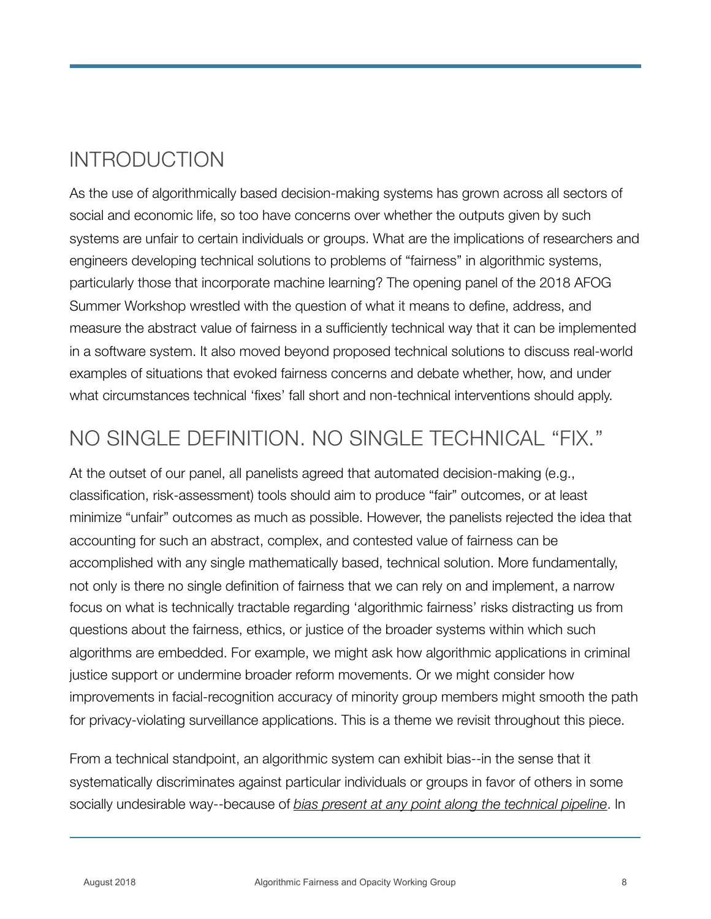## INTRODUCTION

As the use of algorithmically based decision-making systems has grown across all sectors of social and economic life, so too have concerns over whether the outputs given by such systems are unfair to certain individuals or groups. What are the implications of researchers and engineers developing technical solutions to problems of "fairness" in algorithmic systems, particularly those that incorporate machine learning? The opening panel of the 2018 AFOG Summer Workshop wrestled with the question of what it means to define, address, and measure the abstract value of fairness in a sufficiently technical way that it can be implemented in a software system. It also moved beyond proposed technical solutions to discuss real-world examples of situations that evoked fairness concerns and debate whether, how, and under what circumstances technical 'fixes' fall short and non-technical interventions should apply.

## NO SINGLE DEFINITION. NO SINGLE TECHNICAL "FIX."

At the outset of our panel, all panelists agreed that automated decision-making (e.g., classification, risk-assessment) tools should aim to produce "fair" outcomes, or at least minimize "unfair" outcomes as much as possible. However, the panelists rejected the idea that accounting for such an abstract, complex, and contested value of fairness can be accomplished with any single mathematically based, technical solution. More fundamentally, not only is there no single definition of fairness that we can rely on and implement, a narrow focus on what is technically tractable regarding 'algorithmic fairness' risks distracting us from questions about the fairness, ethics, or justice of the broader systems within which such algorithms are embedded. For example, we might ask how algorithmic applications in criminal justice support or undermine broader reform movements. Or we might consider how improvements in facial-recognition accuracy of minority group members might smooth the path for privacy-violating surveillance applications. This is a theme we revisit throughout this piece.

From a technical standpoint, an algorithmic system can exhibit bias--in the sense that it systematically discriminates against particular individuals or groups in favor of others in some socially undesirable way--because of *bias present at any point along the technical pipeline*. In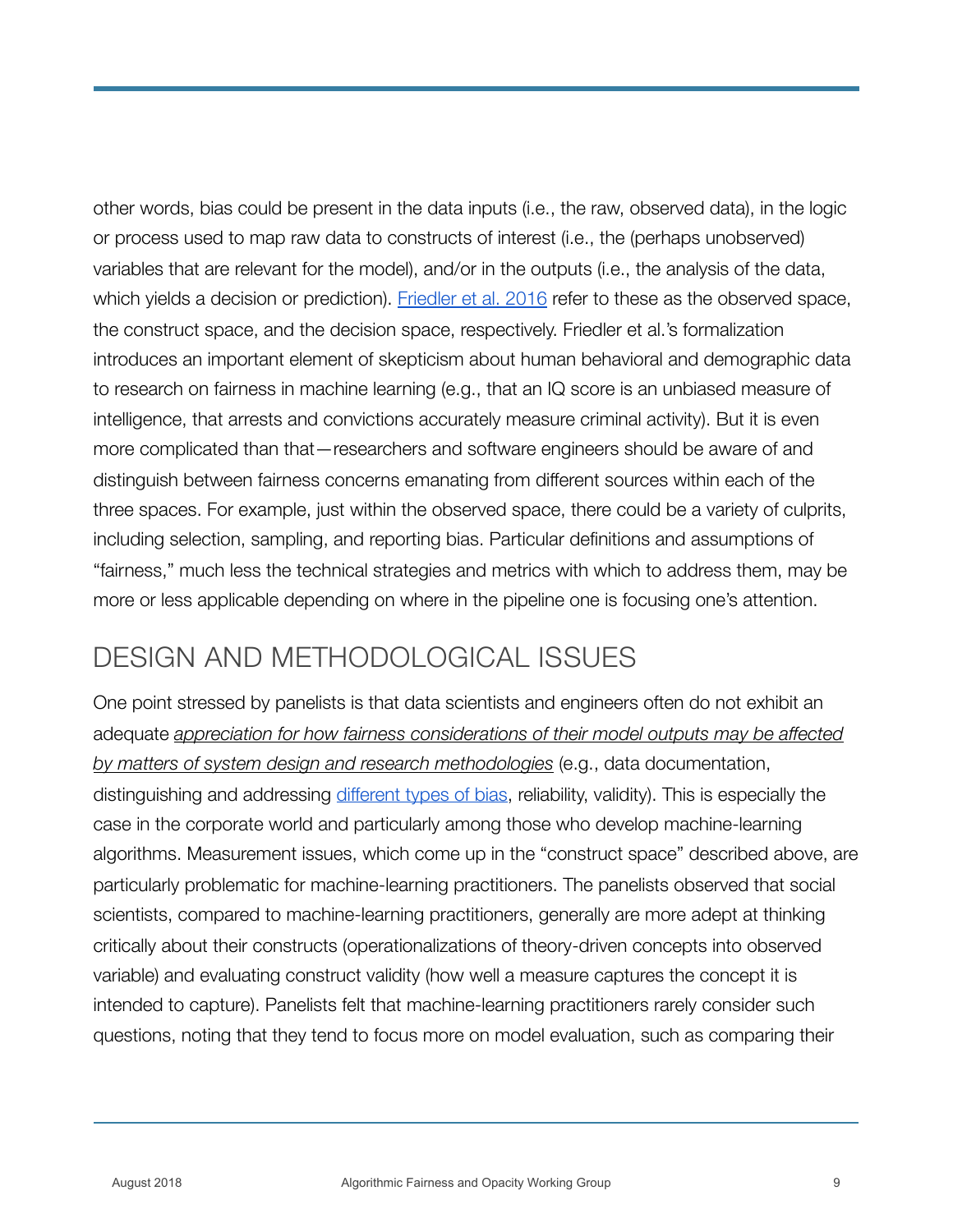other words, bias could be present in the data inputs (i.e., the raw, observed data), in the logic or process used to map raw data to constructs of interest (i.e., the (perhaps unobserved) variables that are relevant for the model), and/or in the outputs (i.e., the analysis of the data, which yields a decision or prediction). [Friedler et al. 2016] refer to these as the observed space, the construct space, and the decision space, respectively. Friedler et al.'s formalization introduces an important element of skepticism about human behavioral and demographic data to research on fairness in machine learning (e.g., that an IQ score is an unbiased measure of intelligence, that arrests and convictions accurately measure criminal activity). But it is even more complicated than that—researchers and software engineers should be aware of and distinguish between fairness concerns emanating from different sources within each of the three spaces. For example, just within the observed space, there could be a variety of culprits, including selection, sampling, and reporting bias. Particular definitions and assumptions of "fairness," much less the technical strategies and metrics with which to address them, may be more or less applicable depending on where in the pipeline one is focusing one's attention.

## DESIGN AND METHODOLOGICAL ISSUES

One point stressed by panelists is that data scientists and engineers often do not exhibit an adequate *appreciation for how fairness considerations of their model outputs may be affected by matters of system design and research methodologies* (e.g., data documentation, distinguishing and addressing [different types of bias], reliability, validity). This is especially the case in the corporate world and particularly among those who develop machine-learning algorithms. Measurement issues, which come up in the "construct space" described above, are particularly problematic for machine-learning practitioners. The panelists observed that social scientists, compared to machine-learning practitioners, generally are more adept at thinking critically about their constructs (operationalizations of theory-driven concepts into observed variable) and evaluating construct validity (how well a measure captures the concept it is intended to capture). Panelists felt that machine-learning practitioners rarely consider such questions, noting that they tend to focus more on model evaluation, such as comparing their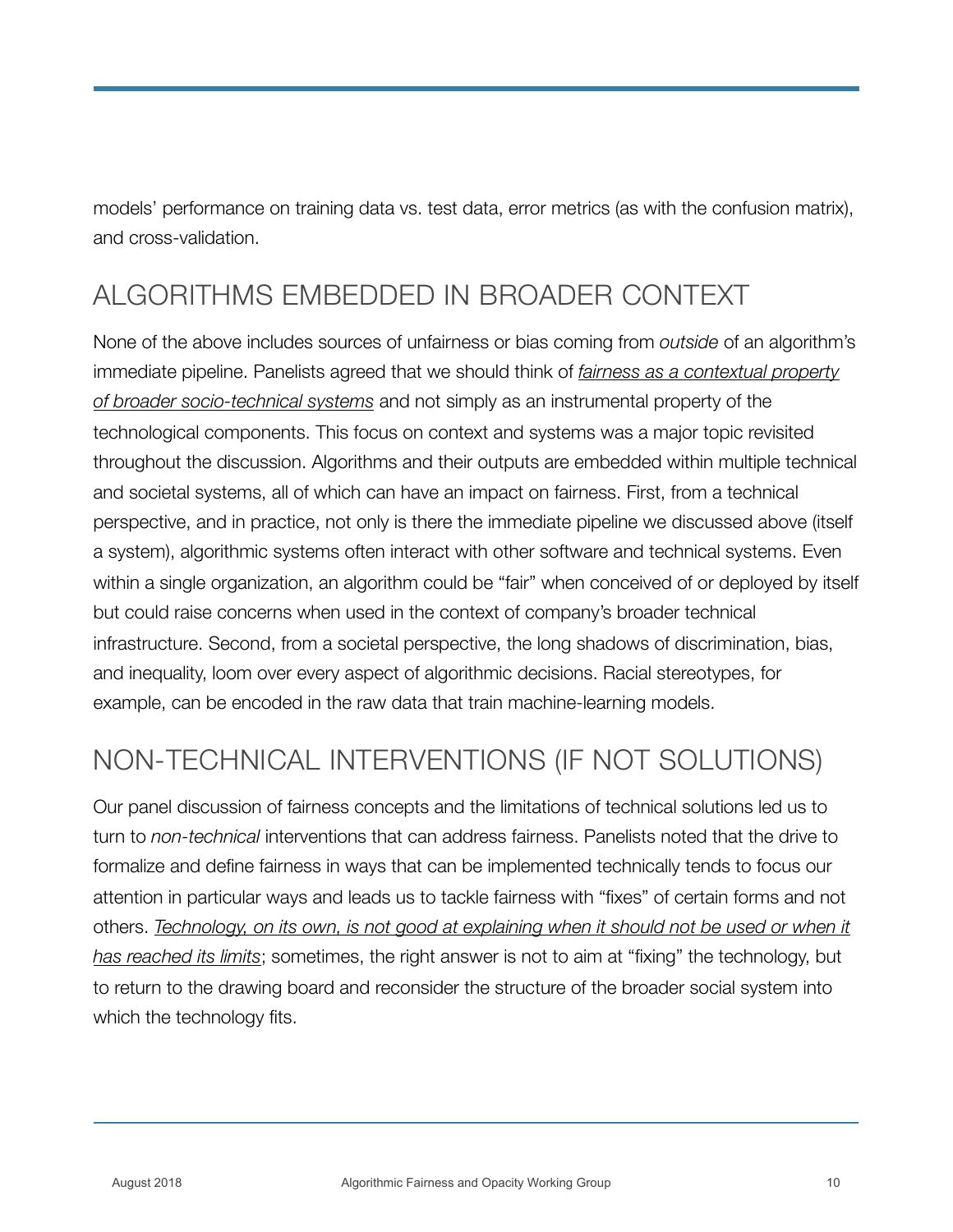models' performance on training data vs. test data, error metrics (as with the confusion matrix), and cross-validation.

## ALGORITHMS EMBEDDED IN BROADER CONTEXT

None of the above includes sources of unfairness or bias coming from *outside* of an algorithm's immediate pipeline. Panelists agreed that we should think of *fairness as a contextual property of broader socio-technical systems* and not simply as an instrumental property of the technological components. This focus on context and systems was a major topic revisited throughout the discussion. Algorithms and their outputs are embedded within multiple technical and societal systems, all of which can have an impact on fairness. First, from a technical perspective, and in practice, not only is there the immediate pipeline we discussed above (itself a system), algorithmic systems often interact with other software and technical systems. Even within a single organization, an algorithm could be "fair" when conceived of or deployed by itself but could raise concerns when used in the context of company's broader technical infrastructure. Second, from a societal perspective, the long shadows of discrimination, bias, and inequality, loom over every aspect of algorithmic decisions. Racial stereotypes, for example, can be encoded in the raw data that train machine-learning models.

## NON-TECHNICAL INTERVENTIONS (IF NOT SOLUTIONS)

Our panel discussion of fairness concepts and the limitations of technical solutions led us to turn to *non-technical* interventions that can address fairness. Panelists noted that the drive to formalize and define fairness in ways that can be implemented technically tends to focus our attention in particular ways and leads us to tackle fairness with "fixes" of certain forms and not others. *Technology, on its own, is not good at explaining when it should not be used or when it has reached its limits*; sometimes, the right answer is not to aim at "fixing" the technology, but to return to the drawing board and reconsider the structure of the broader social system into which the technology fits.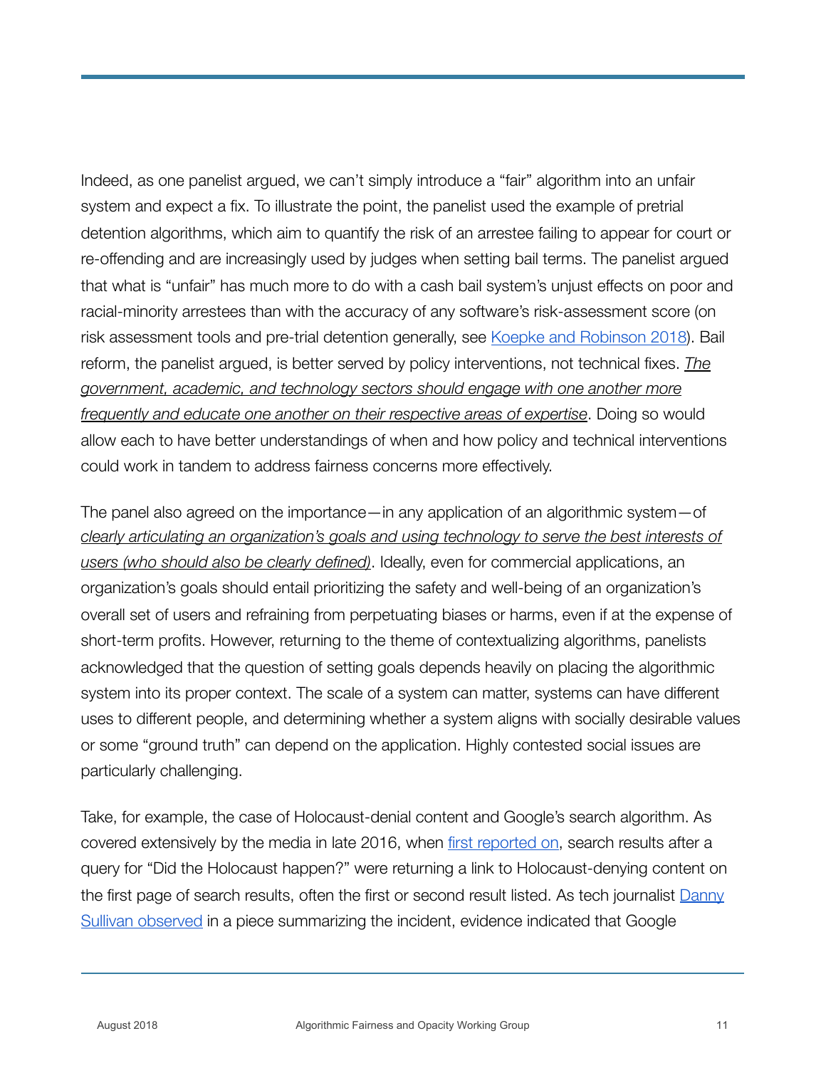Indeed, as one panelist argued, we can't simply introduce a "fair" algorithm into an unfair system and expect a fix. To illustrate the point, the panelist used the example of pretrial detention algorithms, which aim to quantify the risk of an arrestee failing to appear for court or re-offending and are increasingly used by judges when setting bail terms. The panelist argued that what is "unfair" has much more to do with a cash bail system's unjust effects on poor and racial-minority arrestees than with the accuracy of any software's risk-assessment score (on risk assessment tools and pre-trial detention generally, see [Koepke and Robinson 2018]). Bail reform, the panelist argued, is better served by policy interventions, not technical fixes. *The government, academic, and technology sectors should engage with one another more frequently and educate one another on their respective areas of expertise*. Doing so would allow each to have better understandings of when and how policy and technical interventions could work in tandem to address fairness concerns more effectively.

The panel also agreed on the importance—in any application of an algorithmic system—of *clearly articulating an organization's goals and using technology to serve the best interests of users (who should also be clearly defined)*. Ideally, even for commercial applications, an organization's goals should entail prioritizing the safety and well-being of an organization's overall set of users and refraining from perpetuating biases or harms, even if at the expense of short-term profits. However, returning to the theme of contextualizing algorithms, panelists acknowledged that the question of setting goals depends heavily on placing the algorithmic system into its proper context. The scale of a system can matter, systems can have different uses to different people, and determining whether a system aligns with socially desirable values or some "ground truth" can depend on the application. Highly contested social issues are particularly challenging.

Take, for example, the case of Holocaust-denial content and Google's search algorithm. As covered extensively by the media in late 2016, when [first reported on], search results after a query for "Did the Holocaust happen?" were returning a link to Holocaust-denying content on the first page of search results, often the first or second result listed. As tech journalist [Danny Sullivan observed] in a piece summarizing the incident, evidence indicated that Google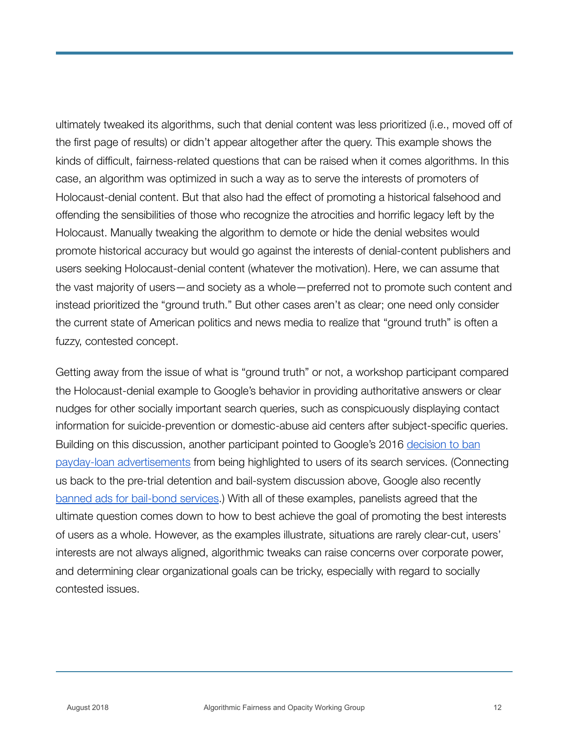ultimately tweaked its algorithms, such that denial content was less prioritized (i.e., moved off of the first page of results) or didn't appear altogether after the query. This example shows the kinds of difficult, fairness-related questions that can be raised when it comes algorithms. In this case, an algorithm was optimized in such a way as to serve the interests of promoters of Holocaust-denial content. But that also had the effect of promoting a historical falsehood and offending the sensibilities of those who recognize the atrocities and horrific legacy left by the Holocaust. Manually tweaking the algorithm to demote or hide the denial websites would promote historical accuracy but would go against the interests of denial-content publishers and users seeking Holocaust-denial content (whatever the motivation). Here, we can assume that the vast majority of users—and society as a whole—preferred not to promote such content and instead prioritized the "ground truth." But other cases aren't as clear; one need only consider the current state of American politics and news media to realize that "ground truth" is often a fuzzy, contested concept.

Getting away from the issue of what is "ground truth" or not, a workshop participant compared the Holocaust-denial example to Google's behavior in providing authoritative answers or clear nudges for other socially important search queries, such as conspicuously displaying contact information for suicide-prevention or domestic-abuse aid centers after subject-specific queries. Building on this discussion, another participant pointed to Google's 2016 decision to ban payday-loan advertisements from being highlighted to users of its search services. (Connecting us back to the pre-trial detention and bail-system discussion above, Google also recently banned ads for bail-bond services.) With all of these examples, panelists agreed that the ultimate question comes down to how to best achieve the goal of promoting the best interests of users as a whole. However, as the examples illustrate, situations are rarely clear-cut, users' interests are not always aligned, algorithmic tweaks can raise concerns over corporate power, and determining clear organizational goals can be tricky, especially with regard to socially contested issues.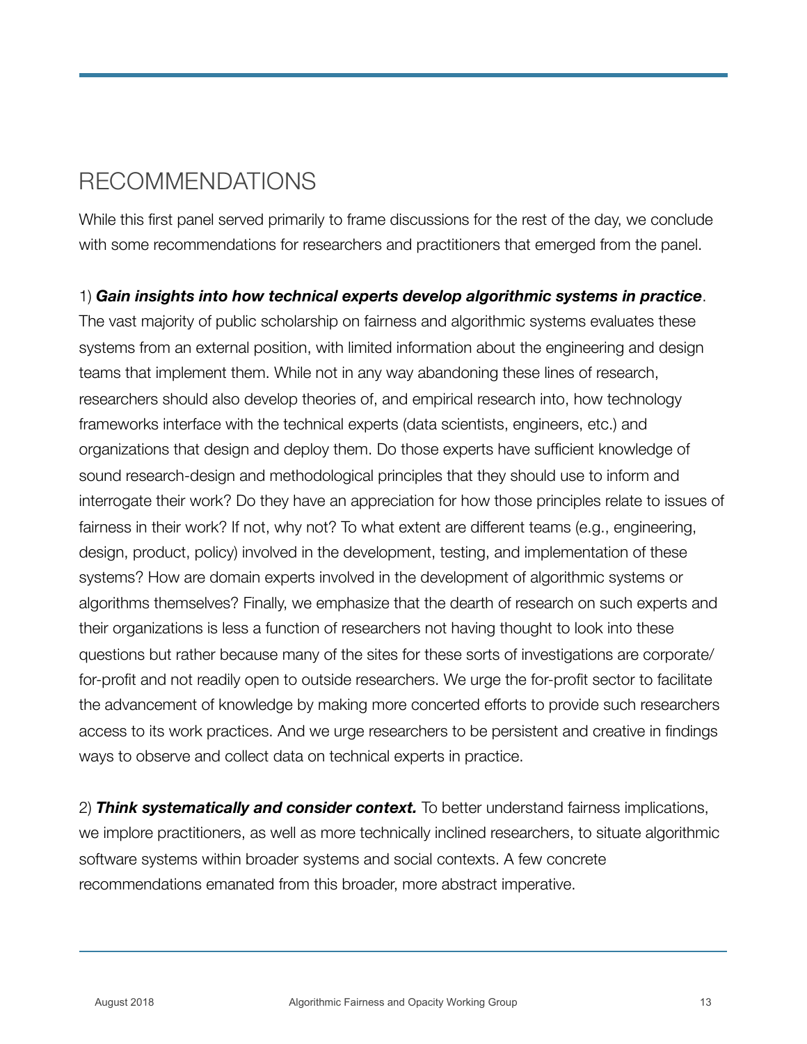# RECOMMENDATIONS

While this first panel served primarily to frame discussions for the rest of the day, we conclude with some recommendations for researchers and practitioners that emerged from the panel.

1) ***Gain insights into how technical experts develop algorithmic systems in practice***. The vast majority of public scholarship on fairness and algorithmic systems evaluates these systems from an external position, with limited information about the engineering and design teams that implement them. While not in any way abandoning these lines of research, researchers should also develop theories of, and empirical research into, how technology frameworks interface with the technical experts (data scientists, engineers, etc.) and organizations that design and deploy them. Do those experts have sufficient knowledge of sound research-design and methodological principles that they should use to inform and interrogate their work? Do they have an appreciation for how those principles relate to issues of fairness in their work? If not, why not? To what extent are different teams (e.g., engineering, design, product, policy) involved in the development, testing, and implementation of these systems? How are domain experts involved in the development of algorithmic systems or algorithms themselves? Finally, we emphasize that the dearth of research on such experts and their organizations is less a function of researchers not having thought to look into these questions but rather because many of the sites for these sorts of investigations are corporate/for-profit and not readily open to outside researchers. We urge the for-profit sector to facilitate the advancement of knowledge by making more concerted efforts to provide such researchers access to its work practices. And we urge researchers to be persistent and creative in findings ways to observe and collect data on technical experts in practice.

2) ***Think systematically and consider context.*** To better understand fairness implications, we implore practitioners, as well as more technically inclined researchers, to situate algorithmic software systems within broader systems and social contexts. A few concrete recommendations emanated from this broader, more abstract imperative.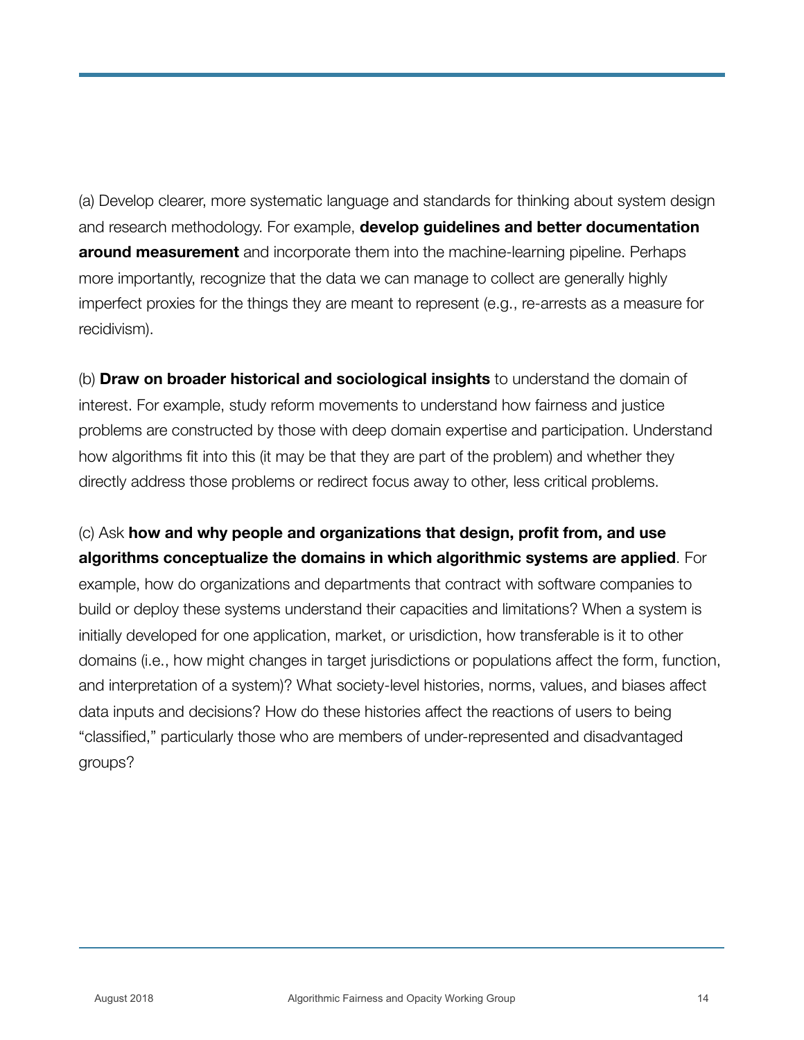(a) Develop clearer, more systematic language and standards for thinking about system design and research methodology. For example, **develop guidelines and better documentation around measurement** and incorporate them into the machine-learning pipeline. Perhaps more importantly, recognize that the data we can manage to collect are generally highly imperfect proxies for the things they are meant to represent (e.g., re-arrests as a measure for recidivism).

(b) **Draw on broader historical and sociological insights** to understand the domain of interest. For example, study reform movements to understand how fairness and justice problems are constructed by those with deep domain expertise and participation. Understand how algorithms fit into this (it may be that they are part of the problem) and whether they directly address those problems or redirect focus away to other, less critical problems.

(c) Ask **how and why people and organizations that design, profit from, and use algorithms conceptualize the domains in which algorithmic systems are applied**. For example, how do organizations and departments that contract with software companies to build or deploy these systems understand their capacities and limitations? When a system is initially developed for one application, market, or urisdiction, how transferable is it to other domains (i.e., how might changes in target jurisdictions or populations affect the form, function, and interpretation of a system)? What society-level histories, norms, values, and biases affect data inputs and decisions? How do these histories affect the reactions of users to being "classified," particularly those who are members of under-represented and disadvantaged groups?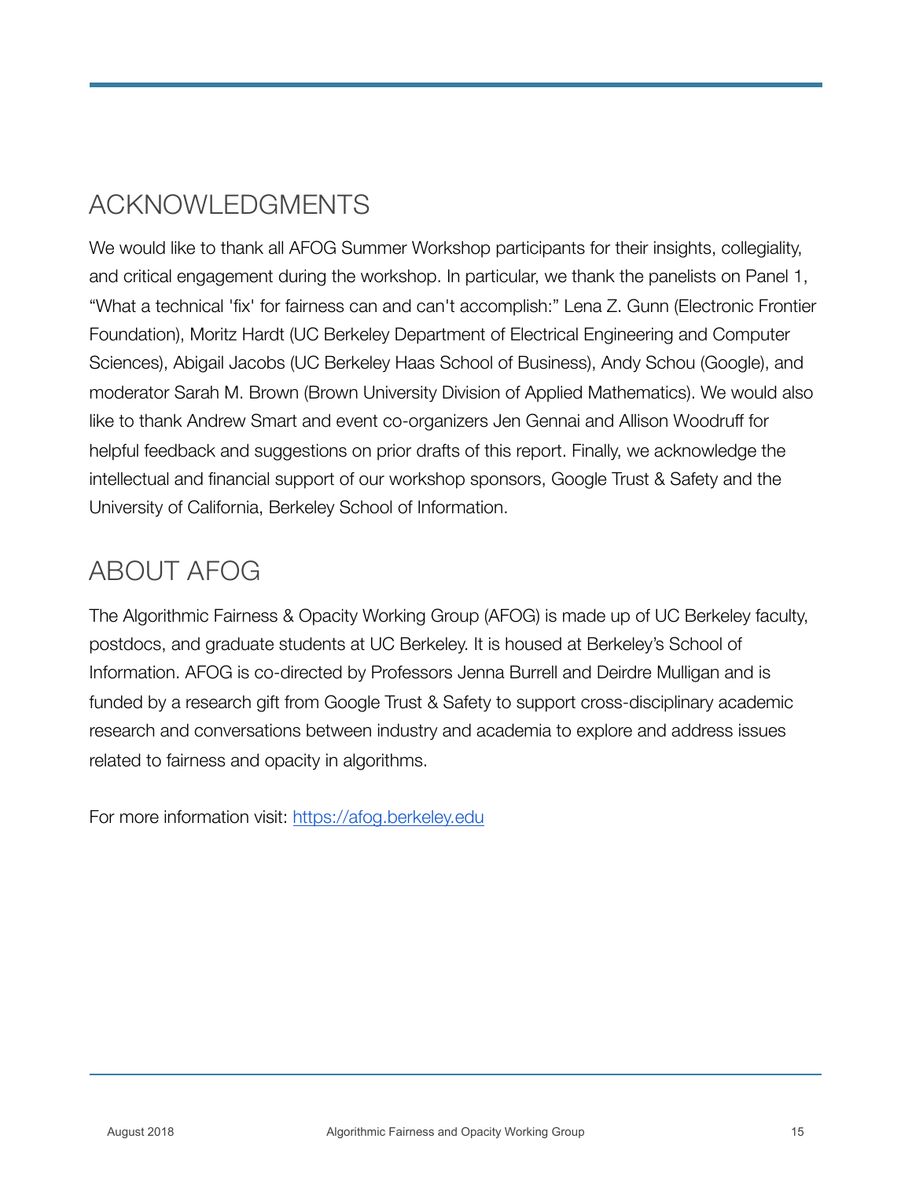## ACKNOWLEDGMENTS

We would like to thank all AFOG Summer Workshop participants for their insights, collegiality, and critical engagement during the workshop. In particular, we thank the panelists on Panel 1, "What a technical 'fix' for fairness can and can't accomplish:" Lena Z. Gunn (Electronic Frontier Foundation), Moritz Hardt (UC Berkeley Department of Electrical Engineering and Computer Sciences), Abigail Jacobs (UC Berkeley Haas School of Business), Andy Schou (Google), and moderator Sarah M. Brown (Brown University Division of Applied Mathematics). We would also like to thank Andrew Smart and event co-organizers Jen Gennai and Allison Woodruff for helpful feedback and suggestions on prior drafts of this report. Finally, we acknowledge the intellectual and financial support of our workshop sponsors, Google Trust & Safety and the University of California, Berkeley School of Information.

## ABOUT AFOG

The Algorithmic Fairness & Opacity Working Group (AFOG) is made up of UC Berkeley faculty, postdocs, and graduate students at UC Berkeley. It is housed at Berkeley's School of Information. AFOG is co-directed by Professors Jenna Burrell and Deirdre Mulligan and is funded by a research gift from Google Trust & Safety to support cross-disciplinary academic research and conversations between industry and academia to explore and address issues related to fairness and opacity in algorithms.

For more information visit: https://afog.berkeley.edu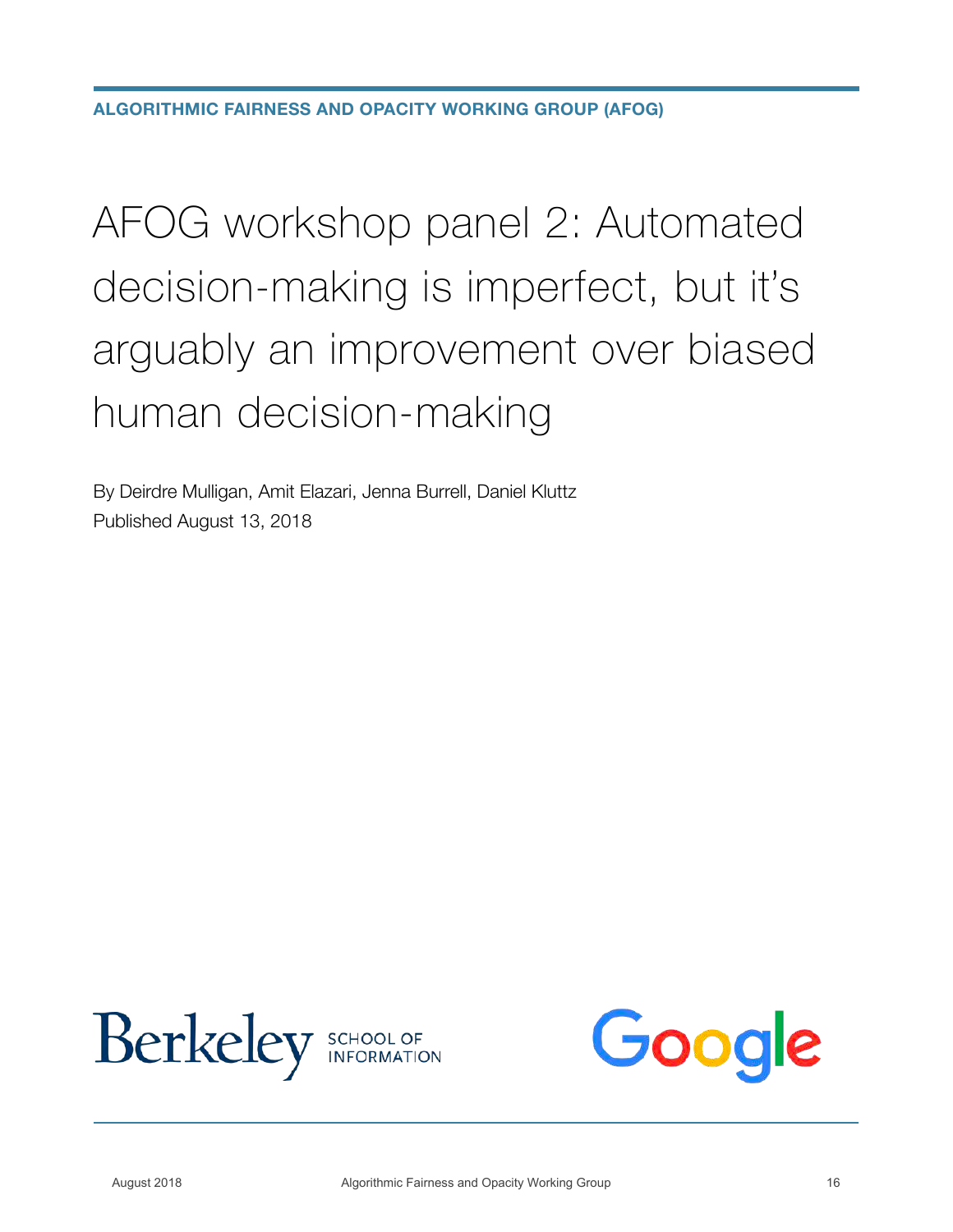ALGORITHMIC FAIRNESS AND OPACITY WORKING GROUP (AFOG)

# AFOG workshop panel 2: Automated decision-making is imperfect, but it's arguably an improvement over biased human decision-making

By Deirdre Mulligan, Amit Elazari, Jenna Burrell, Daniel Kluttz
Published August 13, 2018

Berkeley SCHOOL OF INFORMATION

Google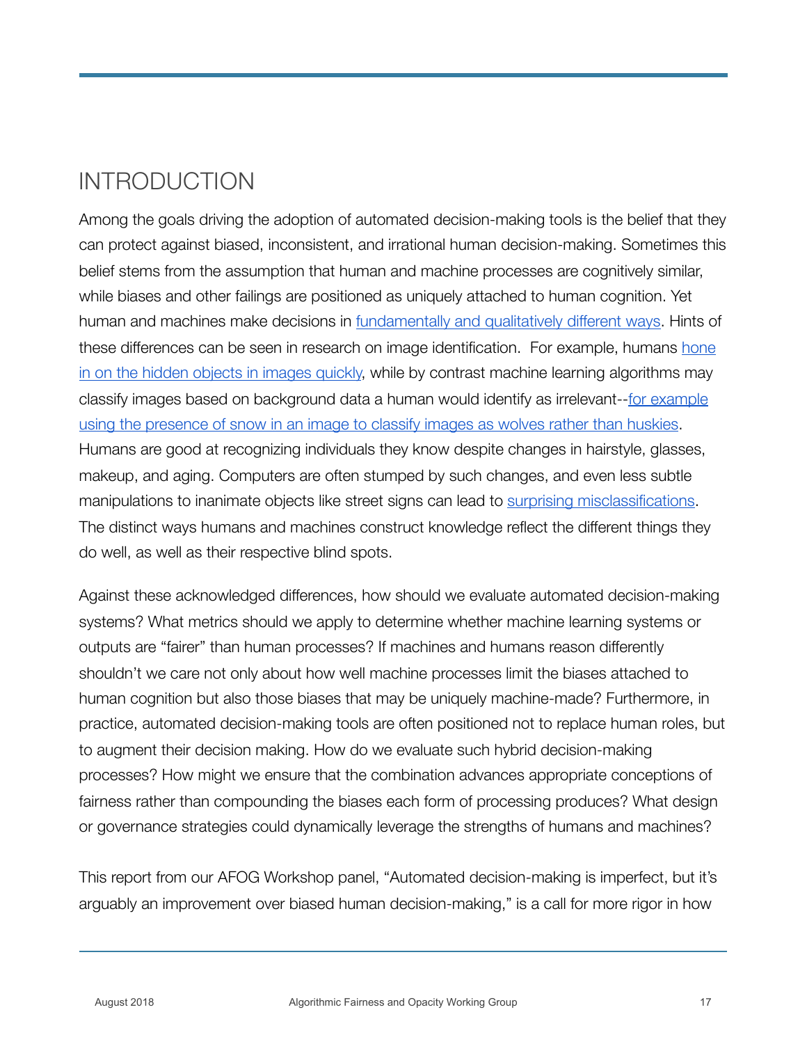## INTRODUCTION

Among the goals driving the adoption of automated decision-making tools is the belief that they can protect against biased, inconsistent, and irrational human decision-making. Sometimes this belief stems from the assumption that human and machine processes are cognitively similar, while biases and other failings are positioned as uniquely attached to human cognition. Yet human and machines make decisions in fundamentally and qualitatively different ways. Hints of these differences can be seen in research on image identification. For example, humans hone in on the hidden objects in images quickly, while by contrast machine learning algorithms may classify images based on background data a human would identify as irrelevant--for example using the presence of snow in an image to classify images as wolves rather than huskies. Humans are good at recognizing individuals they know despite changes in hairstyle, glasses, makeup, and aging. Computers are often stumped by such changes, and even less subtle manipulations to inanimate objects like street signs can lead to surprising misclassifications. The distinct ways humans and machines construct knowledge reflect the different things they do well, as well as their respective blind spots.

Against these acknowledged differences, how should we evaluate automated decision-making systems? What metrics should we apply to determine whether machine learning systems or outputs are "fairer" than human processes? If machines and humans reason differently shouldn't we care not only about how well machine processes limit the biases attached to human cognition but also those biases that may be uniquely machine-made? Furthermore, in practice, automated decision-making tools are often positioned not to replace human roles, but to augment their decision making. How do we evaluate such hybrid decision-making processes? How might we ensure that the combination advances appropriate conceptions of fairness rather than compounding the biases each form of processing produces? What design or governance strategies could dynamically leverage the strengths of humans and machines?

This report from our AFOG Workshop panel, "Automated decision-making is imperfect, but it's arguably an improvement over biased human decision-making," is a call for more rigor in how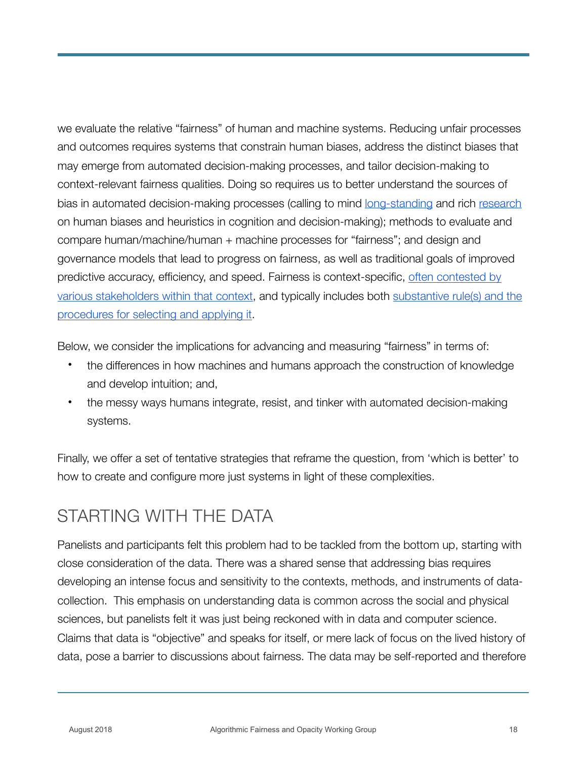we evaluate the relative “fairness” of human and machine systems. Reducing unfair processes and outcomes requires systems that constrain human biases, address the distinct biases that may emerge from automated decision-making processes, and tailor decision-making to context-relevant fairness qualities. Doing so requires us to better understand the sources of bias in automated decision-making processes (calling to mind long-standing and rich research on human biases and heuristics in cognition and decision-making); methods to evaluate and compare human/machine/human + machine processes for “fairness”; and design and governance models that lead to progress on fairness, as well as traditional goals of improved predictive accuracy, efficiency, and speed. Fairness is context-specific, often contested by various stakeholders within that context, and typically includes both substantive rule(s) and the procedures for selecting and applying it.

Below, we consider the implications for advancing and measuring “fairness” in terms of:

- the differences in how machines and humans approach the construction of knowledge and develop intuition; and,
- the messy ways humans integrate, resist, and tinker with automated decision-making systems.

Finally, we offer a set of tentative strategies that reframe the question, from ‘which is better’ to how to create and configure more just systems in light of these complexities.

## STARTING WITH THE DATA

Panelists and participants felt this problem had to be tackled from the bottom up, starting with close consideration of the data. There was a shared sense that addressing bias requires developing an intense focus and sensitivity to the contexts, methods, and instruments of data-collection. This emphasis on understanding data is common across the social and physical sciences, but panelists felt it was just being reckoned with in data and computer science. Claims that data is “objective” and speaks for itself, or mere lack of focus on the lived history of data, pose a barrier to discussions about fairness. The data may be self-reported and therefore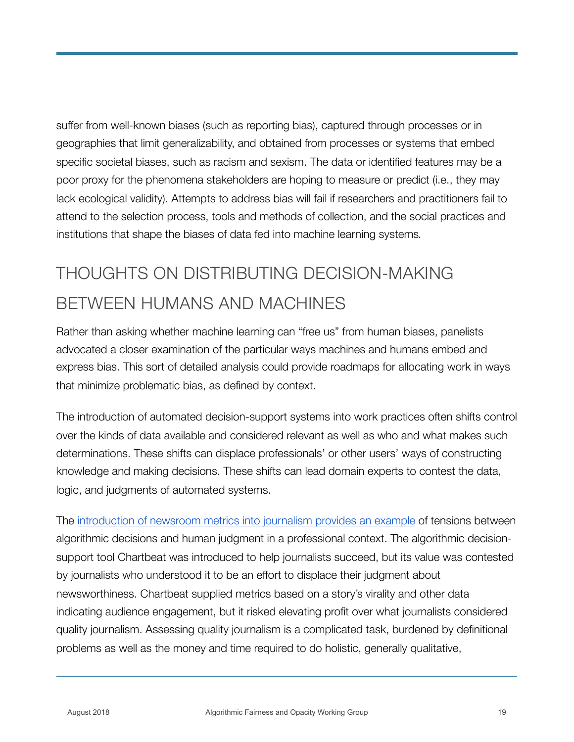suffer from well-known biases (such as reporting bias), captured through processes or in geographies that limit generalizability, and obtained from processes or systems that embed specific societal biases, such as racism and sexism. The data or identified features may be a poor proxy for the phenomena stakeholders are hoping to measure or predict (i.e., they may lack ecological validity). Attempts to address bias will fail if researchers and practitioners fail to attend to the selection process, tools and methods of collection, and the social practices and institutions that shape the biases of data fed into machine learning systems.

## THOUGHTS ON DISTRIBUTING DECISION-MAKING BETWEEN HUMANS AND MACHINES

Rather than asking whether machine learning can "free us" from human biases, panelists advocated a closer examination of the particular ways machines and humans embed and express bias. This sort of detailed analysis could provide roadmaps for allocating work in ways that minimize problematic bias, as defined by context.

The introduction of automated decision-support systems into work practices often shifts control over the kinds of data available and considered relevant as well as who and what makes such determinations. These shifts can displace professionals' or other users' ways of constructing knowledge and making decisions. These shifts can lead domain experts to contest the data, logic, and judgments of automated systems.

The introduction of newsroom metrics into journalism provides an example of tensions between algorithmic decisions and human judgment in a professional context. The algorithmic decision-support tool Chartbeat was introduced to help journalists succeed, but its value was contested by journalists who understood it to be an effort to displace their judgment about newsworthiness. Chartbeat supplied metrics based on a story's virality and other data indicating audience engagement, but it risked elevating profit over what journalists considered quality journalism. Assessing quality journalism is a complicated task, burdened by definitional problems as well as the money and time required to do holistic, generally qualitative,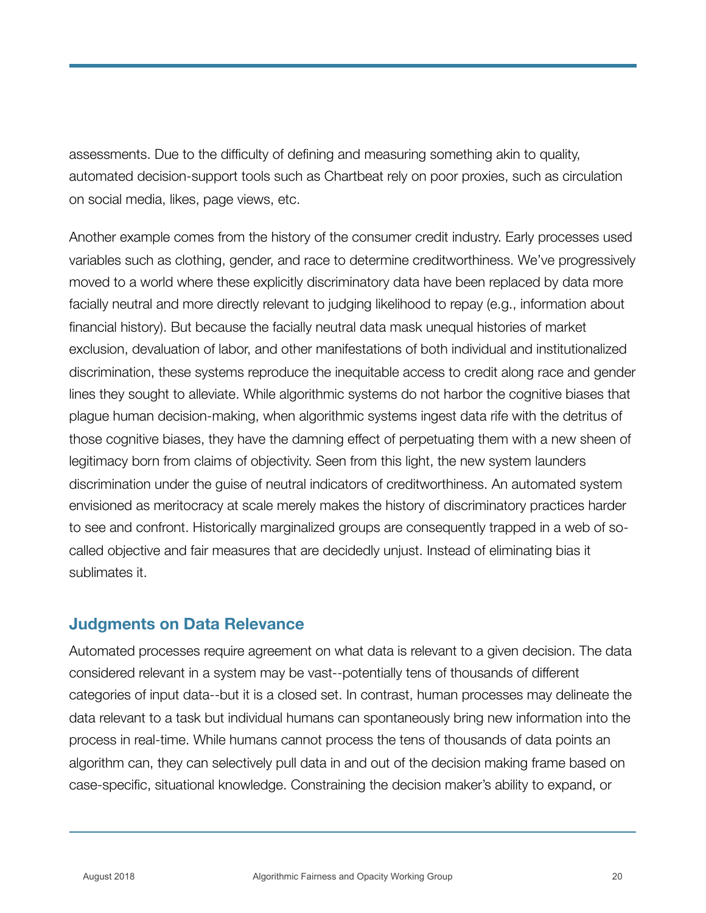assessments. Due to the difficulty of defining and measuring something akin to quality, automated decision-support tools such as Chartbeat rely on poor proxies, such as circulation on social media, likes, page views, etc.

Another example comes from the history of the consumer credit industry. Early processes used variables such as clothing, gender, and race to determine creditworthiness. We've progressively moved to a world where these explicitly discriminatory data have been replaced by data more facially neutral and more directly relevant to judging likelihood to repay (e.g., information about financial history). But because the facially neutral data mask unequal histories of market exclusion, devaluation of labor, and other manifestations of both individual and institutionalized discrimination, these systems reproduce the inequitable access to credit along race and gender lines they sought to alleviate. While algorithmic systems do not harbor the cognitive biases that plague human decision-making, when algorithmic systems ingest data rife with the detritus of those cognitive biases, they have the damning effect of perpetuating them with a new sheen of legitimacy born from claims of objectivity. Seen from this light, the new system launders discrimination under the guise of neutral indicators of creditworthiness. An automated system envisioned as meritocracy at scale merely makes the history of discriminatory practices harder to see and confront. Historically marginalized groups are consequently trapped in a web of so-called objective and fair measures that are decidedly unjust. Instead of eliminating bias it sublimates it.

## Judgments on Data Relevance

Automated processes require agreement on what data is relevant to a given decision. The data considered relevant in a system may be vast--potentially tens of thousands of different categories of input data--but it is a closed set. In contrast, human processes may delineate the data relevant to a task but individual humans can spontaneously bring new information into the process in real-time. While humans cannot process the tens of thousands of data points an algorithm can, they can selectively pull data in and out of the decision making frame based on case-specific, situational knowledge. Constraining the decision maker's ability to expand, or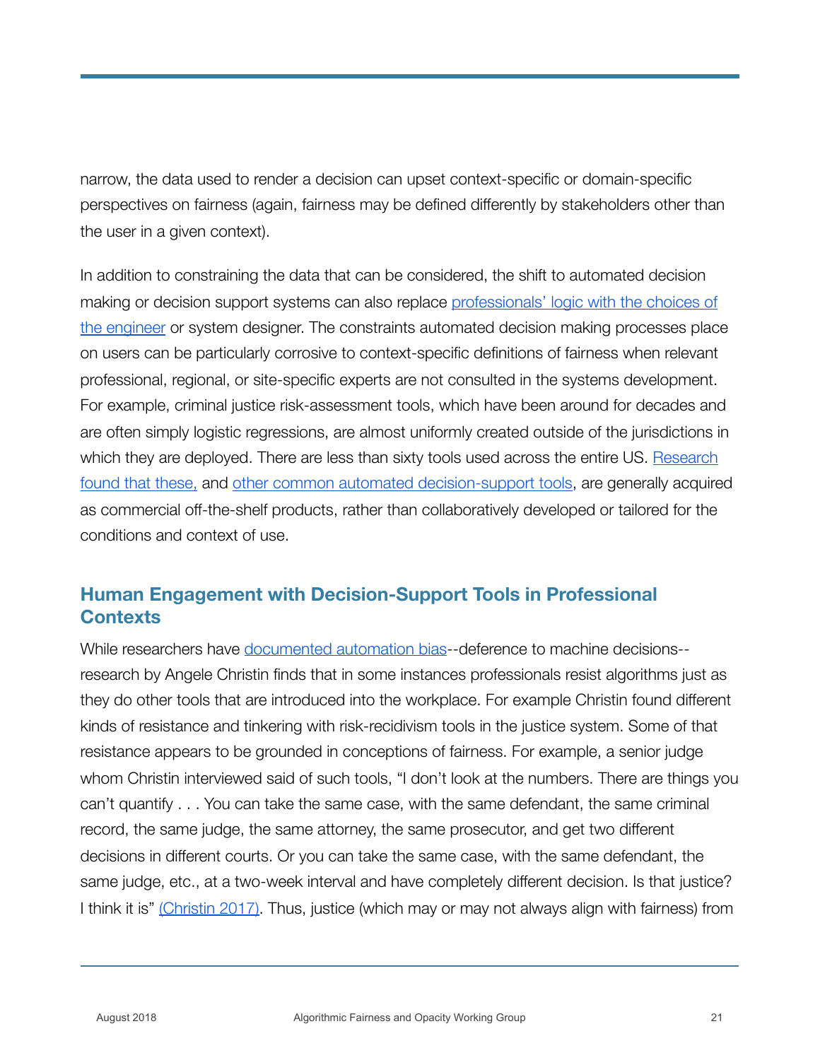narrow, the data used to render a decision can upset context-specific or domain-specific perspectives on fairness (again, fairness may be defined differently by stakeholders other than the user in a given context).

In addition to constraining the data that can be considered, the shift to automated decision making or decision support systems can also replace professionals' logic with the choices of the engineer or system designer. The constraints automated decision making processes place on users can be particularly corrosive to context-specific definitions of fairness when relevant professional, regional, or site-specific experts are not consulted in the systems development. For example, criminal justice risk-assessment tools, which have been around for decades and are often simply logistic regressions, are almost uniformly created outside of the jurisdictions in which they are deployed. There are less than sixty tools used across the entire US. Research found that these, and other common automated decision-support tools, are generally acquired as commercial off-the-shelf products, rather than collaboratively developed or tailored for the conditions and context of use.

## Human Engagement with Decision-Support Tools in Professional Contexts

While researchers have documented automation bias--deference to machine decisions--research by Angele Christin finds that in some instances professionals resist algorithms just as they do other tools that are introduced into the workplace. For example Christin found different kinds of resistance and tinkering with risk-recidivism tools in the justice system. Some of that resistance appears to be grounded in conceptions of fairness. For example, a senior judge whom Christin interviewed said of such tools, "I don't look at the numbers. There are things you can't quantify . . . You can take the same case, with the same defendant, the same criminal record, the same judge, the same attorney, the same prosecutor, and get two different decisions in different courts. Or you can take the same case, with the same defendant, the same judge, etc., at a two-week interval and have completely different decision. Is that justice? I think it is" (Christin 2017). Thus, justice (which may or may not always align with fairness) from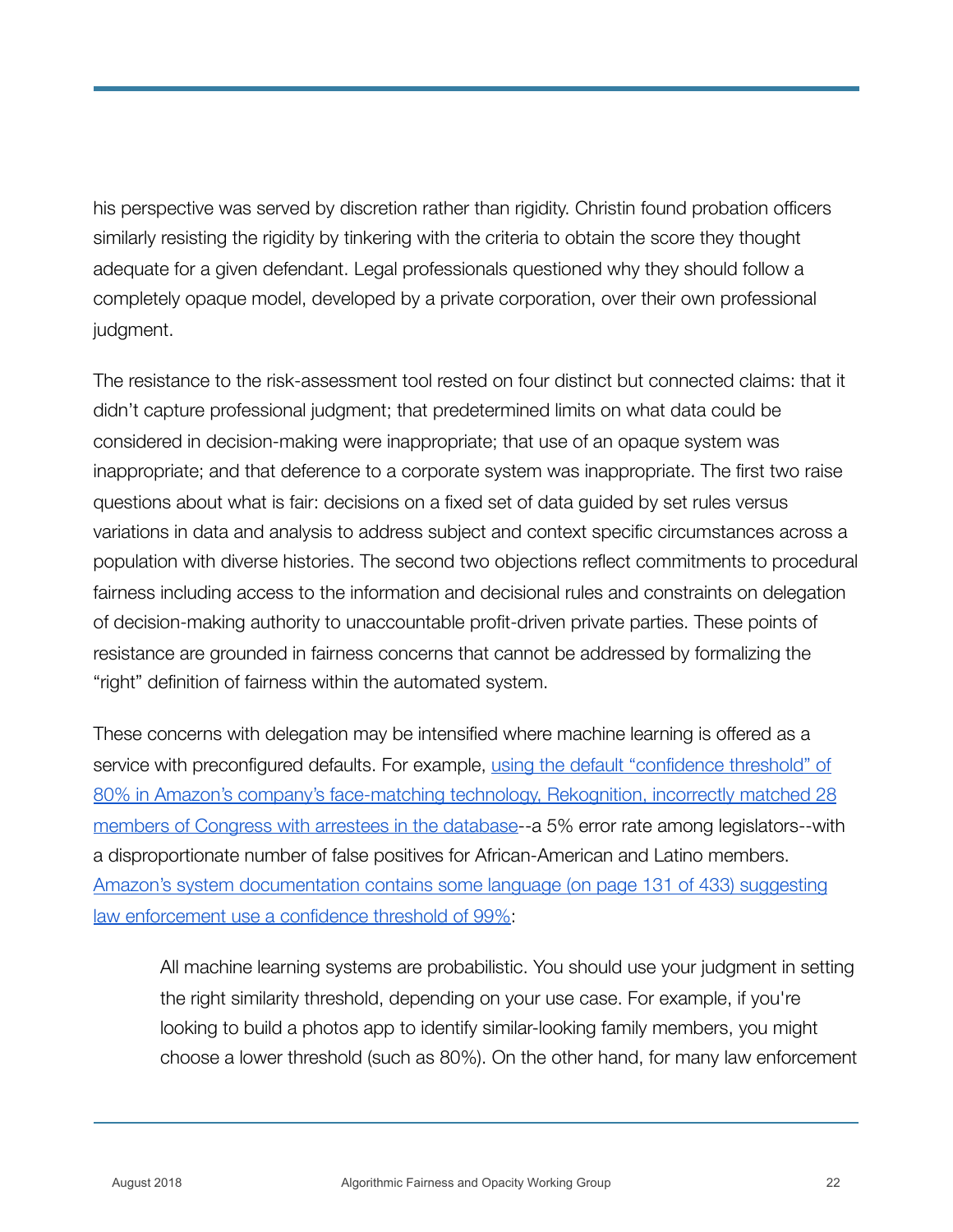his perspective was served by discretion rather than rigidity. Christin found probation officers similarly resisting the rigidity by tinkering with the criteria to obtain the score they thought adequate for a given defendant. Legal professionals questioned why they should follow a completely opaque model, developed by a private corporation, over their own professional judgment.

The resistance to the risk-assessment tool rested on four distinct but connected claims: that it didn't capture professional judgment; that predetermined limits on what data could be considered in decision-making were inappropriate; that use of an opaque system was inappropriate; and that deference to a corporate system was inappropriate. The first two raise questions about what is fair: decisions on a fixed set of data guided by set rules versus variations in data and analysis to address subject and context specific circumstances across a population with diverse histories. The second two objections reflect commitments to procedural fairness including access to the information and decisional rules and constraints on delegation of decision-making authority to unaccountable profit-driven private parties. These points of resistance are grounded in fairness concerns that cannot be addressed by formalizing the "right" definition of fairness within the automated system.

These concerns with delegation may be intensified where machine learning is offered as a service with preconfigured defaults. For example, using the default "confidence threshold" of 80% in Amazon's company's face-matching technology, Rekognition, incorrectly matched 28 members of Congress with arrestees in the database--a 5% error rate among legislators--with a disproportionate number of false positives for African-American and Latino members. Amazon's system documentation contains some language (on page 131 of 433) suggesting law enforcement use a confidence threshold of 99%:

> All machine learning systems are probabilistic. You should use your judgment in setting the right similarity threshold, depending on your use case. For example, if you're looking to build a photos app to identify similar-looking family members, you might choose a lower threshold (such as 80%). On the other hand, for many law enforcement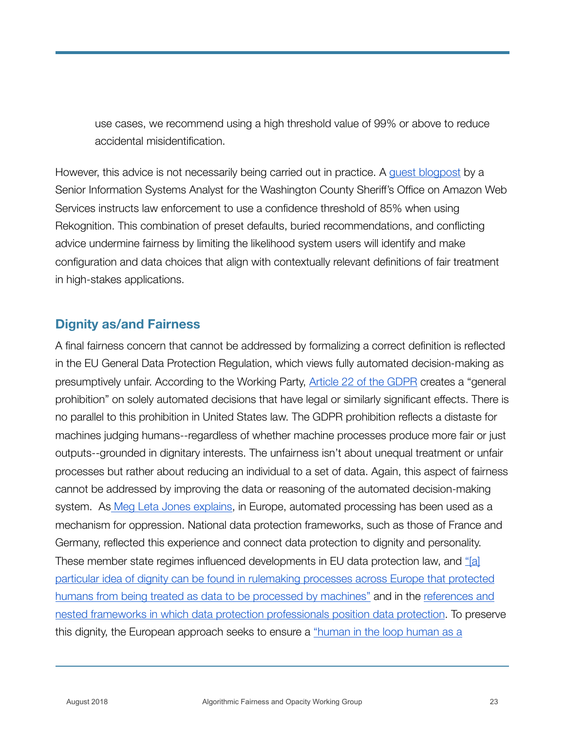use cases, we recommend using a high threshold value of 99% or above to reduce accidental misidentification.

However, this advice is not necessarily being carried out in practice. A guest blogpost by a Senior Information Systems Analyst for the Washington County Sheriff's Office on Amazon Web Services instructs law enforcement to use a confidence threshold of 85% when using Rekognition. This combination of preset defaults, buried recommendations, and conflicting advice undermine fairness by limiting the likelihood system users will identify and make configuration and data choices that align with contextually relevant definitions of fair treatment in high-stakes applications.

## Dignity as/and Fairness

A final fairness concern that cannot be addressed by formalizing a correct definition is reflected in the EU General Data Protection Regulation, which views fully automated decision-making as presumptively unfair. According to the Working Party, Article 22 of the GDPR creates a "general prohibition" on solely automated decisions that have legal or similarly significant effects. There is no parallel to this prohibition in United States law. The GDPR prohibition reflects a distaste for machines judging humans--regardless of whether machine processes produce more fair or just outputs--grounded in dignitary interests. The unfairness isn't about unequal treatment or unfair processes but rather about reducing an individual to a set of data. Again, this aspect of fairness cannot be addressed by improving the data or reasoning of the automated decision-making system. As Meg Leta Jones explains, in Europe, automated processing has been used as a mechanism for oppression. National data protection frameworks, such as those of France and Germany, reflected this experience and connect data protection to dignity and personality. These member state regimes influenced developments in EU data protection law, and "[a] particular idea of dignity can be found in rulemaking processes across Europe that protected humans from being treated as data to be processed by machines" and in the references and nested frameworks in which data protection professionals position data protection. To preserve this dignity, the European approach seeks to ensure a "human in the loop human as a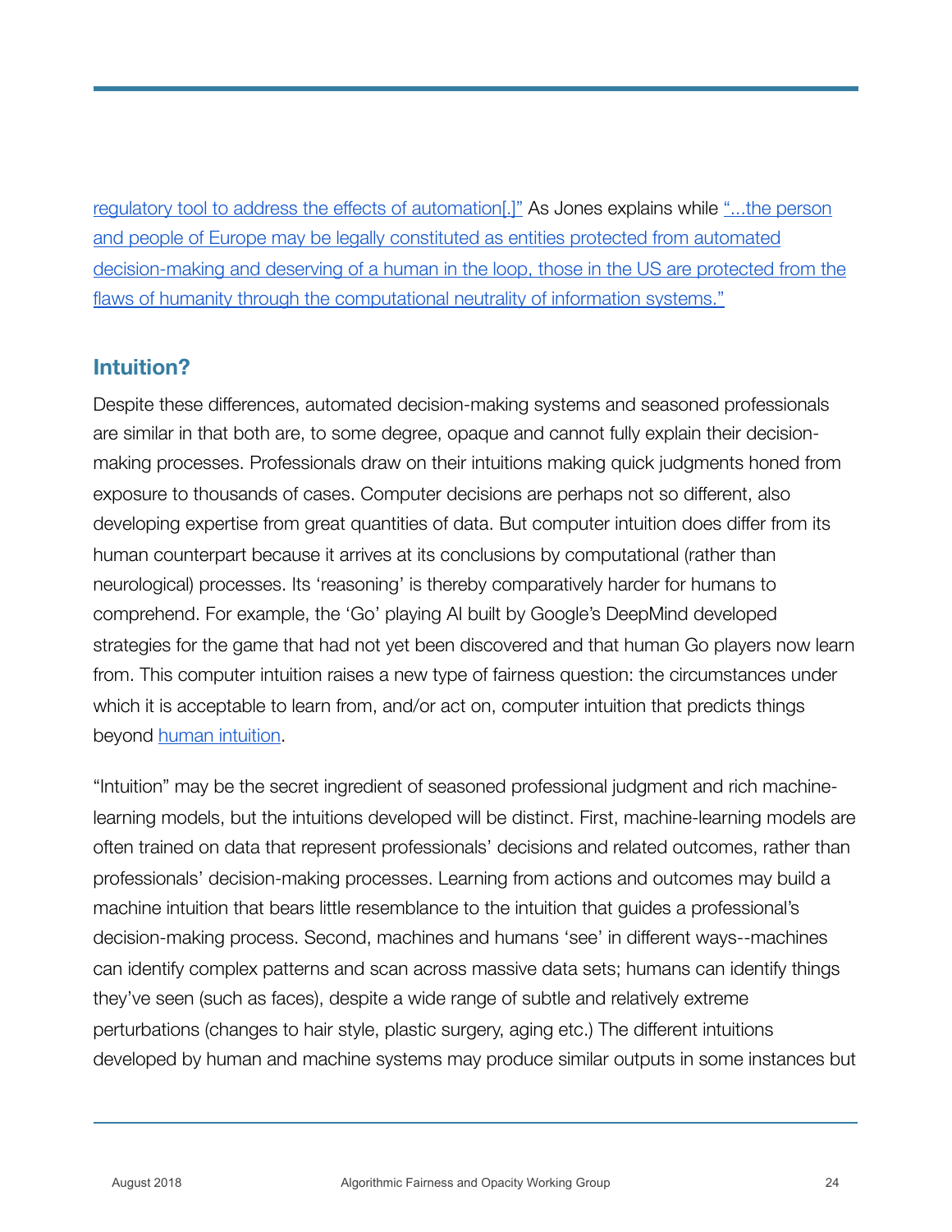regulatory tool to address the effects of automation[.]" As Jones explains while "...the person and people of Europe may be legally constituted as entities protected from automated decision-making and deserving of a human in the loop, those in the US are protected from the flaws of humanity through the computational neutrality of information systems."

## Intuition?

Despite these differences, automated decision-making systems and seasoned professionals are similar in that both are, to some degree, opaque and cannot fully explain their decision-making processes. Professionals draw on their intuitions making quick judgments honed from exposure to thousands of cases. Computer decisions are perhaps not so different, also developing expertise from great quantities of data. But computer intuition does differ from its human counterpart because it arrives at its conclusions by computational (rather than neurological) processes. Its 'reasoning' is thereby comparatively harder for humans to comprehend. For example, the 'Go' playing AI built by Google's DeepMind developed strategies for the game that had not yet been discovered and that human Go players now learn from. This computer intuition raises a new type of fairness question: the circumstances under which it is acceptable to learn from, and/or act on, computer intuition that predicts things beyond human intuition.

"Intuition" may be the secret ingredient of seasoned professional judgment and rich machine-learning models, but the intuitions developed will be distinct. First, machine-learning models are often trained on data that represent professionals' decisions and related outcomes, rather than professionals' decision-making processes. Learning from actions and outcomes may build a machine intuition that bears little resemblance to the intuition that guides a professional's decision-making process. Second, machines and humans 'see' in different ways--machines can identify complex patterns and scan across massive data sets; humans can identify things they've seen (such as faces), despite a wide range of subtle and relatively extreme perturbations (changes to hair style, plastic surgery, aging etc.) The different intuitions developed by human and machine systems may produce similar outputs in some instances but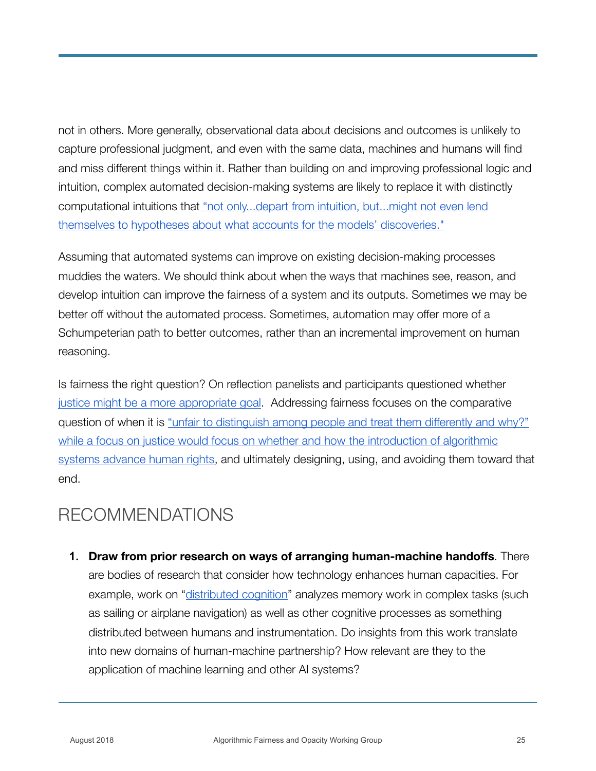not in others. More generally, observational data about decisions and outcomes is unlikely to capture professional judgment, and even with the same data, machines and humans will find and miss different things within it. Rather than building on and improving professional logic and intuition, complex automated decision-making systems are likely to replace it with distinctly computational intuitions that "not only...depart from intuition, but...might not even lend themselves to hypotheses about what accounts for the models' discoveries."

Assuming that automated systems can improve on existing decision-making processes muddies the waters. We should think about when the ways that machines see, reason, and develop intuition can improve the fairness of a system and its outputs. Sometimes we may be better off without the automated process. Sometimes, automation may offer more of a Schumpeterian path to better outcomes, rather than an incremental improvement on human reasoning.

Is fairness the right question? On reflection panelists and participants questioned whether justice might be a more appropriate goal. Addressing fairness focuses on the comparative question of when it is "unfair to distinguish among people and treat them differently and why?" while a focus on justice would focus on whether and how the introduction of algorithmic systems advance human rights, and ultimately designing, using, and avoiding them toward that end.

## RECOMMENDATIONS

1. **Draw from prior research on ways of arranging human-machine handoffs**. There are bodies of research that consider how technology enhances human capacities. For example, work on "distributed cognition" analyzes memory work in complex tasks (such as sailing or airplane navigation) as well as other cognitive processes as something distributed between humans and instrumentation. Do insights from this work translate into new domains of human-machine partnership? How relevant are they to the application of machine learning and other AI systems?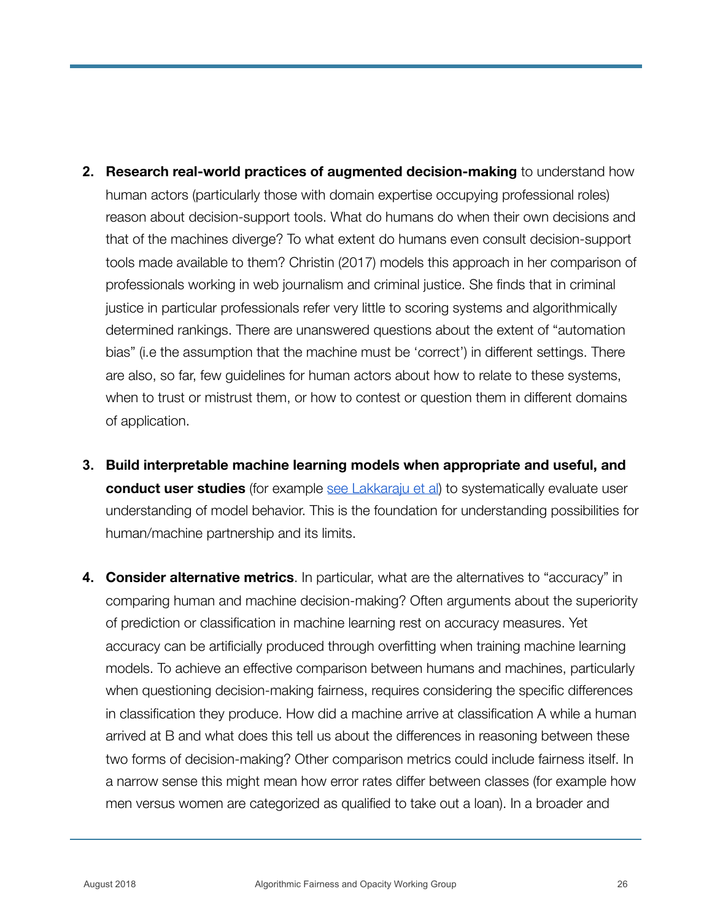2. **Research real-world practices of augmented decision-making** to understand how human actors (particularly those with domain expertise occupying professional roles) reason about decision-support tools. What do humans do when their own decisions and that of the machines diverge? To what extent do humans even consult decision-support tools made available to them? Christin (2017) models this approach in her comparison of professionals working in web journalism and criminal justice. She finds that in criminal justice in particular professionals refer very little to scoring systems and algorithmically determined rankings. There are unanswered questions about the extent of "automation bias" (i.e the assumption that the machine must be 'correct') in different settings. There are also, so far, few guidelines for human actors about how to relate to these systems, when to trust or mistrust them, or how to contest or question them in different domains of application.

3. **Build interpretable machine learning models when appropriate and useful, and conduct user studies** (for example see Lakkaraju et al) to systematically evaluate user understanding of model behavior. This is the foundation for understanding possibilities for human/machine partnership and its limits.

4. **Consider alternative metrics**. In particular, what are the alternatives to "accuracy" in comparing human and machine decision-making? Often arguments about the superiority of prediction or classification in machine learning rest on accuracy measures. Yet accuracy can be artificially produced through overfitting when training machine learning models. To achieve an effective comparison between humans and machines, particularly when questioning decision-making fairness, requires considering the specific differences in classification they produce. How did a machine arrive at classification A while a human arrived at B and what does this tell us about the differences in reasoning between these two forms of decision-making? Other comparison metrics could include fairness itself. In a narrow sense this might mean how error rates differ between classes (for example how men versus women are categorized as qualified to take out a loan). In a broader and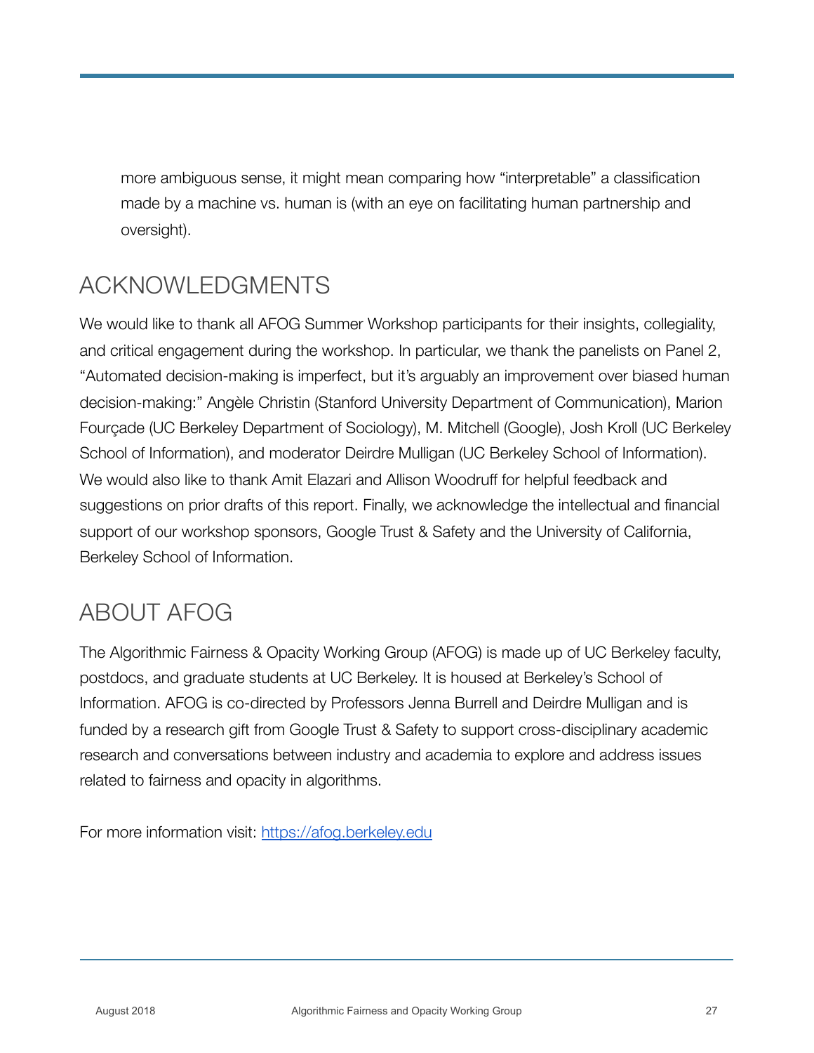more ambiguous sense, it might mean comparing how "interpretable" a classification made by a machine vs. human is (with an eye on facilitating human partnership and oversight).

## ACKNOWLEDGMENTS

We would like to thank all AFOG Summer Workshop participants for their insights, collegiality, and critical engagement during the workshop. In particular, we thank the panelists on Panel 2, "Automated decision-making is imperfect, but it's arguably an improvement over biased human decision-making:" Angèle Christin (Stanford University Department of Communication), Marion Fourçade (UC Berkeley Department of Sociology), M. Mitchell (Google), Josh Kroll (UC Berkeley School of Information), and moderator Deirdre Mulligan (UC Berkeley School of Information). We would also like to thank Amit Elazari and Allison Woodruff for helpful feedback and suggestions on prior drafts of this report. Finally, we acknowledge the intellectual and financial support of our workshop sponsors, Google Trust & Safety and the University of California, Berkeley School of Information.

## ABOUT AFOG

The Algorithmic Fairness & Opacity Working Group (AFOG) is made up of UC Berkeley faculty, postdocs, and graduate students at UC Berkeley. It is housed at Berkeley's School of Information. AFOG is co-directed by Professors Jenna Burrell and Deirdre Mulligan and is funded by a research gift from Google Trust & Safety to support cross-disciplinary academic research and conversations between industry and academia to explore and address issues related to fairness and opacity in algorithms.

For more information visit: https://afog.berkeley.edu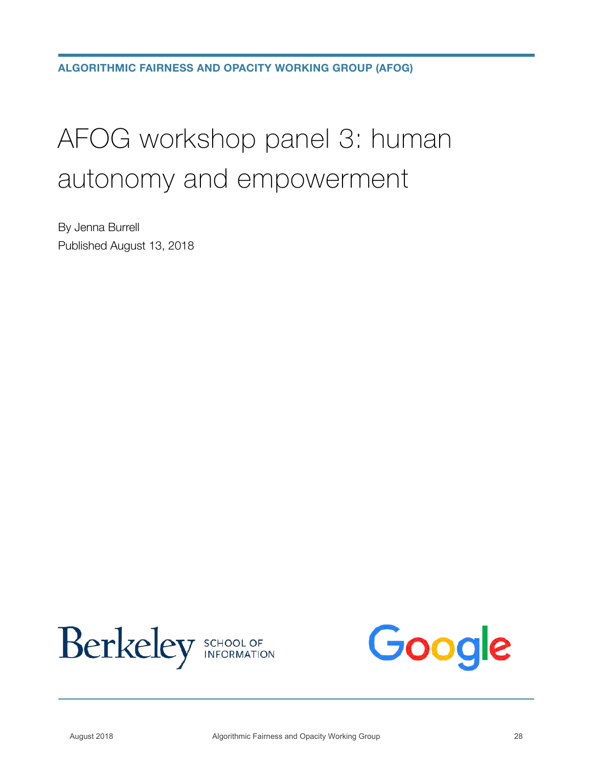**ALGORITHMIC FAIRNESS AND OPACITY WORKING GROUP (AFOG)**

# AFOG workshop panel 3: human autonomy and empowerment

By Jenna Burrell

Published August 13, 2018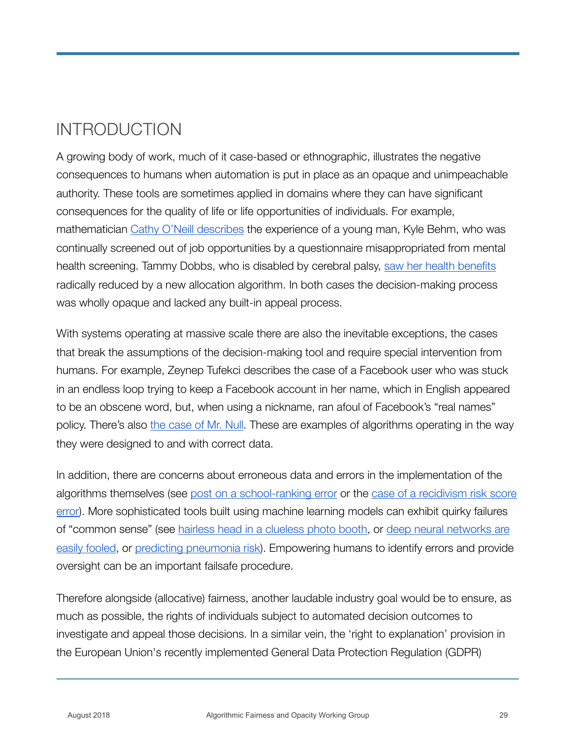# INTRODUCTION

A growing body of work, much of it case-based or ethnographic, illustrates the negative consequences to humans when automation is put in place as an opaque and unimpeachable authority. These tools are sometimes applied in domains where they can have significant consequences for the quality of life or life opportunities of individuals. For example, mathematician Cathy O'Neill describes the experience of a young man, Kyle Behm, who was continually screened out of job opportunities by a questionnaire misappropriated from mental health screening. Tammy Dobbs, who is disabled by cerebral palsy, saw her health benefits radically reduced by a new allocation algorithm. In both cases the decision-making process was wholly opaque and lacked any built-in appeal process.

With systems operating at massive scale there are also the inevitable exceptions, the cases that break the assumptions of the decision-making tool and require special intervention from humans. For example, Zeynep Tufekci describes the case of a Facebook user who was stuck in an endless loop trying to keep a Facebook account in her name, which in English appeared to be an obscene word, but, when using a nickname, ran afoul of Facebook's "real names" policy. There's also the case of Mr. Null. These are examples of algorithms operating in the way they were designed to and with correct data.

In addition, there are concerns about erroneous data and errors in the implementation of the algorithms themselves (see post on a school-ranking error or the case of a recidivism risk score error). More sophisticated tools built using machine learning models can exhibit quirky failures of "common sense" (see hairless head in a clueless photo booth, or deep neural networks are easily fooled, or predicting pneumonia risk). Empowering humans to identify errors and provide oversight can be an important failsafe procedure.

Therefore alongside (allocative) fairness, another laudable industry goal would be to ensure, as much as possible, the rights of individuals subject to automated decision outcomes to investigate and appeal those decisions. In a similar vein, the 'right to explanation' provision in the European Union's recently implemented General Data Protection Regulation (GDPR)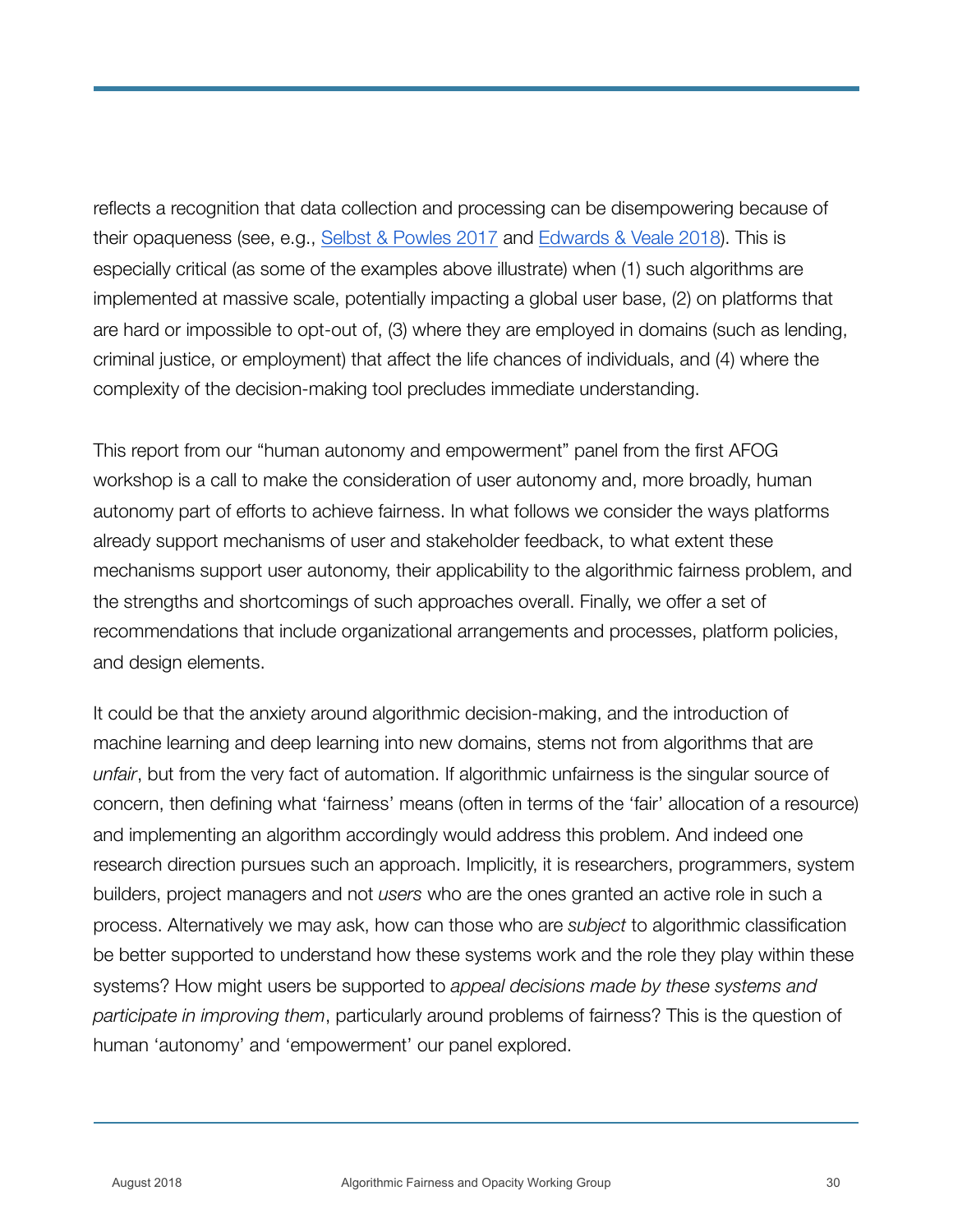reflects a recognition that data collection and processing can be disempowering because of their opaqueness (see, e.g., [Selbst & Powles 2017](#) and [Edwards & Veale 2018](#)). This is especially critical (as some of the examples above illustrate) when (1) such algorithms are implemented at massive scale, potentially impacting a global user base, (2) on platforms that are hard or impossible to opt-out of, (3) where they are employed in domains (such as lending, criminal justice, or employment) that affect the life chances of individuals, and (4) where the complexity of the decision-making tool precludes immediate understanding.

This report from our "human autonomy and empowerment" panel from the first AFOG workshop is a call to make the consideration of user autonomy and, more broadly, human autonomy part of efforts to achieve fairness. In what follows we consider the ways platforms already support mechanisms of user and stakeholder feedback, to what extent these mechanisms support user autonomy, their applicability to the algorithmic fairness problem, and the strengths and shortcomings of such approaches overall. Finally, we offer a set of recommendations that include organizational arrangements and processes, platform policies, and design elements.

It could be that the anxiety around algorithmic decision-making, and the introduction of machine learning and deep learning into new domains, stems not from algorithms that are *unfair*, but from the very fact of automation. If algorithmic unfairness is the singular source of concern, then defining what 'fairness' means (often in terms of the 'fair' allocation of a resource) and implementing an algorithm accordingly would address this problem. And indeed one research direction pursues such an approach. Implicitly, it is researchers, programmers, system builders, project managers and not *users* who are the ones granted an active role in such a process. Alternatively we may ask, how can those who are *subject* to algorithmic classification be better supported to understand how these systems work and the role they play within these systems? How might users be supported to *appeal decisions made by these systems and participate in improving them*, particularly around problems of fairness? This is the question of human 'autonomy' and 'empowerment' our panel explored.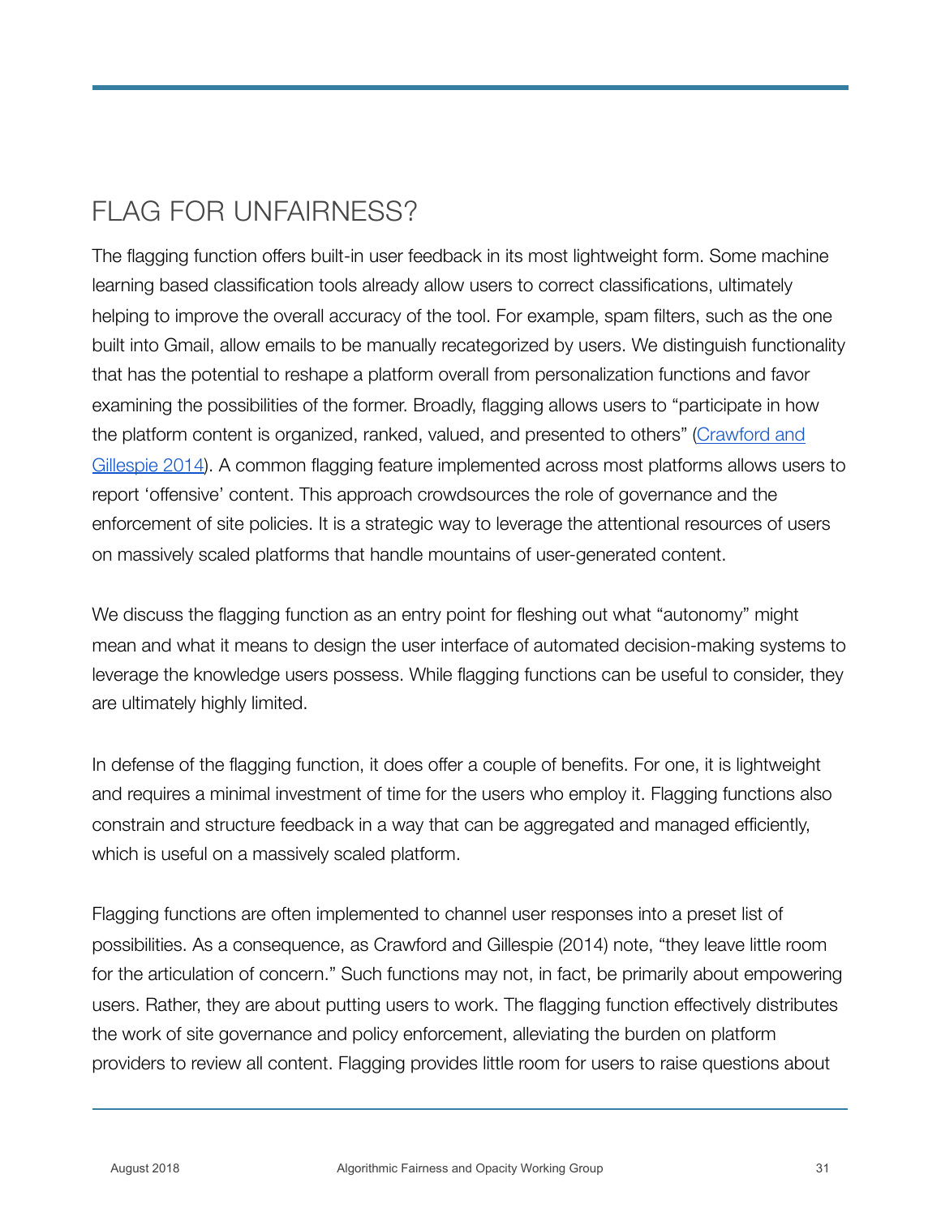## FLAG FOR UNFAIRNESS?

The flagging function offers built-in user feedback in its most lightweight form. Some machine learning based classification tools already allow users to correct classifications, ultimately helping to improve the overall accuracy of the tool. For example, spam filters, such as the one built into Gmail, allow emails to be manually recategorized by users. We distinguish functionality that has the potential to reshape a platform overall from personalization functions and favor examining the possibilities of the former. Broadly, flagging allows users to "participate in how the platform content is organized, ranked, valued, and presented to others" (Crawford and Gillespie 2014). A common flagging feature implemented across most platforms allows users to report 'offensive' content. This approach crowdsources the role of governance and the enforcement of site policies. It is a strategic way to leverage the attentional resources of users on massively scaled platforms that handle mountains of user-generated content.

We discuss the flagging function as an entry point for fleshing out what "autonomy" might mean and what it means to design the user interface of automated decision-making systems to leverage the knowledge users possess. While flagging functions can be useful to consider, they are ultimately highly limited.

In defense of the flagging function, it does offer a couple of benefits. For one, it is lightweight and requires a minimal investment of time for the users who employ it. Flagging functions also constrain and structure feedback in a way that can be aggregated and managed efficiently, which is useful on a massively scaled platform.

Flagging functions are often implemented to channel user responses into a preset list of possibilities. As a consequence, as Crawford and Gillespie (2014) note, "they leave little room for the articulation of concern." Such functions may not, in fact, be primarily about empowering users. Rather, they are about putting users to work. The flagging function effectively distributes the work of site governance and policy enforcement, alleviating the burden on platform providers to review all content. Flagging provides little room for users to raise questions about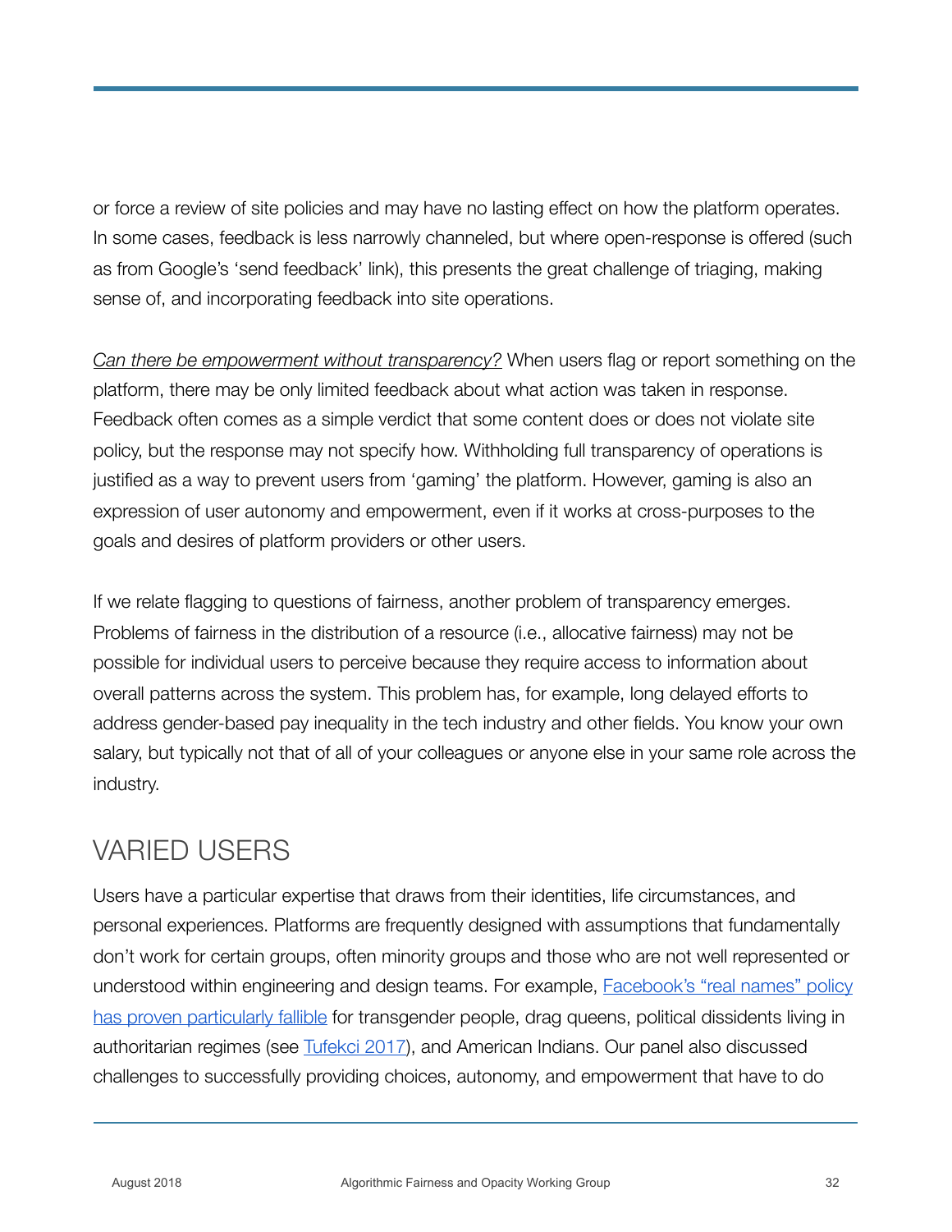or force a review of site policies and may have no lasting effect on how the platform operates. In some cases, feedback is less narrowly channeled, but where open-response is offered (such as from Google's 'send feedback' link), this presents the great challenge of triaging, making sense of, and incorporating feedback into site operations.

*Can there be empowerment without transparency?* When users flag or report something on the platform, there may be only limited feedback about what action was taken in response. Feedback often comes as a simple verdict that some content does or does not violate site policy, but the response may not specify how. Withholding full transparency of operations is justified as a way to prevent users from 'gaming' the platform. However, gaming is also an expression of user autonomy and empowerment, even if it works at cross-purposes to the goals and desires of platform providers or other users.

If we relate flagging to questions of fairness, another problem of transparency emerges. Problems of fairness in the distribution of a resource (i.e., allocative fairness) may not be possible for individual users to perceive because they require access to information about overall patterns across the system. This problem has, for example, long delayed efforts to address gender-based pay inequality in the tech industry and other fields. You know your own salary, but typically not that of all of your colleagues or anyone else in your same role across the industry.

## VARIED USERS

Users have a particular expertise that draws from their identities, life circumstances, and personal experiences. Platforms are frequently designed with assumptions that fundamentally don't work for certain groups, often minority groups and those who are not well represented or understood within engineering and design teams. For example, Facebook's "real names" policy has proven particularly fallible for transgender people, drag queens, political dissidents living in authoritarian regimes (see Tufekci 2017), and American Indians. Our panel also discussed challenges to successfully providing choices, autonomy, and empowerment that have to do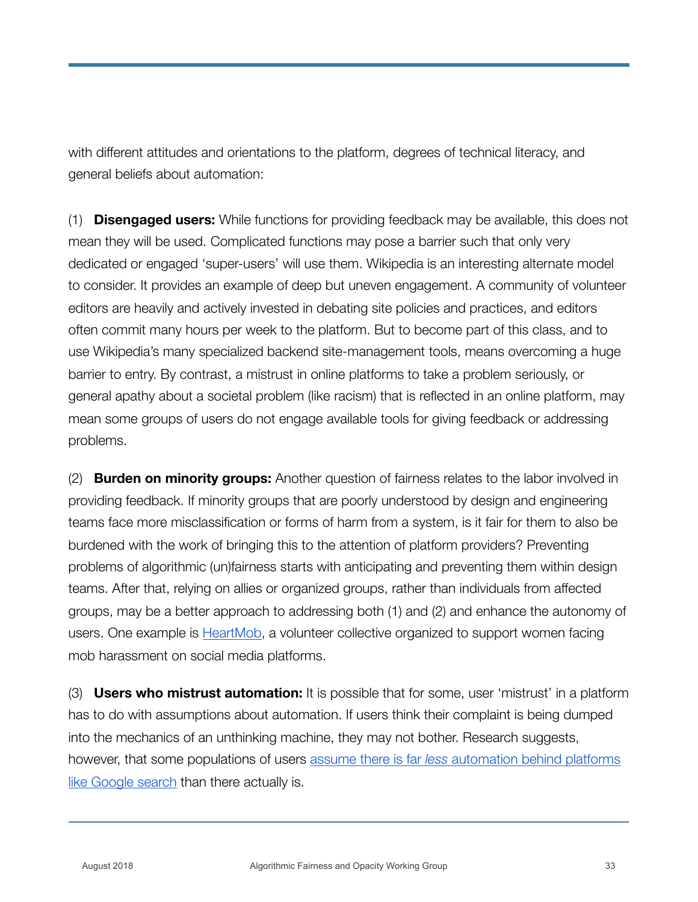with different attitudes and orientations to the platform, degrees of technical literacy, and general beliefs about automation:

(1) **Disengaged users:** While functions for providing feedback may be available, this does not mean they will be used. Complicated functions may pose a barrier such that only very dedicated or engaged 'super-users' will use them. Wikipedia is an interesting alternate model to consider. It provides an example of deep but uneven engagement. A community of volunteer editors are heavily and actively invested in debating site policies and practices, and editors often commit many hours per week to the platform. But to become part of this class, and to use Wikipedia's many specialized backend site-management tools, means overcoming a huge barrier to entry. By contrast, a mistrust in online platforms to take a problem seriously, or general apathy about a societal problem (like racism) that is reflected in an online platform, may mean some groups of users do not engage available tools for giving feedback or addressing problems.

(2) **Burden on minority groups:** Another question of fairness relates to the labor involved in providing feedback. If minority groups that are poorly understood by design and engineering teams face more misclassification or forms of harm from a system, is it fair for them to also be burdened with the work of bringing this to the attention of platform providers? Preventing problems of algorithmic (un)fairness starts with anticipating and preventing them within design teams. After that, relying on allies or organized groups, rather than individuals from affected groups, may be a better approach to addressing both (1) and (2) and enhance the autonomy of users. One example is HeartMob, a volunteer collective organized to support women facing mob harassment on social media platforms.

(3) **Users who mistrust automation:** It is possible that for some, user 'mistrust' in a platform has to do with assumptions about automation. If users think their complaint is being dumped into the mechanics of an unthinking machine, they may not bother. Research suggests, however, that some populations of users assume there is far *less* automation behind platforms like Google search than there actually is.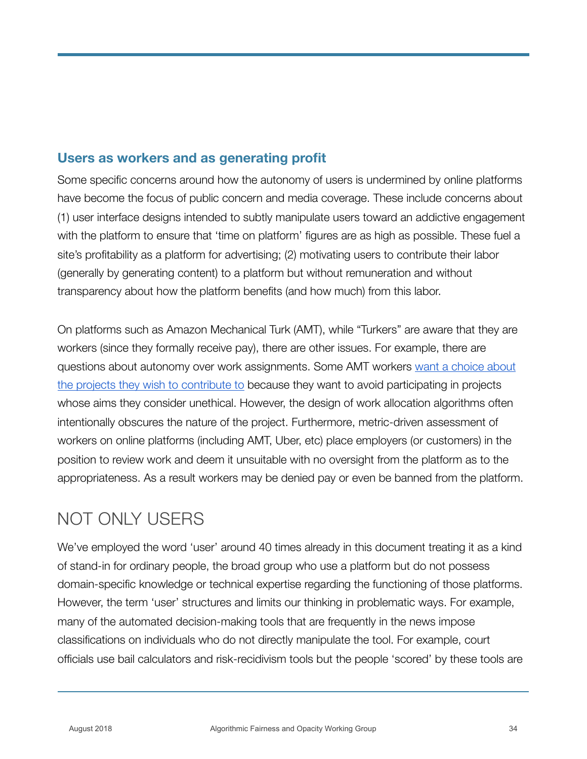### Users as workers and as generating profit

Some specific concerns around how the autonomy of users is undermined by online platforms have become the focus of public concern and media coverage. These include concerns about (1) user interface designs intended to subtly manipulate users toward an addictive engagement with the platform to ensure that 'time on platform' figures are as high as possible. These fuel a site's profitability as a platform for advertising; (2) motivating users to contribute their labor (generally by generating content) to a platform but without remuneration and without transparency about how the platform benefits (and how much) from this labor.

On platforms such as Amazon Mechanical Turk (AMT), while "Turkers" are aware that they are workers (since they formally receive pay), there are other issues. For example, there are questions about autonomy over work assignments. Some AMT workers want a choice about the projects they wish to contribute to because they want to avoid participating in projects whose aims they consider unethical. However, the design of work allocation algorithms often intentionally obscures the nature of the project. Furthermore, metric-driven assessment of workers on online platforms (including AMT, Uber, etc) place employers (or customers) in the position to review work and deem it unsuitable with no oversight from the platform as to the appropriateness. As a result workers may be denied pay or even be banned from the platform.

## NOT ONLY USERS

We've employed the word 'user' around 40 times already in this document treating it as a kind of stand-in for ordinary people, the broad group who use a platform but do not possess domain-specific knowledge or technical expertise regarding the functioning of those platforms. However, the term 'user' structures and limits our thinking in problematic ways. For example, many of the automated decision-making tools that are frequently in the news impose classifications on individuals who do not directly manipulate the tool. For example, court officials use bail calculators and risk-recidivism tools but the people 'scored' by these tools are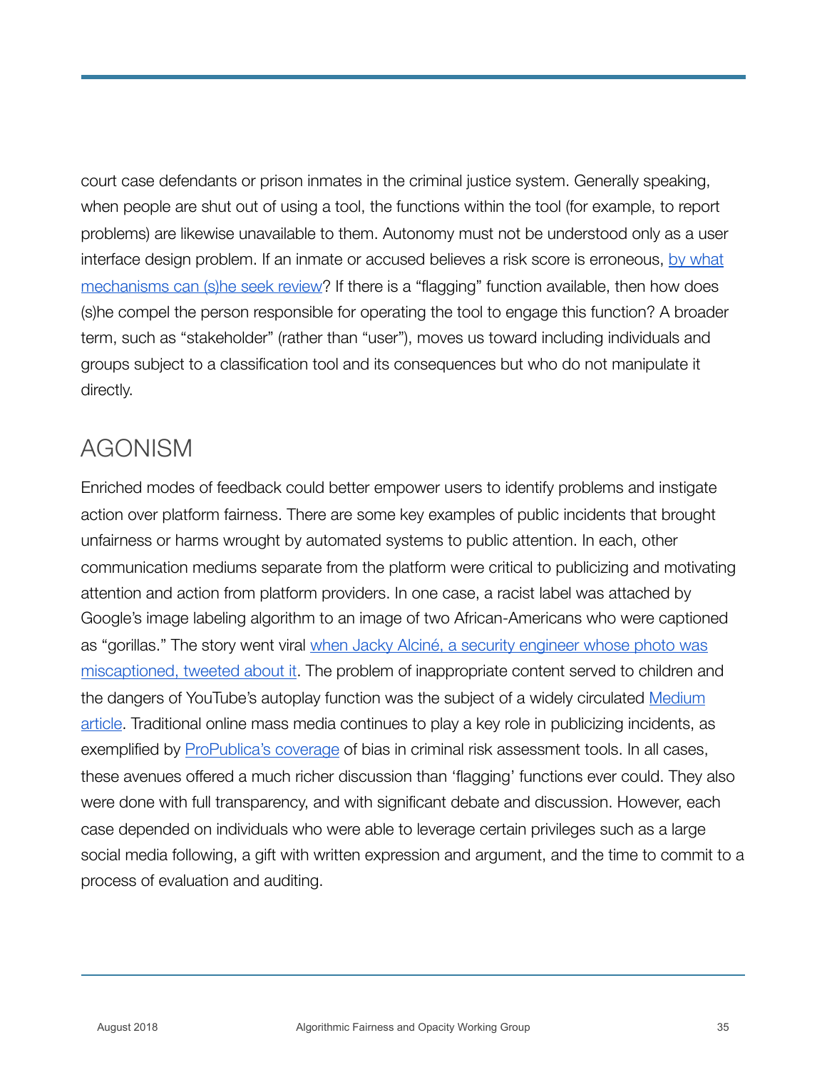court case defendants or prison inmates in the criminal justice system. Generally speaking, when people are shut out of using a tool, the functions within the tool (for example, to report problems) are likewise unavailable to them. Autonomy must not be understood only as a user interface design problem. If an inmate or accused believes a risk score is erroneous, by what mechanisms can (s)he seek review? If there is a "flagging" function available, then how does (s)he compel the person responsible for operating the tool to engage this function? A broader term, such as "stakeholder" (rather than "user"), moves us toward including individuals and groups subject to a classification tool and its consequences but who do not manipulate it directly.

## AGONISM

Enriched modes of feedback could better empower users to identify problems and instigate action over platform fairness. There are some key examples of public incidents that brought unfairness or harms wrought by automated systems to public attention. In each, other communication mediums separate from the platform were critical to publicizing and motivating attention and action from platform providers. In one case, a racist label was attached by Google's image labeling algorithm to an image of two African-Americans who were captioned as "gorillas." The story went viral when Jacky Alciné, a security engineer whose photo was miscaptioned, tweeted about it. The problem of inappropriate content served to children and the dangers of YouTube's autoplay function was the subject of a widely circulated Medium article. Traditional online mass media continues to play a key role in publicizing incidents, as exemplified by ProPublica's coverage of bias in criminal risk assessment tools. In all cases, these avenues offered a much richer discussion than 'flagging' functions ever could. They also were done with full transparency, and with significant debate and discussion. However, each case depended on individuals who were able to leverage certain privileges such as a large social media following, a gift with written expression and argument, and the time to commit to a process of evaluation and auditing.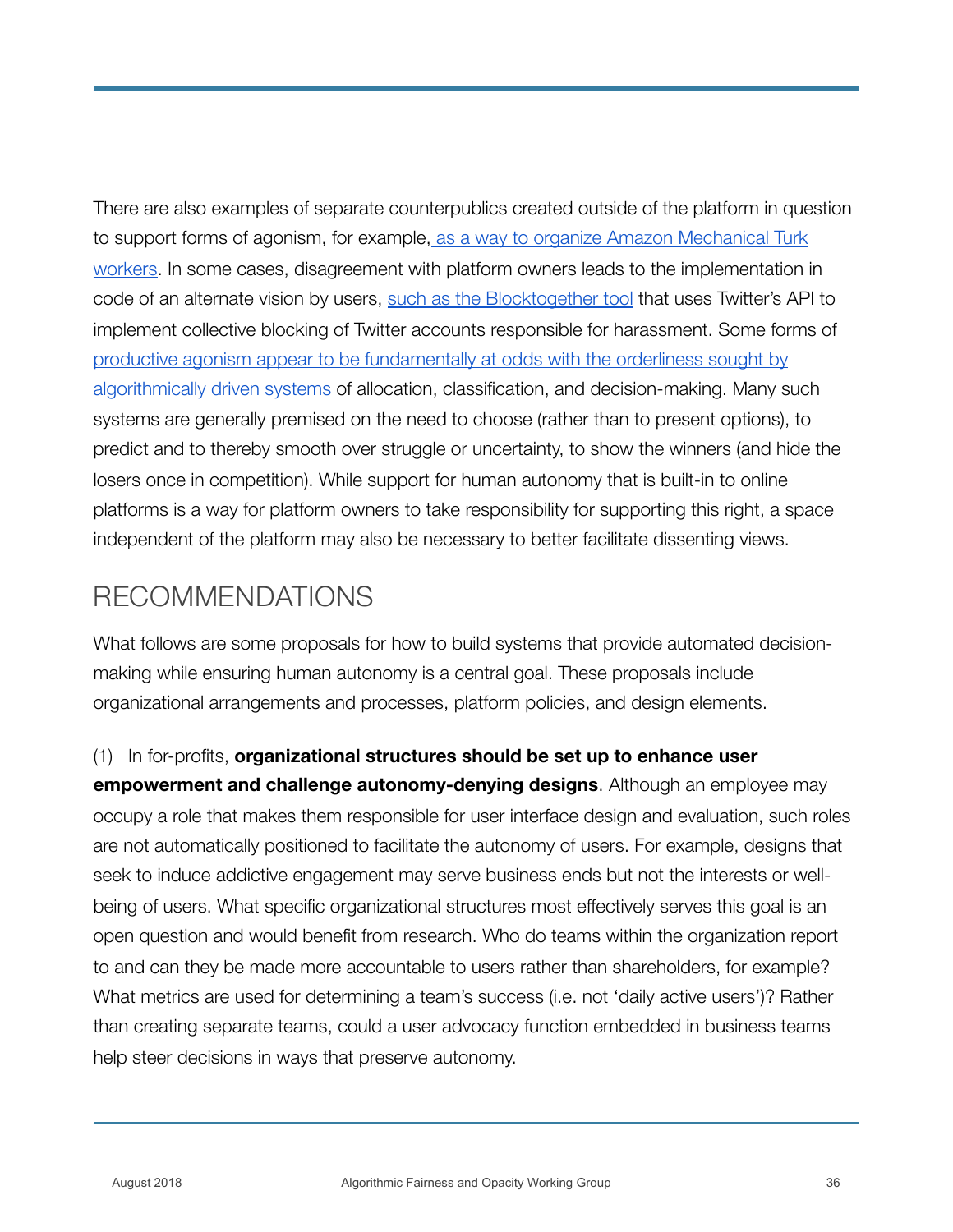There are also examples of separate counterpublics created outside of the platform in question to support forms of agonism, for example, as a way to organize Amazon Mechanical Turk workers. In some cases, disagreement with platform owners leads to the implementation in code of an alternate vision by users, such as the Blocktogether tool that uses Twitter's API to implement collective blocking of Twitter accounts responsible for harassment. Some forms of productive agonism appear to be fundamentally at odds with the orderliness sought by algorithmically driven systems of allocation, classification, and decision-making. Many such systems are generally premised on the need to choose (rather than to present options), to predict and to thereby smooth over struggle or uncertainty, to show the winners (and hide the losers once in competition). While support for human autonomy that is built-in to online platforms is a way for platform owners to take responsibility for supporting this right, a space independent of the platform may also be necessary to better facilitate dissenting views.

## RECOMMENDATIONS

What follows are some proposals for how to build systems that provide automated decision-making while ensuring human autonomy is a central goal. These proposals include organizational arrangements and processes, platform policies, and design elements.

(1) In for-profits, **organizational structures should be set up to enhance user empowerment and challenge autonomy-denying designs**. Although an employee may occupy a role that makes them responsible for user interface design and evaluation, such roles are not automatically positioned to facilitate the autonomy of users. For example, designs that seek to induce addictive engagement may serve business ends but not the interests or well-being of users. What specific organizational structures most effectively serves this goal is an open question and would benefit from research. Who do teams within the organization report to and can they be made more accountable to users rather than shareholders, for example? What metrics are used for determining a team's success (i.e. not 'daily active users')? Rather than creating separate teams, could a user advocacy function embedded in business teams help steer decisions in ways that preserve autonomy.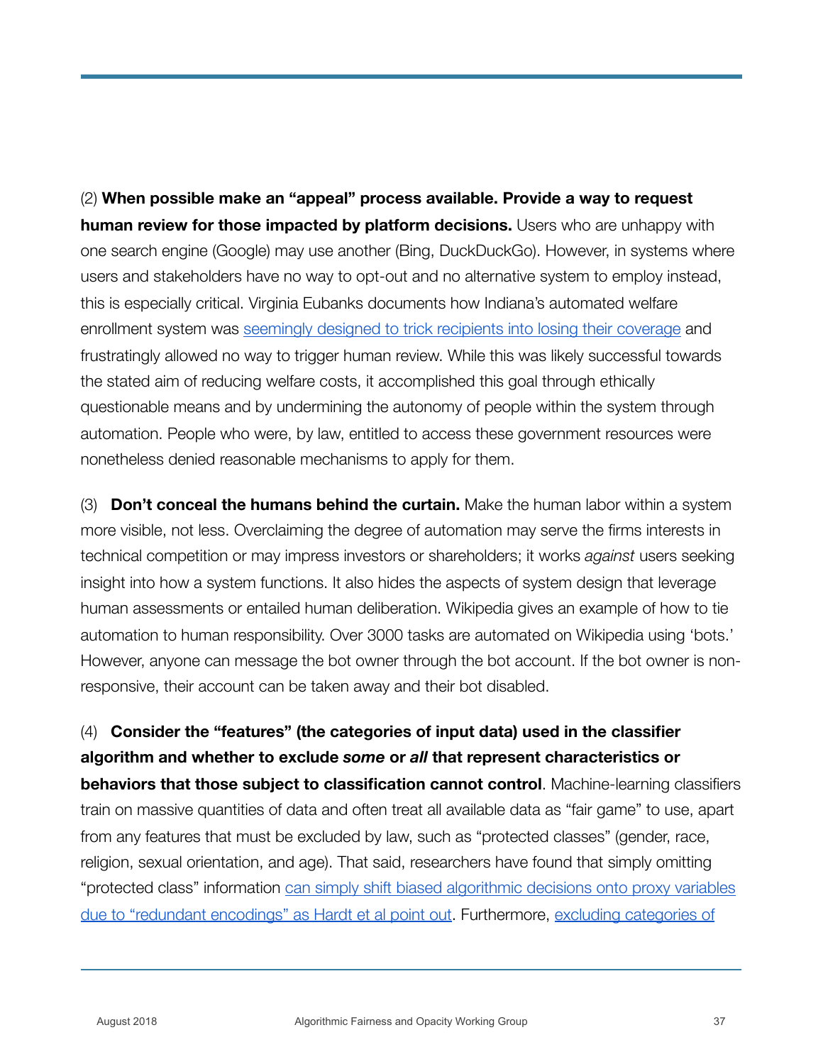(2) **When possible make an "appeal" process available. Provide a way to request human review for those impacted by platform decisions.** Users who are unhappy with one search engine (Google) may use another (Bing, DuckDuckGo). However, in systems where users and stakeholders have no way to opt-out and no alternative system to employ instead, this is especially critical. Virginia Eubanks documents how Indiana's automated welfare enrollment system was seemingly designed to trick recipients into losing their coverage and frustratingly allowed no way to trigger human review. While this was likely successful towards the stated aim of reducing welfare costs, it accomplished this goal through ethically questionable means and by undermining the autonomy of people within the system through automation. People who were, by law, entitled to access these government resources were nonetheless denied reasonable mechanisms to apply for them.

(3) **Don't conceal the humans behind the curtain.** Make the human labor within a system more visible, not less. Overclaiming the degree of automation may serve the firms interests in technical competition or may impress investors or shareholders; it works *against* users seeking insight into how a system functions. It also hides the aspects of system design that leverage human assessments or entailed human deliberation. Wikipedia gives an example of how to tie automation to human responsibility. Over 3000 tasks are automated on Wikipedia using 'bots.' However, anyone can message the bot owner through the bot account. If the bot owner is non-responsive, their account can be taken away and their bot disabled.

(4) **Consider the "features" (the categories of input data) used in the classifier algorithm and whether to exclude *some* or *all* that represent characteristics or behaviors that those subject to classification cannot control**. Machine-learning classifiers train on massive quantities of data and often treat all available data as "fair game" to use, apart from any features that must be excluded by law, such as "protected classes" (gender, race, religion, sexual orientation, and age). That said, researchers have found that simply omitting "protected class" information can simply shift biased algorithmic decisions onto proxy variables due to "redundant encodings" as Hardt et al point out. Furthermore, excluding categories of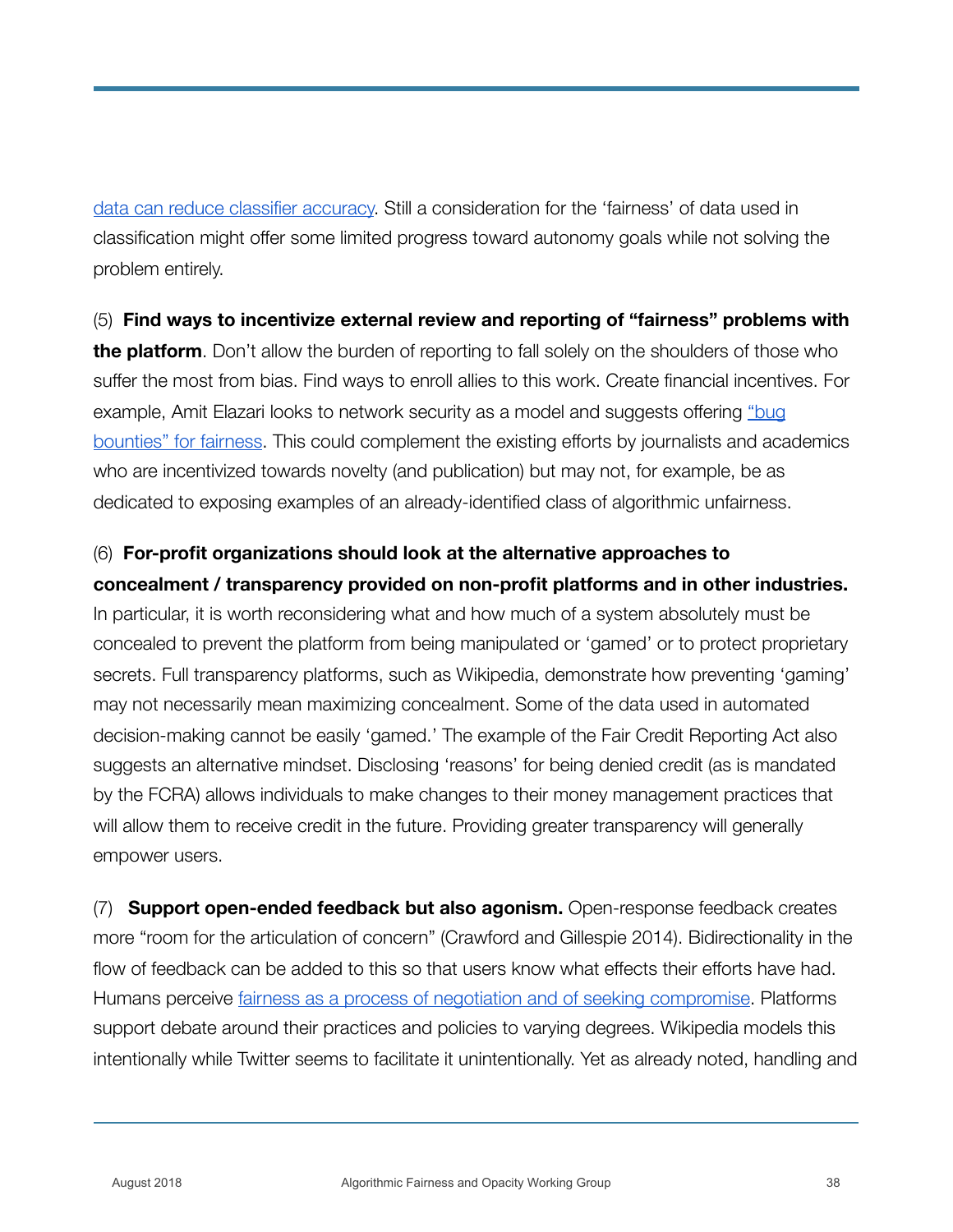data can reduce classifier accuracy. Still a consideration for the 'fairness' of data used in classification might offer some limited progress toward autonomy goals while not solving the problem entirely.

(5) **Find ways to incentivize external review and reporting of "fairness" problems with the platform**. Don't allow the burden of reporting to fall solely on the shoulders of those who suffer the most from bias. Find ways to enroll allies to this work. Create financial incentives. For example, Amit Elazari looks to network security as a model and suggests offering "bug bounties" for fairness. This could complement the existing efforts by journalists and academics who are incentivized towards novelty (and publication) but may not, for example, be as dedicated to exposing examples of an already-identified class of algorithmic unfairness.

(6) **For-profit organizations should look at the alternative approaches to concealment / transparency provided on non-profit platforms and in other industries.** In particular, it is worth reconsidering what and how much of a system absolutely must be concealed to prevent the platform from being manipulated or 'gamed' or to protect proprietary secrets. Full transparency platforms, such as Wikipedia, demonstrate how preventing 'gaming' may not necessarily mean maximizing concealment. Some of the data used in automated decision-making cannot be easily 'gamed.' The example of the Fair Credit Reporting Act also suggests an alternative mindset. Disclosing 'reasons' for being denied credit (as is mandated by the FCRA) allows individuals to make changes to their money management practices that will allow them to receive credit in the future. Providing greater transparency will generally empower users.

(7) **Support open-ended feedback but also agonism.** Open-response feedback creates more "room for the articulation of concern" (Crawford and Gillespie 2014). Bidirectionality in the flow of feedback can be added to this so that users know what effects their efforts have had. Humans perceive fairness as a process of negotiation and of seeking compromise. Platforms support debate around their practices and policies to varying degrees. Wikipedia models this intentionally while Twitter seems to facilitate it unintentionally. Yet as already noted, handling and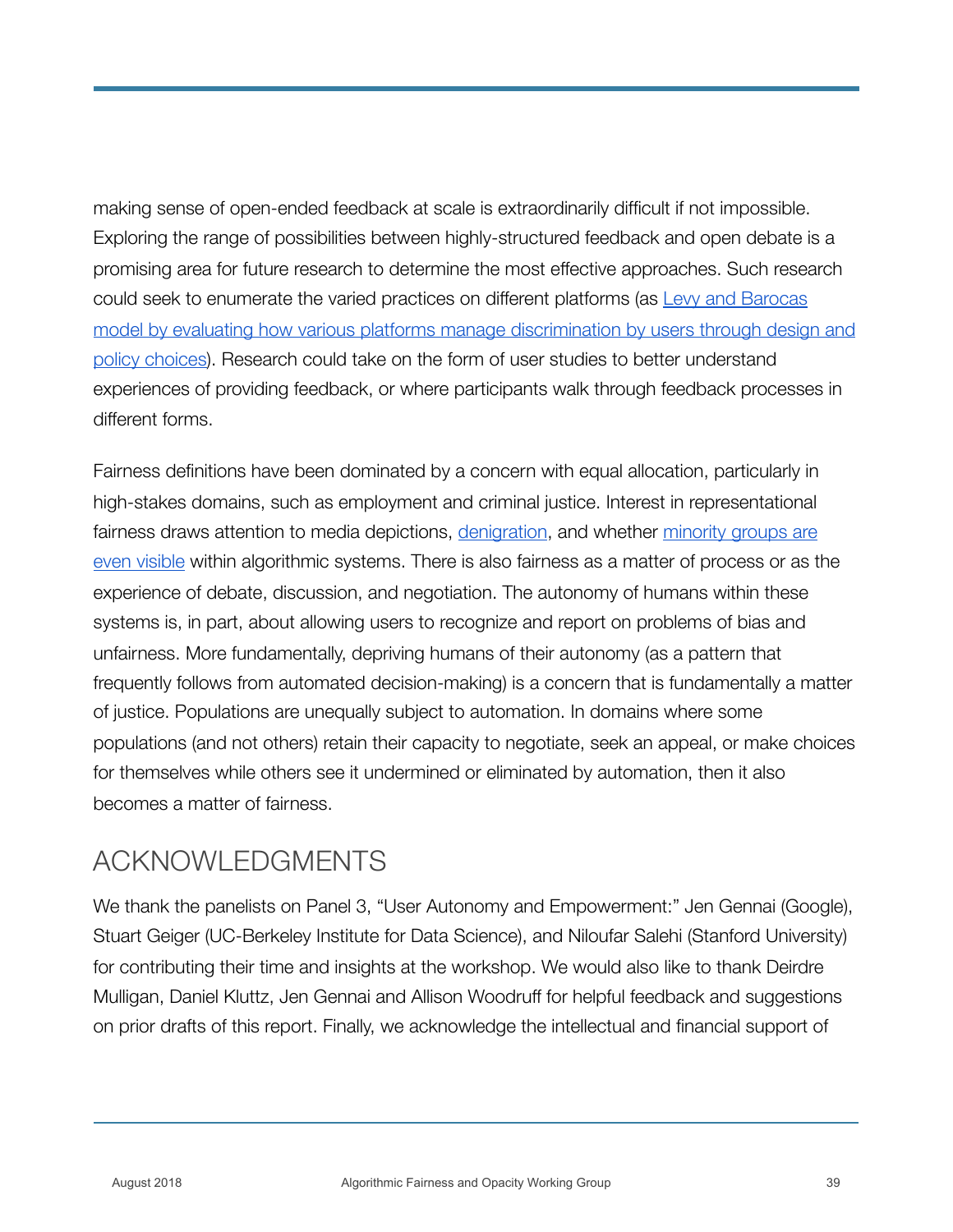making sense of open-ended feedback at scale is extraordinarily difficult if not impossible. Exploring the range of possibilities between highly-structured feedback and open debate is a promising area for future research to determine the most effective approaches. Such research could seek to enumerate the varied practices on different platforms (as Levy and Barocas model by evaluating how various platforms manage discrimination by users through design and policy choices). Research could take on the form of user studies to better understand experiences of providing feedback, or where participants walk through feedback processes in different forms.

Fairness definitions have been dominated by a concern with equal allocation, particularly in high-stakes domains, such as employment and criminal justice. Interest in representational fairness draws attention to media depictions, denigration, and whether minority groups are even visible within algorithmic systems. There is also fairness as a matter of process or as the experience of debate, discussion, and negotiation. The autonomy of humans within these systems is, in part, about allowing users to recognize and report on problems of bias and unfairness. More fundamentally, depriving humans of their autonomy (as a pattern that frequently follows from automated decision-making) is a concern that is fundamentally a matter of justice. Populations are unequally subject to automation. In domains where some populations (and not others) retain their capacity to negotiate, seek an appeal, or make choices for themselves while others see it undermined or eliminated by automation, then it also becomes a matter of fairness.

## ACKNOWLEDGMENTS

We thank the panelists on Panel 3, "User Autonomy and Empowerment:" Jen Gennai (Google), Stuart Geiger (UC-Berkeley Institute for Data Science), and Niloufar Salehi (Stanford University) for contributing their time and insights at the workshop. We would also like to thank Deirdre Mulligan, Daniel Kluttz, Jen Gennai and Allison Woodruff for helpful feedback and suggestions on prior drafts of this report. Finally, we acknowledge the intellectual and financial support of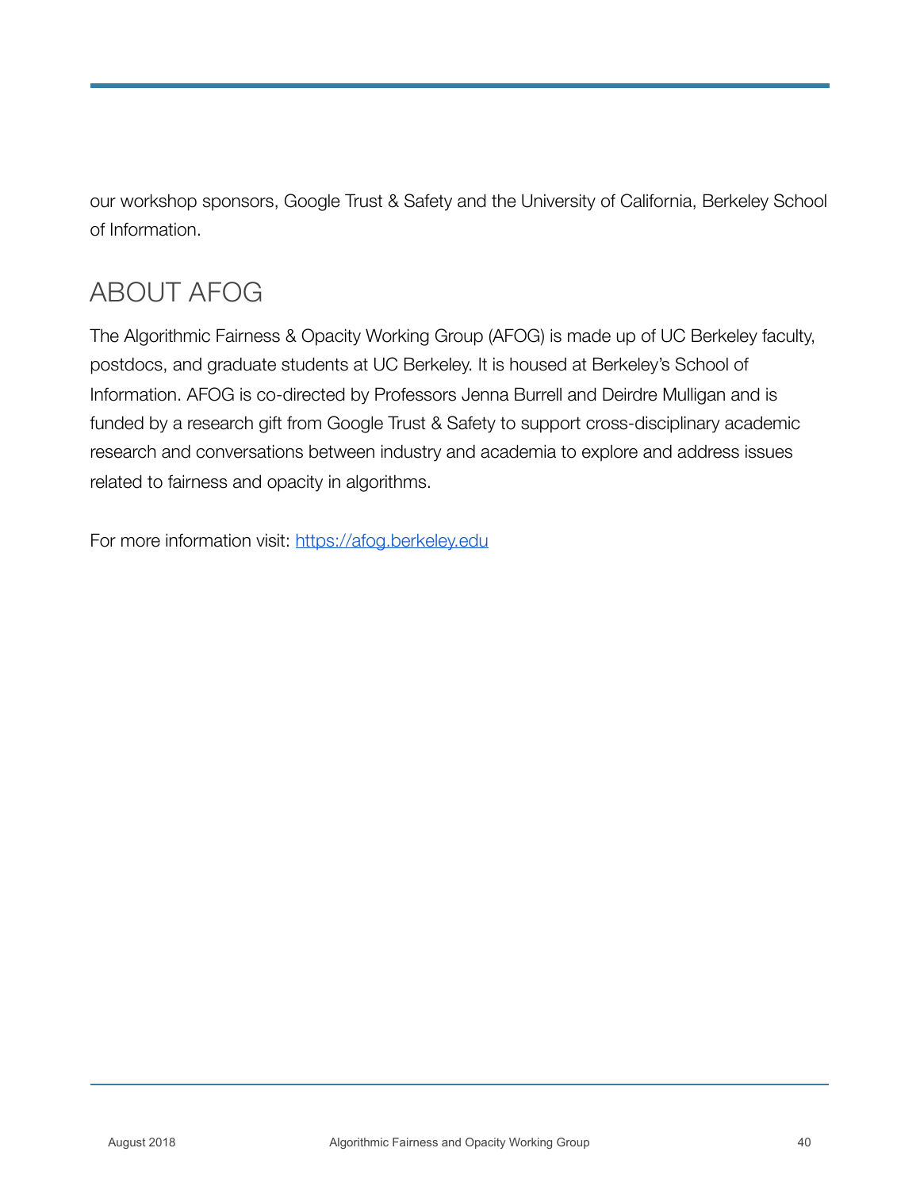our workshop sponsors, Google Trust & Safety and the University of California, Berkeley School of Information.

## ABOUT AFOG

The Algorithmic Fairness & Opacity Working Group (AFOG) is made up of UC Berkeley faculty, postdocs, and graduate students at UC Berkeley. It is housed at Berkeley's School of Information. AFOG is co-directed by Professors Jenna Burrell and Deirdre Mulligan and is funded by a research gift from Google Trust & Safety to support cross-disciplinary academic research and conversations between industry and academia to explore and address issues related to fairness and opacity in algorithms.

For more information visit: https://afog.berkeley.edu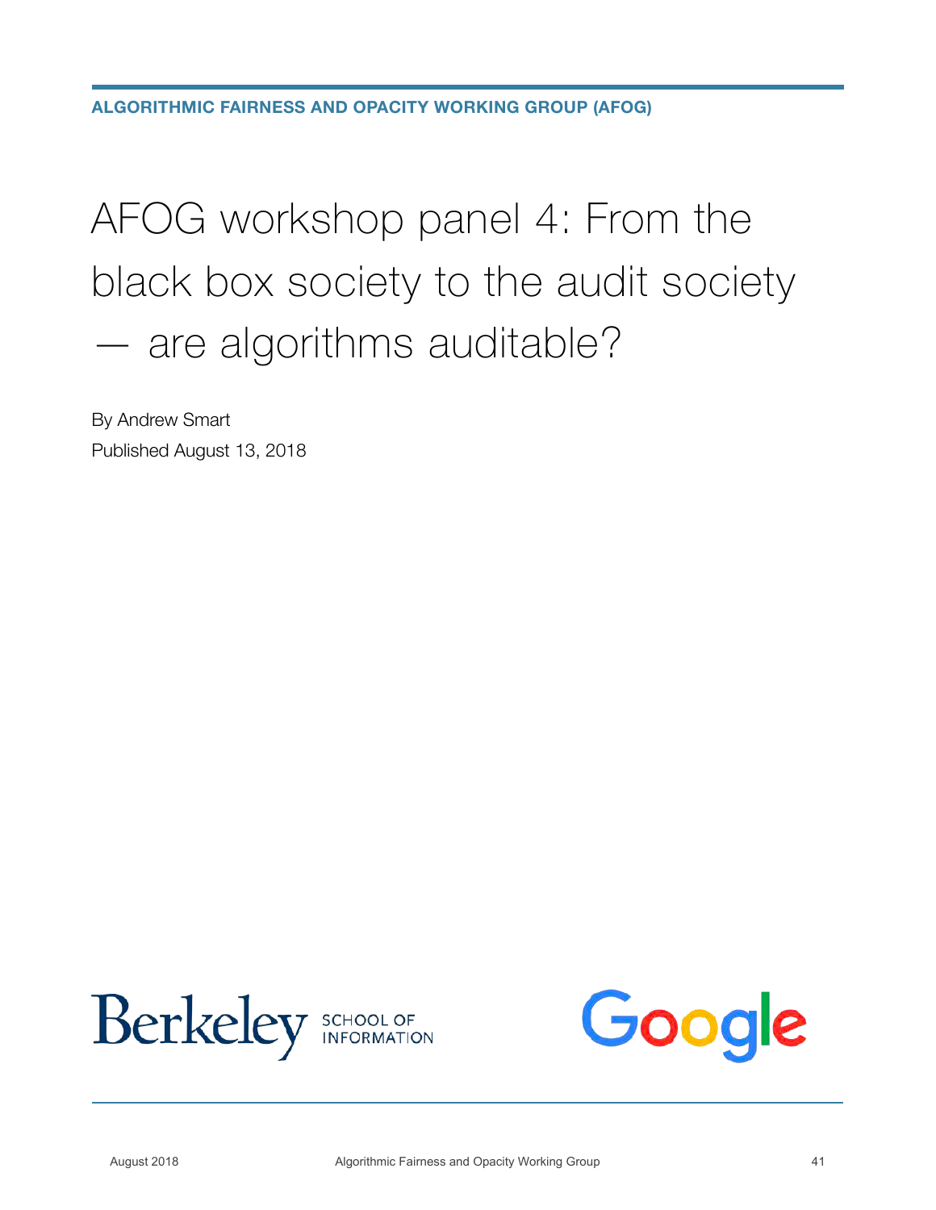ALGORITHMIC FAIRNESS AND OPACITY WORKING GROUP (AFOG)

# AFOG workshop panel 4: From the black box society to the audit society — are algorithms auditable?

By Andrew Smart

Published August 13, 2018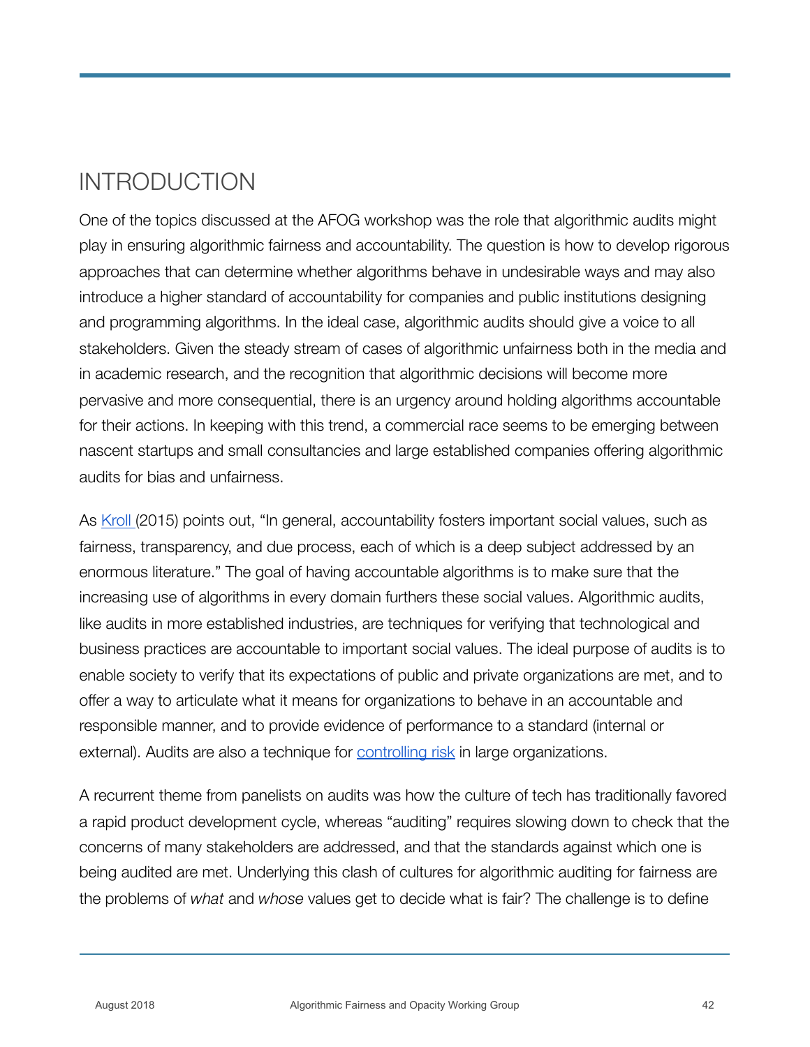# INTRODUCTION

One of the topics discussed at the AFOG workshop was the role that algorithmic audits might play in ensuring algorithmic fairness and accountability. The question is how to develop rigorous approaches that can determine whether algorithms behave in undesirable ways and may also introduce a higher standard of accountability for companies and public institutions designing and programming algorithms. In the ideal case, algorithmic audits should give a voice to all stakeholders. Given the steady stream of cases of algorithmic unfairness both in the media and in academic research, and the recognition that algorithmic decisions will become more pervasive and more consequential, there is an urgency around holding algorithms accountable for their actions. In keeping with this trend, a commercial race seems to be emerging between nascent startups and small consultancies and large established companies offering algorithmic audits for bias and unfairness.

As Kroll (2015) points out, "In general, accountability fosters important social values, such as fairness, transparency, and due process, each of which is a deep subject addressed by an enormous literature." The goal of having accountable algorithms is to make sure that the increasing use of algorithms in every domain furthers these social values. Algorithmic audits, like audits in more established industries, are techniques for verifying that technological and business practices are accountable to important social values. The ideal purpose of audits is to enable society to verify that its expectations of public and private organizations are met, and to offer a way to articulate what it means for organizations to behave in an accountable and responsible manner, and to provide evidence of performance to a standard (internal or external). Audits are also a technique for controlling risk in large organizations.

A recurrent theme from panelists on audits was how the culture of tech has traditionally favored a rapid product development cycle, whereas "auditing" requires slowing down to check that the concerns of many stakeholders are addressed, and that the standards against which one is being audited are met. Underlying this clash of cultures for algorithmic auditing for fairness are the problems of *what* and *whose* values get to decide what is fair? The challenge is to define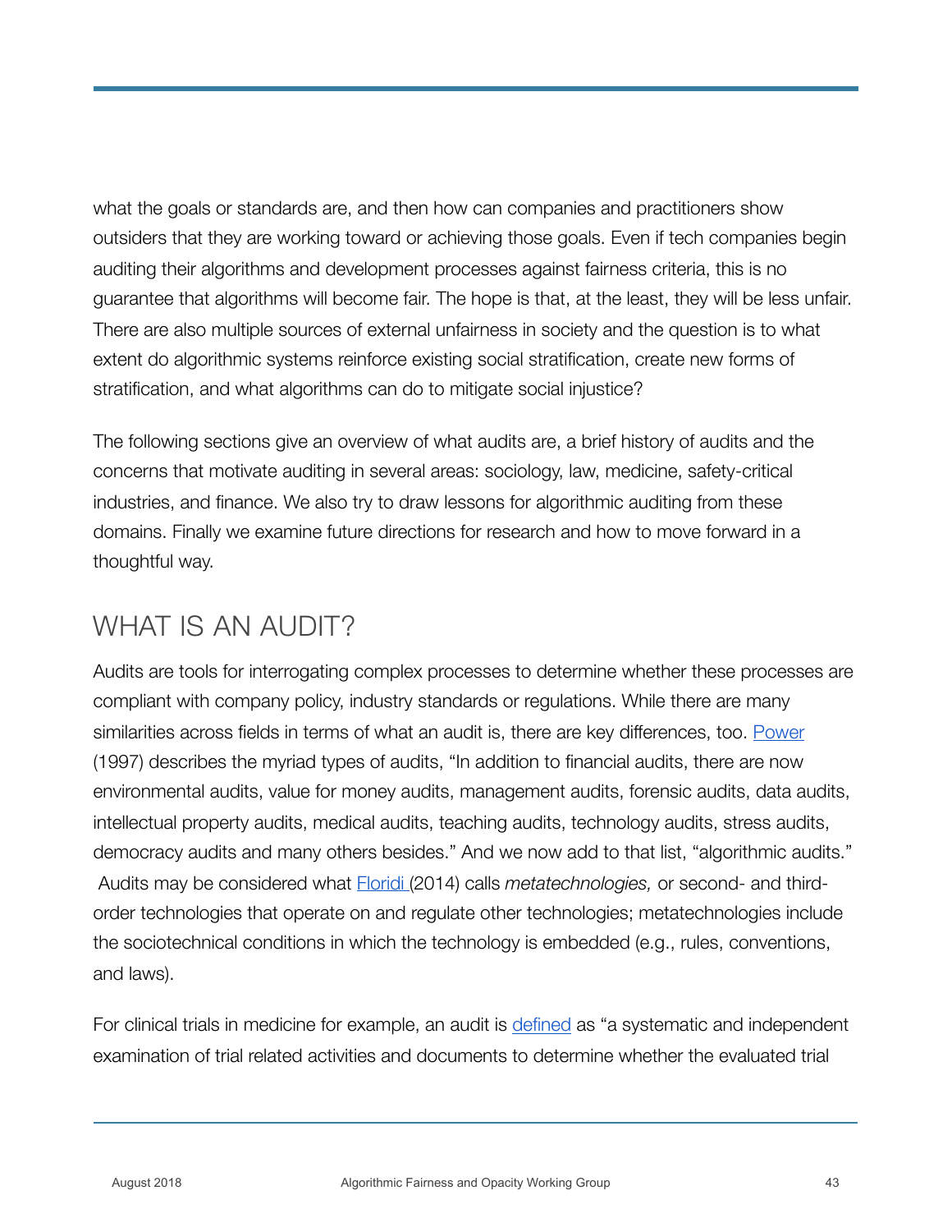what the goals or standards are, and then how can companies and practitioners show outsiders that they are working toward or achieving those goals. Even if tech companies begin auditing their algorithms and development processes against fairness criteria, this is no guarantee that algorithms will become fair. The hope is that, at the least, they will be less unfair. There are also multiple sources of external unfairness in society and the question is to what extent do algorithmic systems reinforce existing social stratification, create new forms of stratification, and what algorithms can do to mitigate social injustice?

The following sections give an overview of what audits are, a brief history of audits and the concerns that motivate auditing in several areas: sociology, law, medicine, safety-critical industries, and finance. We also try to draw lessons for algorithmic auditing from these domains. Finally we examine future directions for research and how to move forward in a thoughtful way.

## WHAT IS AN AUDIT?

Audits are tools for interrogating complex processes to determine whether these processes are compliant with company policy, industry standards or regulations. While there are many similarities across fields in terms of what an audit is, there are key differences, too. Power (1997) describes the myriad types of audits, "In addition to financial audits, there are now environmental audits, value for money audits, management audits, forensic audits, data audits, intellectual property audits, medical audits, teaching audits, technology audits, stress audits, democracy audits and many others besides." And we now add to that list, "algorithmic audits." Audits may be considered what Floridi (2014) calls *metatechnologies,* or second- and third-order technologies that operate on and regulate other technologies; metatechnologies include the sociotechnical conditions in which the technology is embedded (e.g., rules, conventions, and laws).

For clinical trials in medicine for example, an audit is defined as "a systematic and independent examination of trial related activities and documents to determine whether the evaluated trial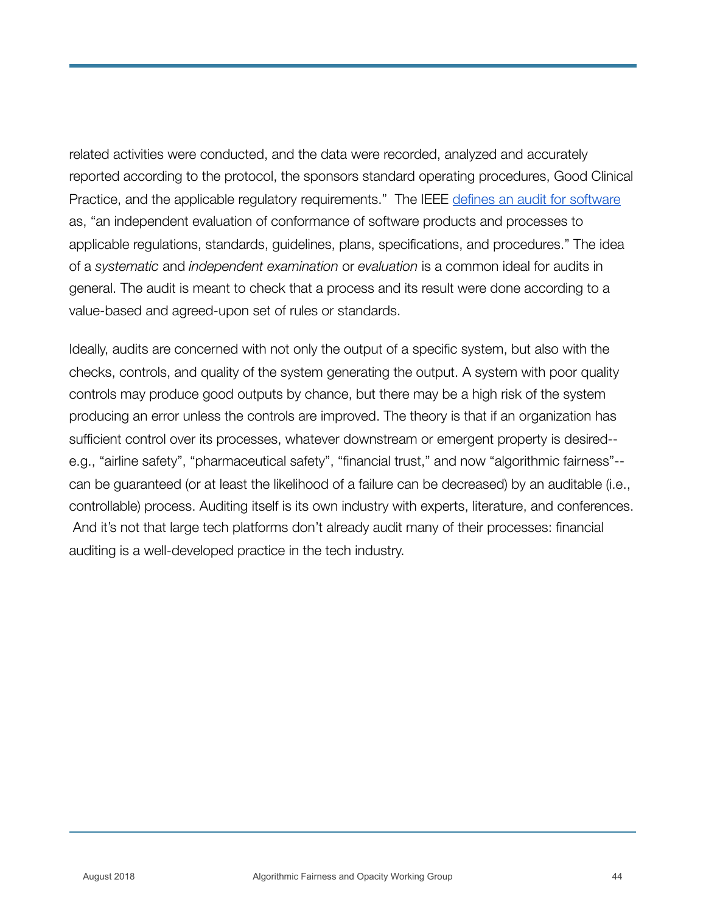related activities were conducted, and the data were recorded, analyzed and accurately reported according to the protocol, the sponsors standard operating procedures, Good Clinical Practice, and the applicable regulatory requirements."  The IEEE [defines an audit for software](#) as, "an independent evaluation of conformance of software products and processes to applicable regulations, standards, guidelines, plans, specifications, and procedures." The idea of a *systematic* and *independent examination* or *evaluation* is a common ideal for audits in general. The audit is meant to check that a process and its result were done according to a value-based and agreed-upon set of rules or standards.

Ideally, audits are concerned with not only the output of a specific system, but also with the checks, controls, and quality of the system generating the output. A system with poor quality controls may produce good outputs by chance, but there may be a high risk of the system producing an error unless the controls are improved. The theory is that if an organization has sufficient control over its processes, whatever downstream or emergent property is desired--e.g., "airline safety", "pharmaceutical safety", "financial trust," and now "algorithmic fairness"--can be guaranteed (or at least the likelihood of a failure can be decreased) by an auditable (i.e., controllable) process. Auditing itself is its own industry with experts, literature, and conferences. And it's not that large tech platforms don't already audit many of their processes: financial auditing is a well-developed practice in the tech industry.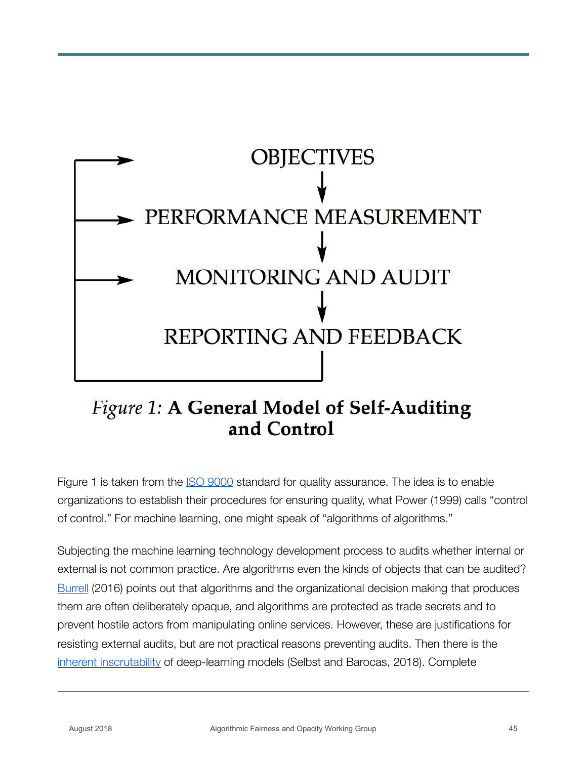OBJECTIVES

↓

PERFORMANCE MEASUREMENT

↓

MONITORING AND AUDIT

↓

REPORTING AND FEEDBACK

*Figure 1:* **A General Model of Self-Auditing and Control**

Figure 1 is taken from the ISO 9000 standard for quality assurance. The idea is to enable organizations to establish their procedures for ensuring quality, what Power (1999) calls "control of control." For machine learning, one might speak of "algorithms of algorithms."

Subjecting the machine learning technology development process to audits whether internal or external is not common practice. Are algorithms even the kinds of objects that can be audited? Burrell (2016) points out that algorithms and the organizational decision making that produces them are often deliberately opaque, and algorithms are protected as trade secrets and to prevent hostile actors from manipulating online services. However, these are justifications for resisting external audits, but are not practical reasons preventing audits. Then there is the inherent inscrutability of deep-learning models (Selbst and Barocas, 2018). Complete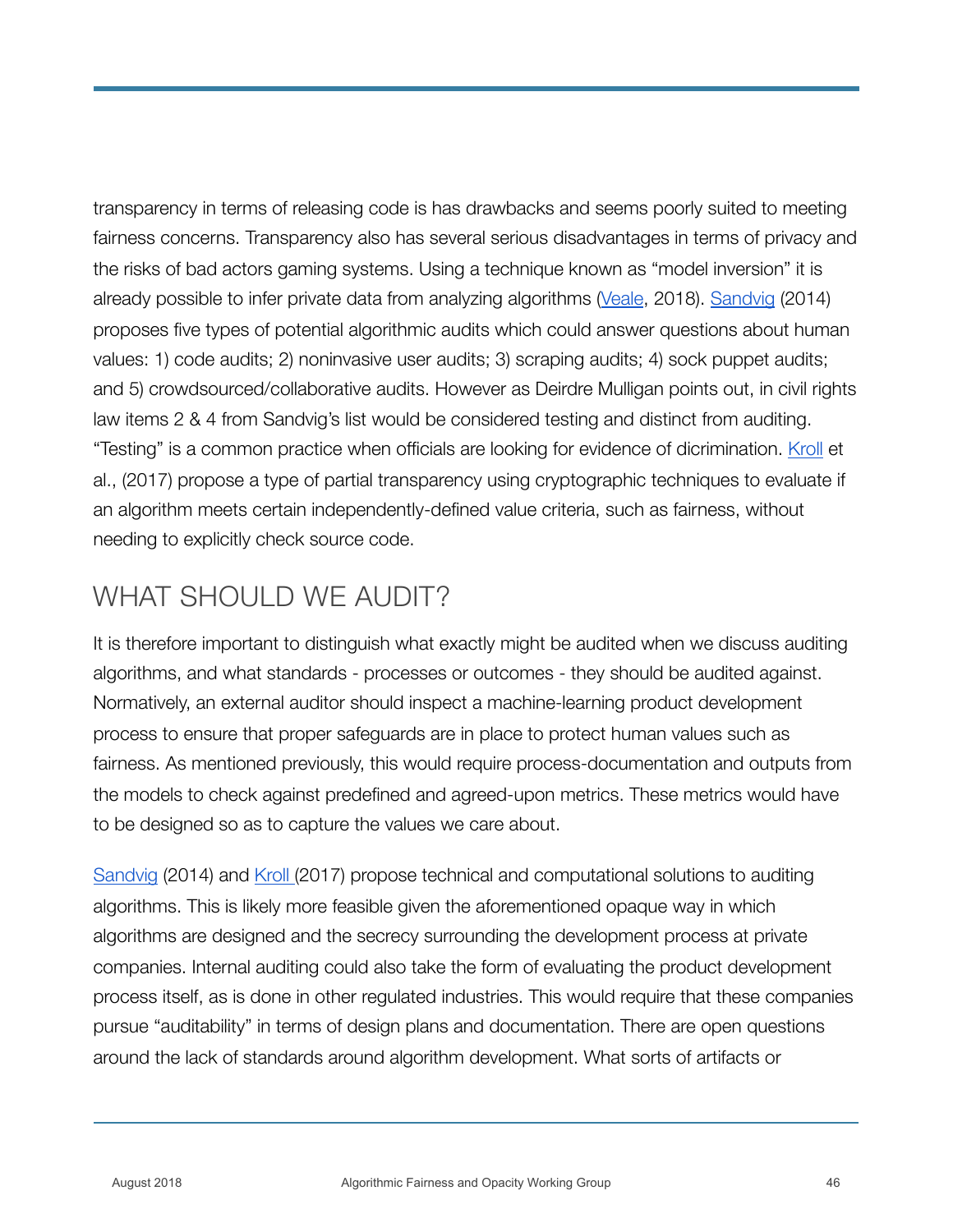transparency in terms of releasing code is has drawbacks and seems poorly suited to meeting fairness concerns. Transparency also has several serious disadvantages in terms of privacy and the risks of bad actors gaming systems. Using a technique known as "model inversion" it is already possible to infer private data from analyzing algorithms (Veale, 2018). Sandvig (2014) proposes five types of potential algorithmic audits which could answer questions about human values: 1) code audits; 2) noninvasive user audits; 3) scraping audits; 4) sock puppet audits; and 5) crowdsourced/collaborative audits. However as Deirdre Mulligan points out, in civil rights law items 2 & 4 from Sandvig's list would be considered testing and distinct from auditing. "Testing" is a common practice when officials are looking for evidence of dicrimination. Kroll et al., (2017) propose a type of partial transparency using cryptographic techniques to evaluate if an algorithm meets certain independently-defined value criteria, such as fairness, without needing to explicitly check source code.

## WHAT SHOULD WE AUDIT?

It is therefore important to distinguish what exactly might be audited when we discuss auditing algorithms, and what standards - processes or outcomes - they should be audited against. Normatively, an external auditor should inspect a machine-learning product development process to ensure that proper safeguards are in place to protect human values such as fairness. As mentioned previously, this would require process-documentation and outputs from the models to check against predefined and agreed-upon metrics. These metrics would have to be designed so as to capture the values we care about.

Sandvig (2014) and Kroll (2017) propose technical and computational solutions to auditing algorithms. This is likely more feasible given the aforementioned opaque way in which algorithms are designed and the secrecy surrounding the development process at private companies. Internal auditing could also take the form of evaluating the product development process itself, as is done in other regulated industries. This would require that these companies pursue "auditability" in terms of design plans and documentation. There are open questions around the lack of standards around algorithm development. What sorts of artifacts or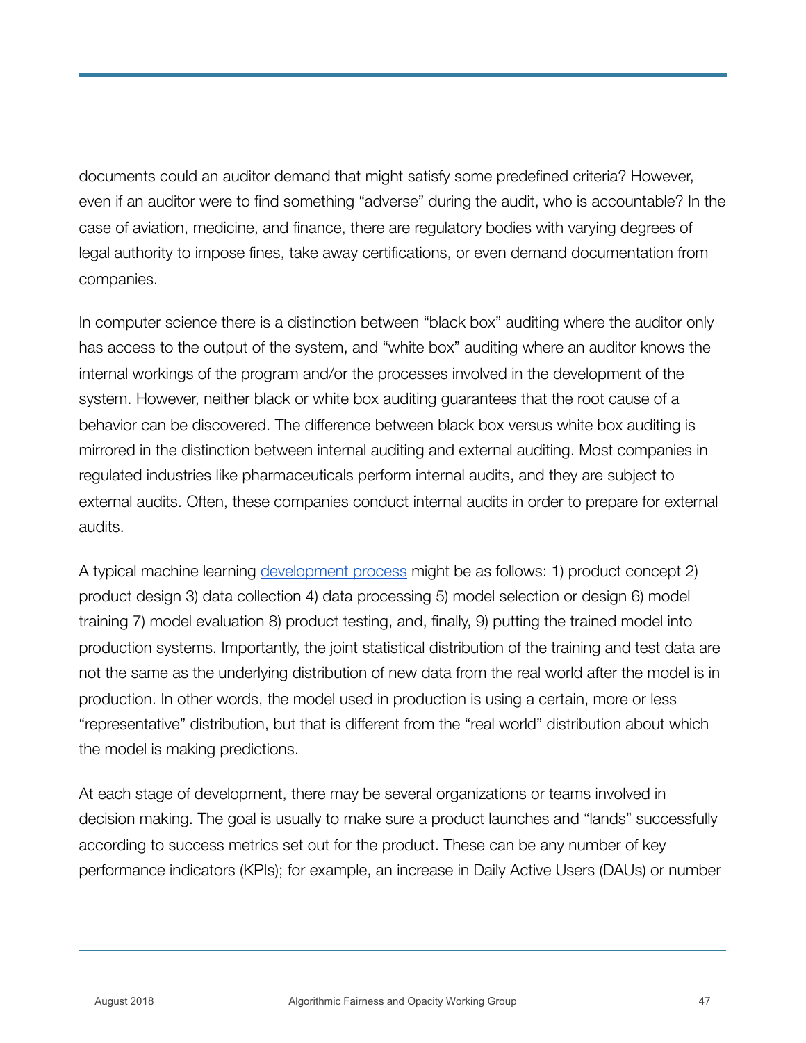documents could an auditor demand that might satisfy some predefined criteria? However, even if an auditor were to find something "adverse" during the audit, who is accountable? In the case of aviation, medicine, and finance, there are regulatory bodies with varying degrees of legal authority to impose fines, take away certifications, or even demand documentation from companies.

In computer science there is a distinction between "black box" auditing where the auditor only has access to the output of the system, and "white box" auditing where an auditor knows the internal workings of the program and/or the processes involved in the development of the system. However, neither black or white box auditing guarantees that the root cause of a behavior can be discovered. The difference between black box versus white box auditing is mirrored in the distinction between internal auditing and external auditing. Most companies in regulated industries like pharmaceuticals perform internal audits, and they are subject to external audits. Often, these companies conduct internal audits in order to prepare for external audits.

A typical machine learning development process might be as follows: 1) product concept 2) product design 3) data collection 4) data processing 5) model selection or design 6) model training 7) model evaluation 8) product testing, and, finally, 9) putting the trained model into production systems. Importantly, the joint statistical distribution of the training and test data are not the same as the underlying distribution of new data from the real world after the model is in production. In other words, the model used in production is using a certain, more or less "representative" distribution, but that is different from the "real world" distribution about which the model is making predictions.

At each stage of development, there may be several organizations or teams involved in decision making. The goal is usually to make sure a product launches and "lands" successfully according to success metrics set out for the product. These can be any number of key performance indicators (KPIs); for example, an increase in Daily Active Users (DAUs) or number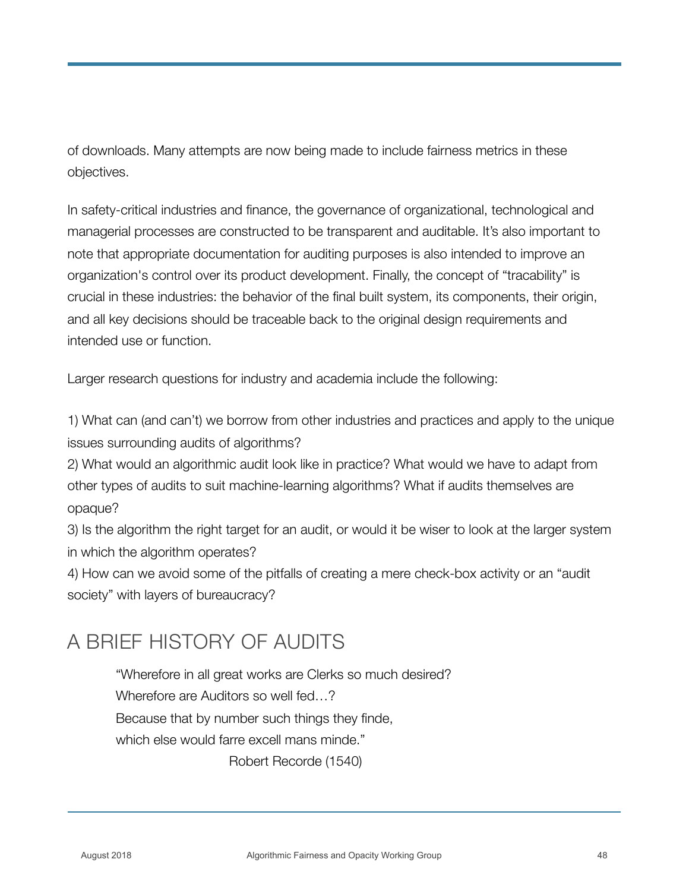of downloads. Many attempts are now being made to include fairness metrics in these objectives.

In safety-critical industries and finance, the governance of organizational, technological and managerial processes are constructed to be transparent and auditable. It's also important to note that appropriate documentation for auditing purposes is also intended to improve an organization's control over its product development. Finally, the concept of "tracability" is crucial in these industries: the behavior of the final built system, its components, their origin, and all key decisions should be traceable back to the original design requirements and intended use or function.

Larger research questions for industry and academia include the following:

1) What can (and can't) we borrow from other industries and practices and apply to the unique issues surrounding audits of algorithms?
2) What would an algorithmic audit look like in practice? What would we have to adapt from other types of audits to suit machine-learning algorithms? What if audits themselves are opaque?
3) Is the algorithm the right target for an audit, or would it be wiser to look at the larger system in which the algorithm operates?
4) How can we avoid some of the pitfalls of creating a mere check-box activity or an "audit society" with layers of bureaucracy?

## A BRIEF HISTORY OF AUDITS

> "Wherefore in all great works are Clerks so much desired?
> Wherefore are Auditors so well fed…?
> Because that by number such things they finde,
> which else would farre excell mans minde."
>
> Robert Recorde (1540)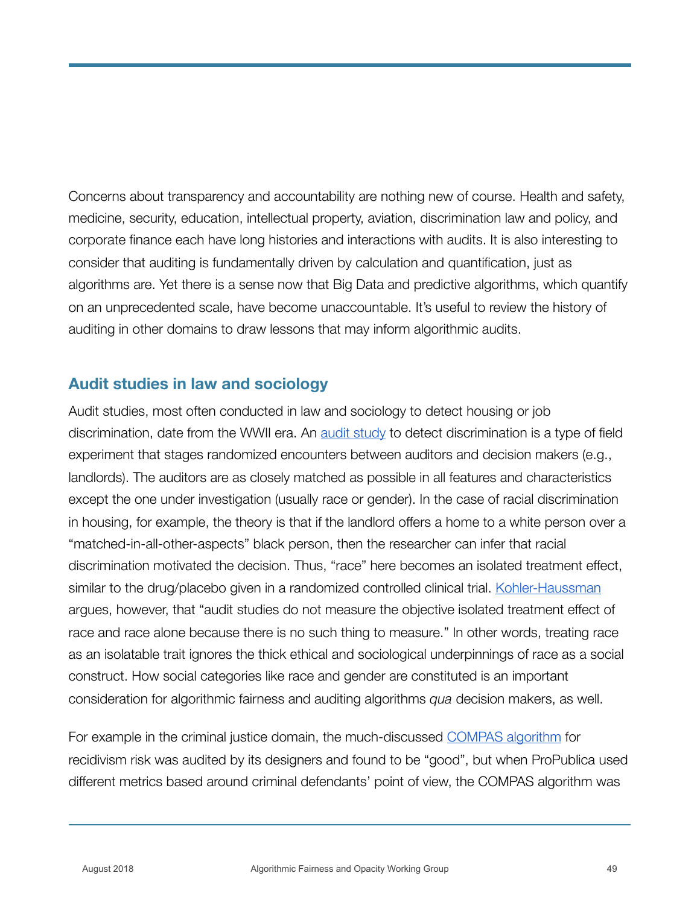Concerns about transparency and accountability are nothing new of course. Health and safety, medicine, security, education, intellectual property, aviation, discrimination law and policy, and corporate finance each have long histories and interactions with audits. It is also interesting to consider that auditing is fundamentally driven by calculation and quantification, just as algorithms are. Yet there is a sense now that Big Data and predictive algorithms, which quantify on an unprecedented scale, have become unaccountable. It's useful to review the history of auditing in other domains to draw lessons that may inform algorithmic audits.

## Audit studies in law and sociology

Audit studies, most often conducted in law and sociology to detect housing or job discrimination, date from the WWII era. An audit study to detect discrimination is a type of field experiment that stages randomized encounters between auditors and decision makers (e.g., landlords). The auditors are as closely matched as possible in all features and characteristics except the one under investigation (usually race or gender). In the case of racial discrimination in housing, for example, the theory is that if the landlord offers a home to a white person over a "matched-in-all-other-aspects" black person, then the researcher can infer that racial discrimination motivated the decision. Thus, "race" here becomes an isolated treatment effect, similar to the drug/placebo given in a randomized controlled clinical trial. Kohler-Haussman argues, however, that "audit studies do not measure the objective isolated treatment effect of race and race alone because there is no such thing to measure." In other words, treating race as an isolatable trait ignores the thick ethical and sociological underpinnings of race as a social construct. How social categories like race and gender are constituted is an important consideration for algorithmic fairness and auditing algorithms *qua* decision makers, as well.

For example in the criminal justice domain, the much-discussed COMPAS algorithm for recidivism risk was audited by its designers and found to be "good", but when ProPublica used different metrics based around criminal defendants' point of view, the COMPAS algorithm was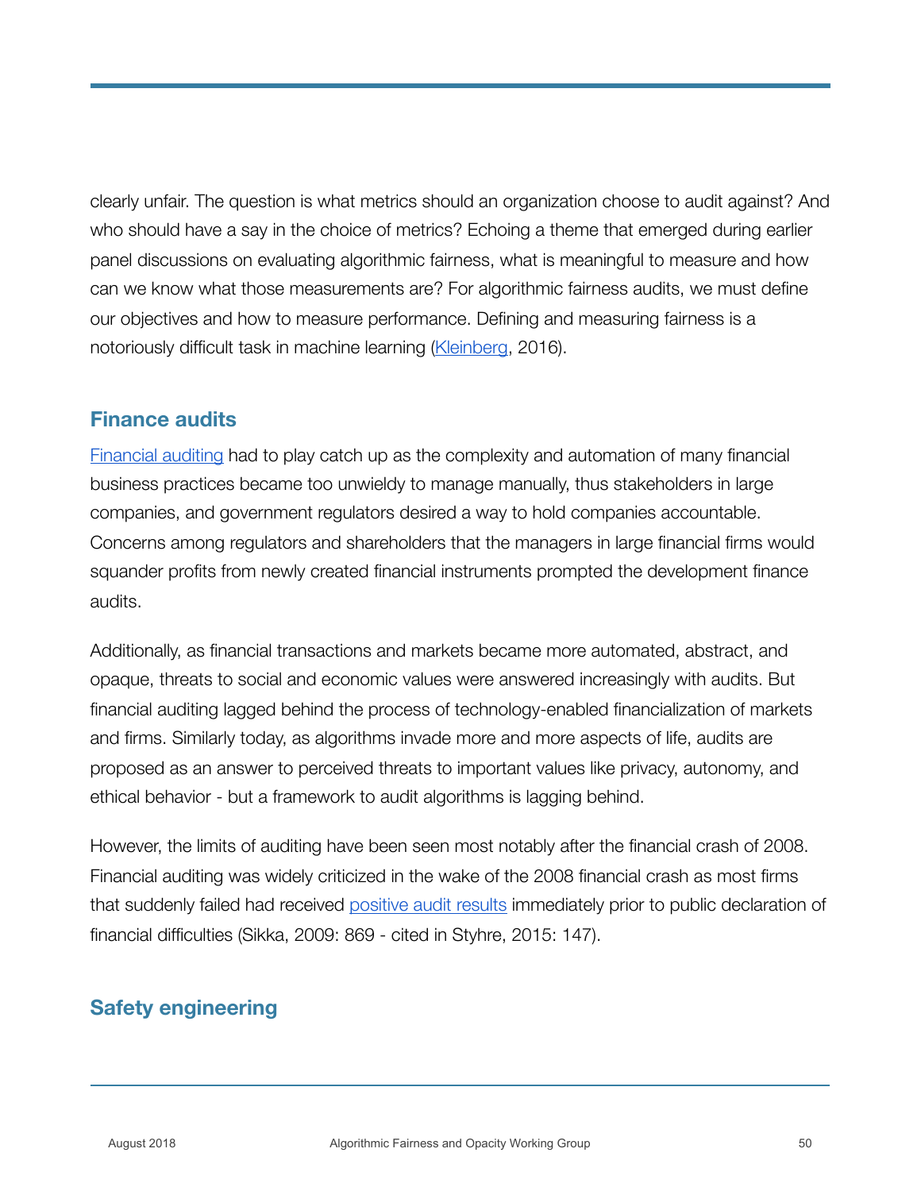clearly unfair. The question is what metrics should an organization choose to audit against? And who should have a say in the choice of metrics? Echoing a theme that emerged during earlier panel discussions on evaluating algorithmic fairness, what is meaningful to measure and how can we know what those measurements are? For algorithmic fairness audits, we must define our objectives and how to measure performance. Defining and measuring fairness is a notoriously difficult task in machine learning (Kleinberg, 2016).

## Finance audits

Financial auditing had to play catch up as the complexity and automation of many financial business practices became too unwieldy to manage manually, thus stakeholders in large companies, and government regulators desired a way to hold companies accountable. Concerns among regulators and shareholders that the managers in large financial firms would squander profits from newly created financial instruments prompted the development finance audits.

Additionally, as financial transactions and markets became more automated, abstract, and opaque, threats to social and economic values were answered increasingly with audits. But financial auditing lagged behind the process of technology-enabled financialization of markets and firms. Similarly today, as algorithms invade more and more aspects of life, audits are proposed as an answer to perceived threats to important values like privacy, autonomy, and ethical behavior - but a framework to audit algorithms is lagging behind.

However, the limits of auditing have been seen most notably after the financial crash of 2008. Financial auditing was widely criticized in the wake of the 2008 financial crash as most firms that suddenly failed had received positive audit results immediately prior to public declaration of financial difficulties (Sikka, 2009: 869 - cited in Styhre, 2015: 147).

## Safety engineering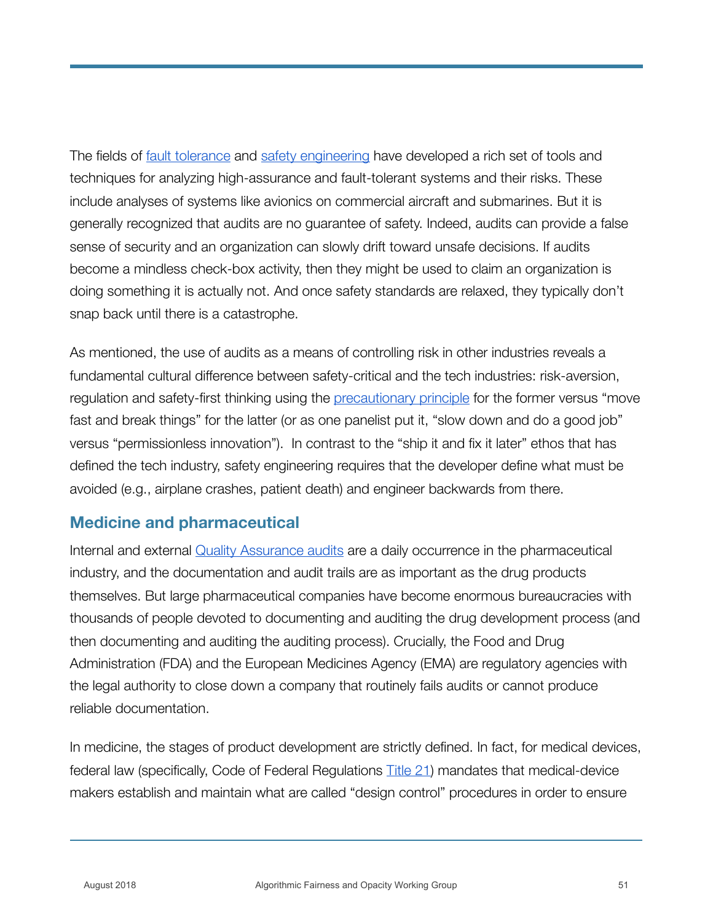The fields of fault tolerance and safety engineering have developed a rich set of tools and techniques for analyzing high-assurance and fault-tolerant systems and their risks. These include analyses of systems like avionics on commercial aircraft and submarines. But it is generally recognized that audits are no guarantee of safety. Indeed, audits can provide a false sense of security and an organization can slowly drift toward unsafe decisions. If audits become a mindless check-box activity, then they might be used to claim an organization is doing something it is actually not. And once safety standards are relaxed, they typically don't snap back until there is a catastrophe.

As mentioned, the use of audits as a means of controlling risk in other industries reveals a fundamental cultural difference between safety-critical and the tech industries: risk-aversion, regulation and safety-first thinking using the precautionary principle for the former versus "move fast and break things" for the latter (or as one panelist put it, "slow down and do a good job" versus "permissionless innovation"). In contrast to the "ship it and fix it later" ethos that has defined the tech industry, safety engineering requires that the developer define what must be avoided (e.g., airplane crashes, patient death) and engineer backwards from there.

## Medicine and pharmaceutical

Internal and external Quality Assurance audits are a daily occurrence in the pharmaceutical industry, and the documentation and audit trails are as important as the drug products themselves. But large pharmaceutical companies have become enormous bureaucracies with thousands of people devoted to documenting and auditing the drug development process (and then documenting and auditing the auditing process). Crucially, the Food and Drug Administration (FDA) and the European Medicines Agency (EMA) are regulatory agencies with the legal authority to close down a company that routinely fails audits or cannot produce reliable documentation.

In medicine, the stages of product development are strictly defined. In fact, for medical devices, federal law (specifically, Code of Federal Regulations Title 21) mandates that medical-device makers establish and maintain what are called "design control" procedures in order to ensure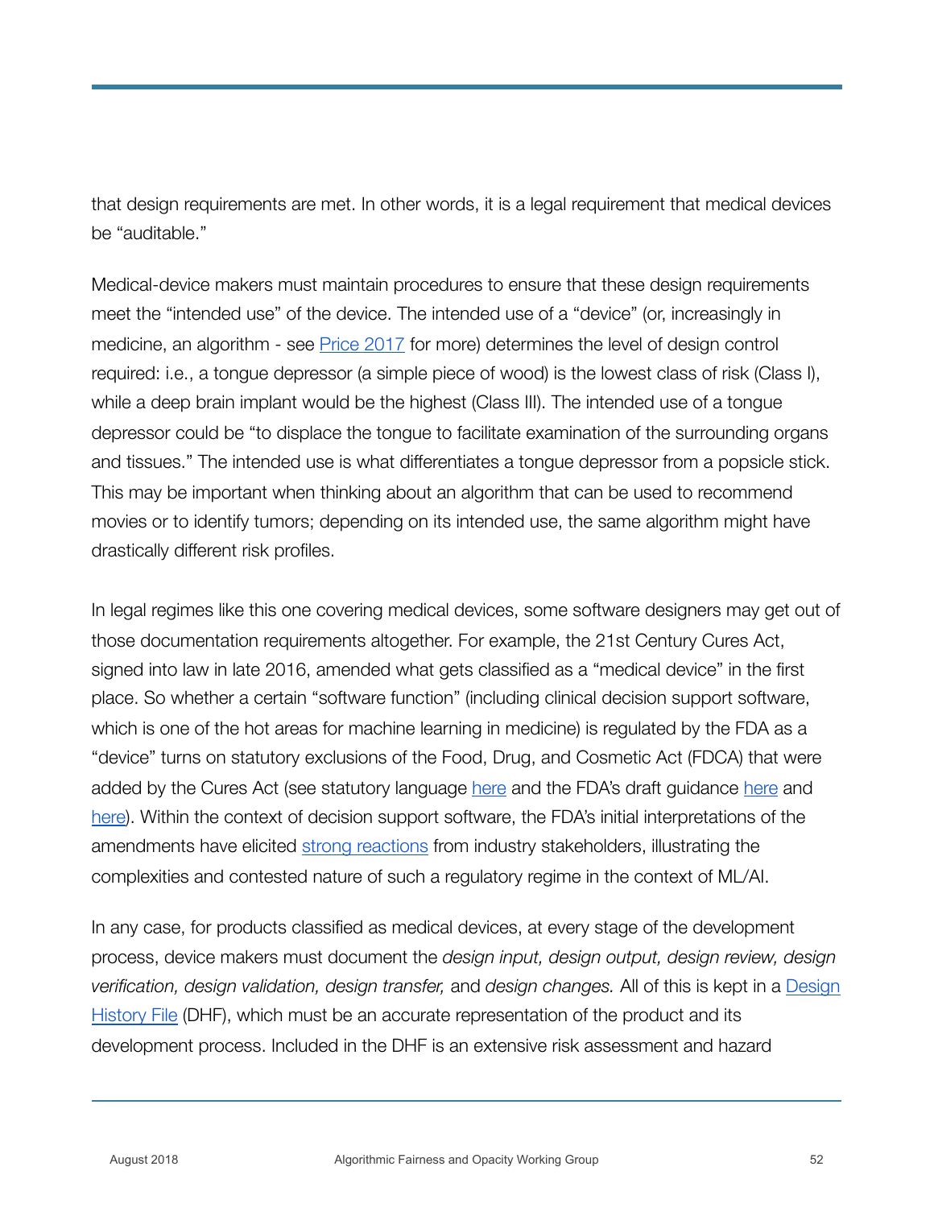that design requirements are met. In other words, it is a legal requirement that medical devices be "auditable."

Medical-device makers must maintain procedures to ensure that these design requirements meet the "intended use" of the device. The intended use of a "device" (or, increasingly in medicine, an algorithm - see Price 2017 for more) determines the level of design control required: i.e., a tongue depressor (a simple piece of wood) is the lowest class of risk (Class I), while a deep brain implant would be the highest (Class III). The intended use of a tongue depressor could be "to displace the tongue to facilitate examination of the surrounding organs and tissues." The intended use is what differentiates a tongue depressor from a popsicle stick. This may be important when thinking about an algorithm that can be used to recommend movies or to identify tumors; depending on its intended use, the same algorithm might have drastically different risk profiles.

In legal regimes like this one covering medical devices, some software designers may get out of those documentation requirements altogether. For example, the 21st Century Cures Act, signed into law in late 2016, amended what gets classified as a "medical device" in the first place. So whether a certain "software function" (including clinical decision support software, which is one of the hot areas for machine learning in medicine) is regulated by the FDA as a "device" turns on statutory exclusions of the Food, Drug, and Cosmetic Act (FDCA) that were added by the Cures Act (see statutory language here and the FDA's draft guidance here and here). Within the context of decision support software, the FDA's initial interpretations of the amendments have elicited strong reactions from industry stakeholders, illustrating the complexities and contested nature of such a regulatory regime in the context of ML/AI.

In any case, for products classified as medical devices, at every stage of the development process, device makers must document the *design input, design output, design review, design verification, design validation, design transfer,* and *design changes.* All of this is kept in a Design History File (DHF), which must be an accurate representation of the product and its development process. Included in the DHF is an extensive risk assessment and hazard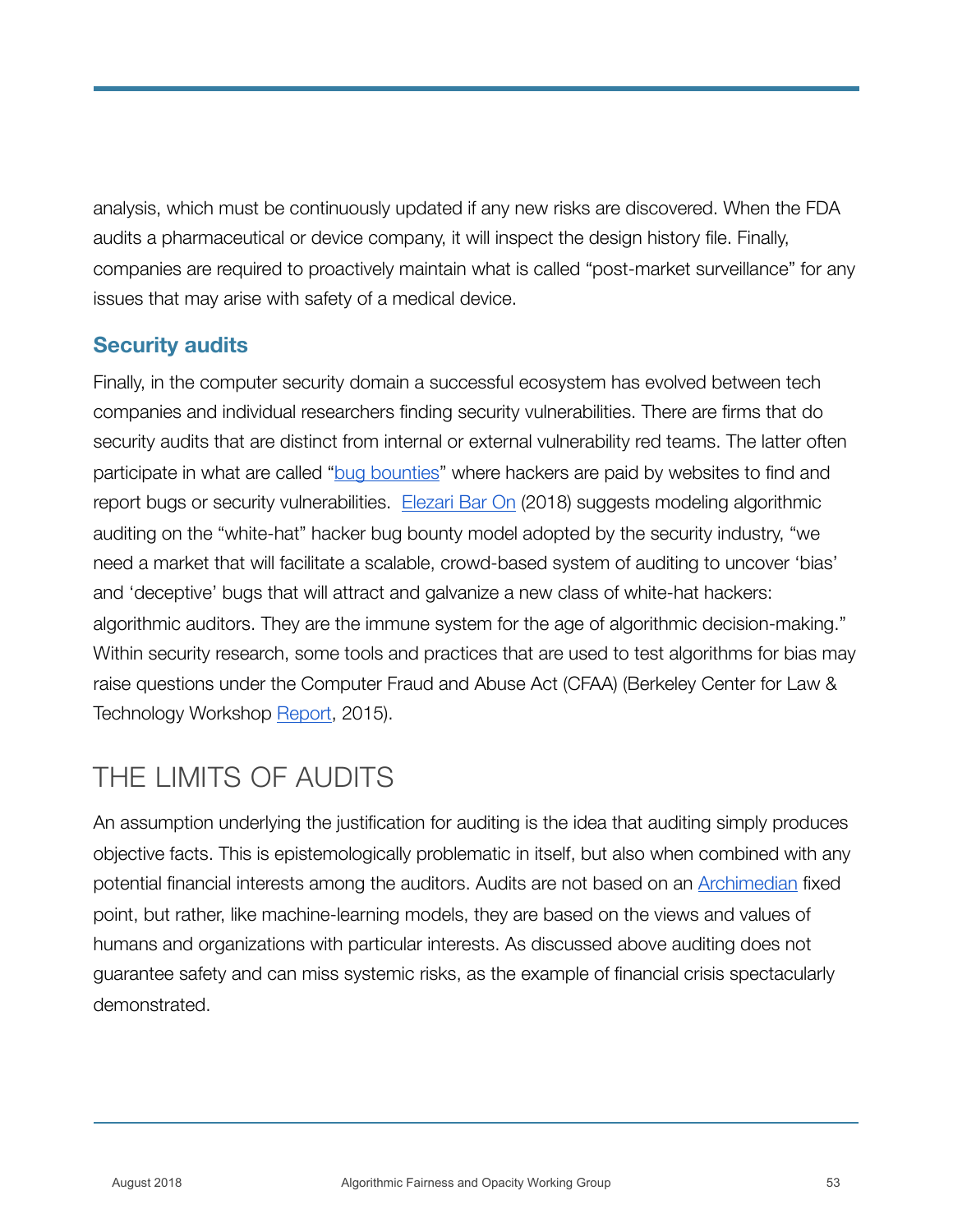analysis, which must be continuously updated if any new risks are discovered. When the FDA audits a pharmaceutical or device company, it will inspect the design history file. Finally, companies are required to proactively maintain what is called "post-market surveillance" for any issues that may arise with safety of a medical device.

### Security audits

Finally, in the computer security domain a successful ecosystem has evolved between tech companies and individual researchers finding security vulnerabilities. There are firms that do security audits that are distinct from internal or external vulnerability red teams. The latter often participate in what are called "bug bounties" where hackers are paid by websites to find and report bugs or security vulnerabilities. Elezari Bar On (2018) suggests modeling algorithmic auditing on the "white-hat" hacker bug bounty model adopted by the security industry, "we need a market that will facilitate a scalable, crowd-based system of auditing to uncover 'bias' and 'deceptive' bugs that will attract and galvanize a new class of white-hat hackers: algorithmic auditors. They are the immune system for the age of algorithmic decision-making." Within security research, some tools and practices that are used to test algorithms for bias may raise questions under the Computer Fraud and Abuse Act (CFAA) (Berkeley Center for Law & Technology Workshop Report, 2015).

## THE LIMITS OF AUDITS

An assumption underlying the justification for auditing is the idea that auditing simply produces objective facts. This is epistemologically problematic in itself, but also when combined with any potential financial interests among the auditors. Audits are not based on an Archimedian fixed point, but rather, like machine-learning models, they are based on the views and values of humans and organizations with particular interests. As discussed above auditing does not guarantee safety and can miss systemic risks, as the example of financial crisis spectacularly demonstrated.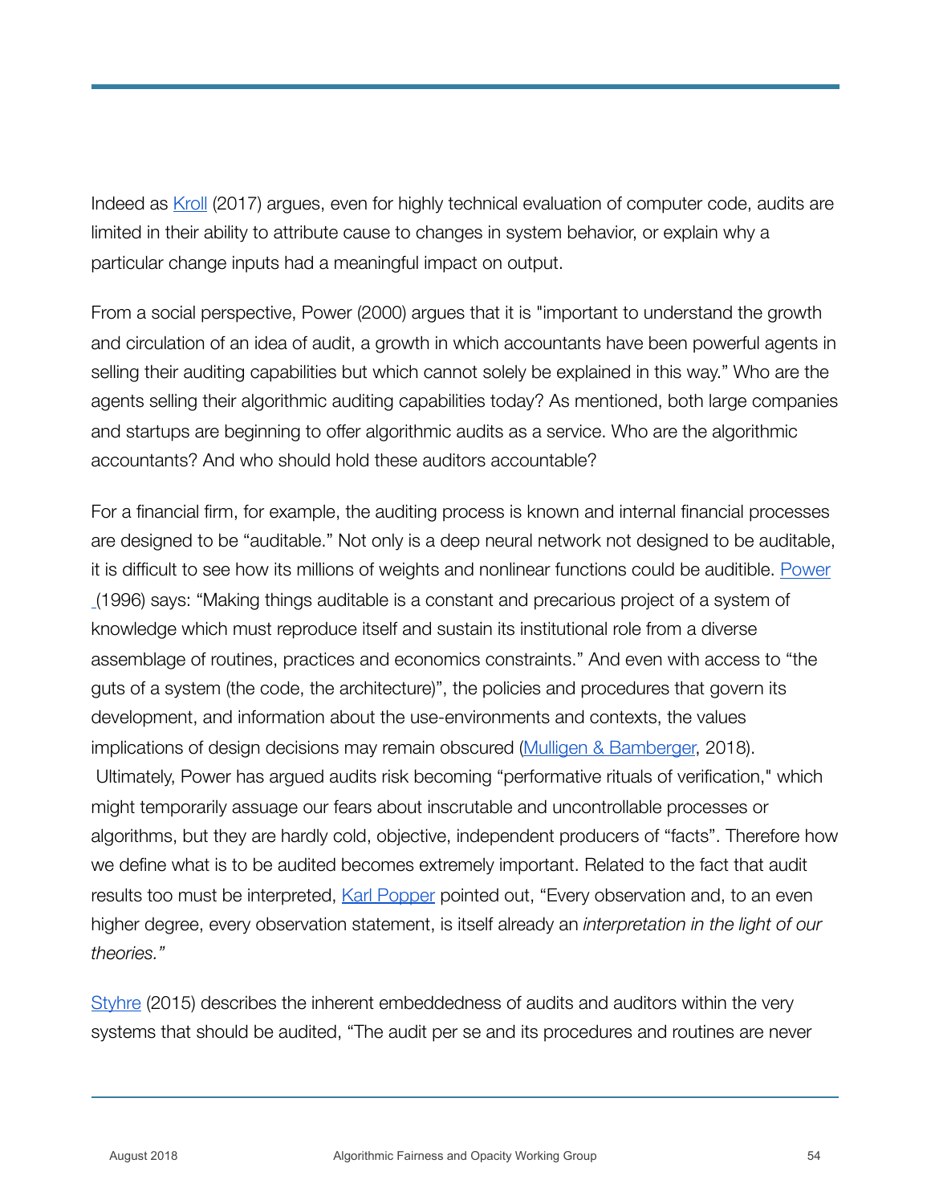Indeed as Kroll (2017) argues, even for highly technical evaluation of computer code, audits are limited in their ability to attribute cause to changes in system behavior, or explain why a particular change inputs had a meaningful impact on output.

From a social perspective, Power (2000) argues that it is "important to understand the growth and circulation of an idea of audit, a growth in which accountants have been powerful agents in selling their auditing capabilities but which cannot solely be explained in this way." Who are the agents selling their algorithmic auditing capabilities today? As mentioned, both large companies and startups are beginning to offer algorithmic audits as a service. Who are the algorithmic accountants? And who should hold these auditors accountable?

For a financial firm, for example, the auditing process is known and internal financial processes are designed to be "auditable." Not only is a deep neural network not designed to be auditable, it is difficult to see how its millions of weights and nonlinear functions could be auditible. Power (1996) says: "Making things auditable is a constant and precarious project of a system of knowledge which must reproduce itself and sustain its institutional role from a diverse assemblage of routines, practices and economics constraints." And even with access to "the guts of a system (the code, the architecture)", the policies and procedures that govern its development, and information about the use-environments and contexts, the values implications of design decisions may remain obscured (Mulligen & Bamberger, 2018). Ultimately, Power has argued audits risk becoming "performative rituals of verification," which might temporarily assuage our fears about inscrutable and uncontrollable processes or algorithms, but they are hardly cold, objective, independent producers of "facts". Therefore how we define what is to be audited becomes extremely important. Related to the fact that audit results too must be interpreted, Karl Popper pointed out, "Every observation and, to an even higher degree, every observation statement, is itself already an *interpretation in the light of our theories."*

Styhre (2015) describes the inherent embeddedness of audits and auditors within the very systems that should be audited, "The audit per se and its procedures and routines are never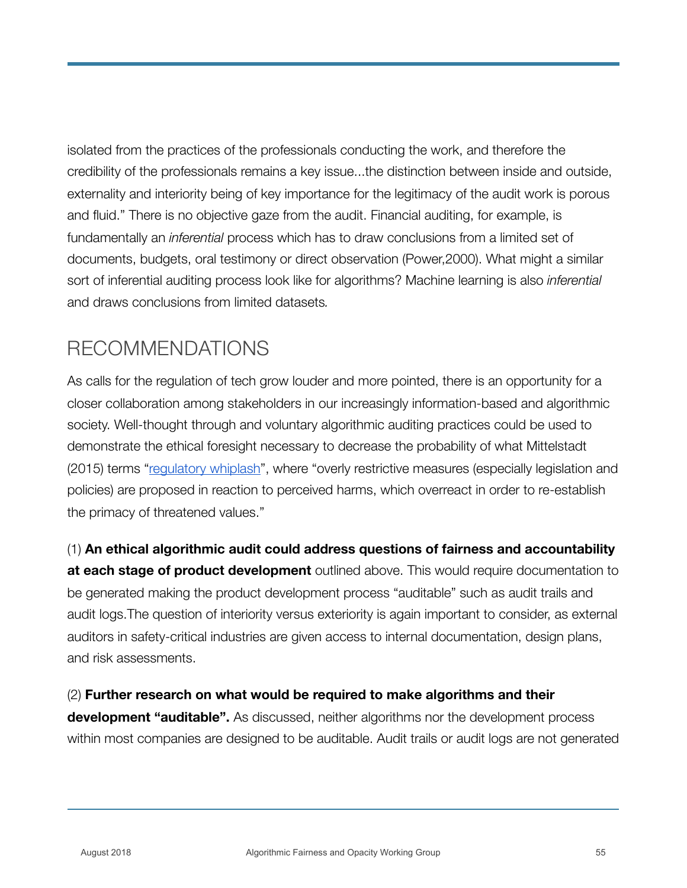isolated from the practices of the professionals conducting the work, and therefore the credibility of the professionals remains a key issue...the distinction between inside and outside, externality and interiority being of key importance for the legitimacy of the audit work is porous and fluid." There is no objective gaze from the audit. Financial auditing, for example, is fundamentally an *inferential* process which has to draw conclusions from a limited set of documents, budgets, oral testimony or direct observation (Power,2000). What might a similar sort of inferential auditing process look like for algorithms? Machine learning is also *inferential* and draws conclusions from limited datasets.

## RECOMMENDATIONS

As calls for the regulation of tech grow louder and more pointed, there is an opportunity for a closer collaboration among stakeholders in our increasingly information-based and algorithmic society. Well-thought through and voluntary algorithmic auditing practices could be used to demonstrate the ethical foresight necessary to decrease the probability of what Mittelstadt (2015) terms "[regulatory whiplash]", where "overly restrictive measures (especially legislation and policies) are proposed in reaction to perceived harms, which overreact in order to re-establish the primacy of threatened values."

(1) **An ethical algorithmic audit could address questions of fairness and accountability at each stage of product development** outlined above. This would require documentation to be generated making the product development process "auditable" such as audit trails and audit logs.The question of interiority versus exteriority is again important to consider, as external auditors in safety-critical industries are given access to internal documentation, design plans, and risk assessments.

(2) **Further research on what would be required to make algorithms and their development "auditable".** As discussed, neither algorithms nor the development process within most companies are designed to be auditable. Audit trails or audit logs are not generated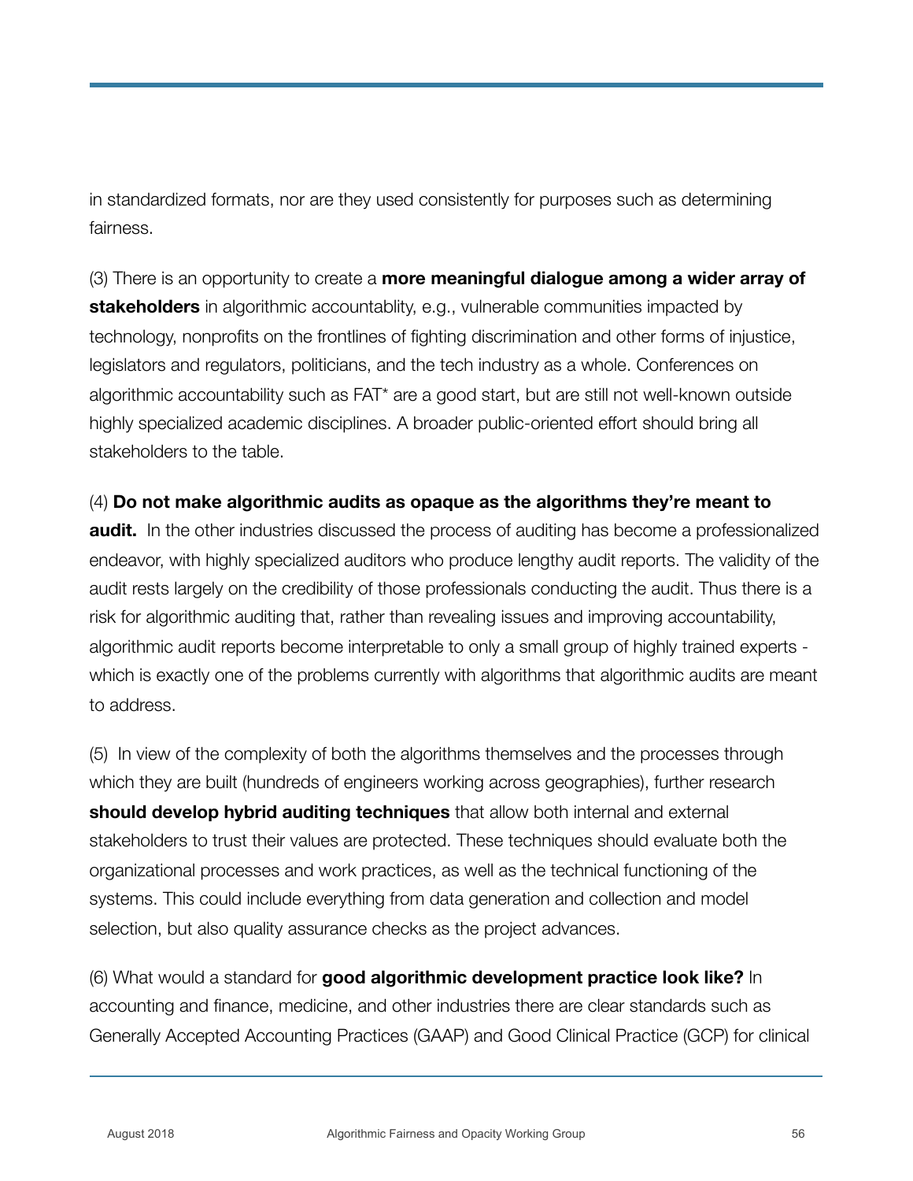in standardized formats, nor are they used consistently for purposes such as determining fairness.

(3) There is an opportunity to create a **more meaningful dialogue among a wider array of stakeholders** in algorithmic accountablity, e.g., vulnerable communities impacted by technology, nonprofits on the frontlines of fighting discrimination and other forms of injustice, legislators and regulators, politicians, and the tech industry as a whole. Conferences on algorithmic accountability such as FAT* are a good start, but are still not well-known outside highly specialized academic disciplines. A broader public-oriented effort should bring all stakeholders to the table.

(4) **Do not make algorithmic audits as opaque as the algorithms they're meant to audit.** In the other industries discussed the process of auditing has become a professionalized endeavor, with highly specialized auditors who produce lengthy audit reports. The validity of the audit rests largely on the credibility of those professionals conducting the audit. Thus there is a risk for algorithmic auditing that, rather than revealing issues and improving accountability, algorithmic audit reports become interpretable to only a small group of highly trained experts - which is exactly one of the problems currently with algorithms that algorithmic audits are meant to address.

(5) In view of the complexity of both the algorithms themselves and the processes through which they are built (hundreds of engineers working across geographies), further research **should develop hybrid auditing techniques** that allow both internal and external stakeholders to trust their values are protected. These techniques should evaluate both the organizational processes and work practices, as well as the technical functioning of the systems. This could include everything from data generation and collection and model selection, but also quality assurance checks as the project advances.

(6) What would a standard for **good algorithmic development practice look like?** In accounting and finance, medicine, and other industries there are clear standards such as Generally Accepted Accounting Practices (GAAP) and Good Clinical Practice (GCP) for clinical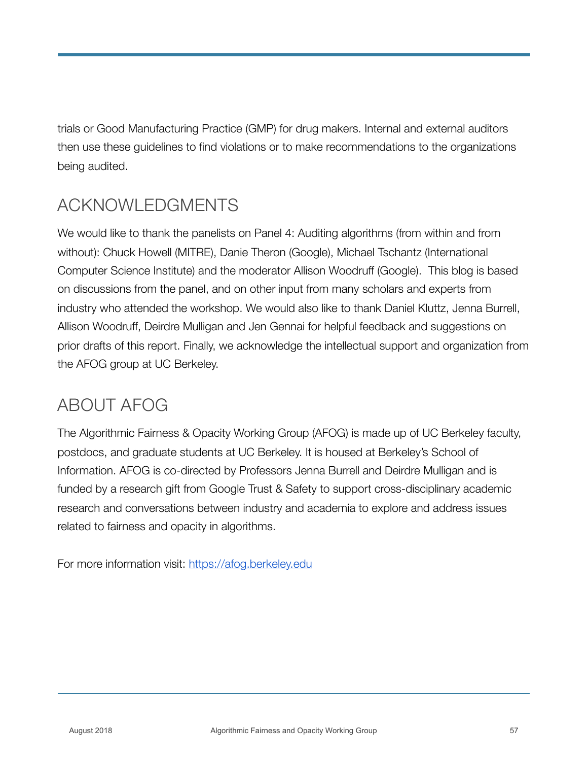trials or Good Manufacturing Practice (GMP) for drug makers. Internal and external auditors then use these guidelines to find violations or to make recommendations to the organizations being audited.

## ACKNOWLEDGMENTS

We would like to thank the panelists on Panel 4: Auditing algorithms (from within and from without): Chuck Howell (MITRE), Danie Theron (Google), Michael Tschantz (International Computer Science Institute) and the moderator Allison Woodruff (Google). This blog is based on discussions from the panel, and on other input from many scholars and experts from industry who attended the workshop. We would also like to thank Daniel Kluttz, Jenna Burrell, Allison Woodruff, Deirdre Mulligan and Jen Gennai for helpful feedback and suggestions on prior drafts of this report. Finally, we acknowledge the intellectual support and organization from the AFOG group at UC Berkeley.

## ABOUT AFOG

The Algorithmic Fairness & Opacity Working Group (AFOG) is made up of UC Berkeley faculty, postdocs, and graduate students at UC Berkeley. It is housed at Berkeley's School of Information. AFOG is co-directed by Professors Jenna Burrell and Deirdre Mulligan and is funded by a research gift from Google Trust & Safety to support cross-disciplinary academic research and conversations between industry and academia to explore and address issues related to fairness and opacity in algorithms.

For more information visit: https://afog.berkeley.edu